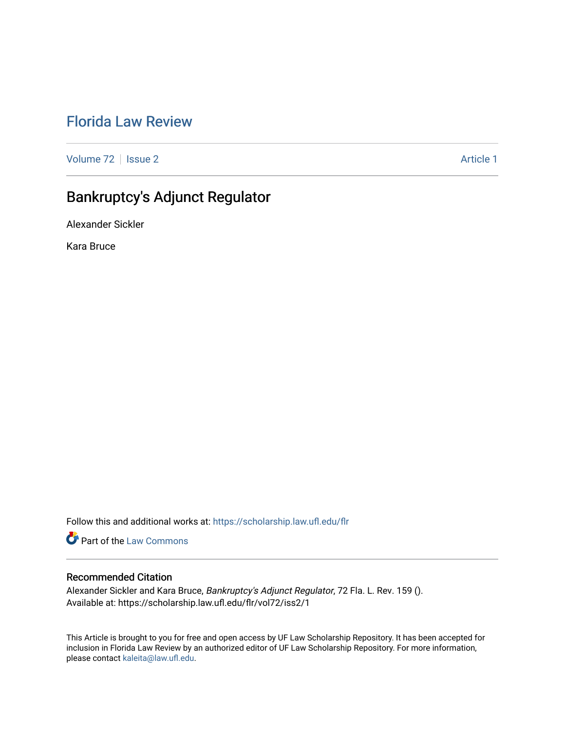# Florida Law Review

Volume 72 | Issue 2 | Article 1

## Bankruptcy's Adjunct Regulator

Alexander Sickler

Kara Bruce

Follow this and additional works at: https://scholarship.law.ufl.edu/flr

Part of the Law Commons

### Recommended Citation

Alexander Sickler and Kara Bruce, *Bankruptcy's Adjunct Regulator*, 72 Fla. L. Rev. 159 ().
Available at: https://scholarship.law.ufl.edu/flr/vol72/iss2/1

This Article is brought to you for free and open access by UF Law Scholarship Repository. It has been accepted for inclusion in Florida Law Review by an authorized editor of UF Law Scholarship Repository. For more information, please contact kaleita@law.ufl.edu.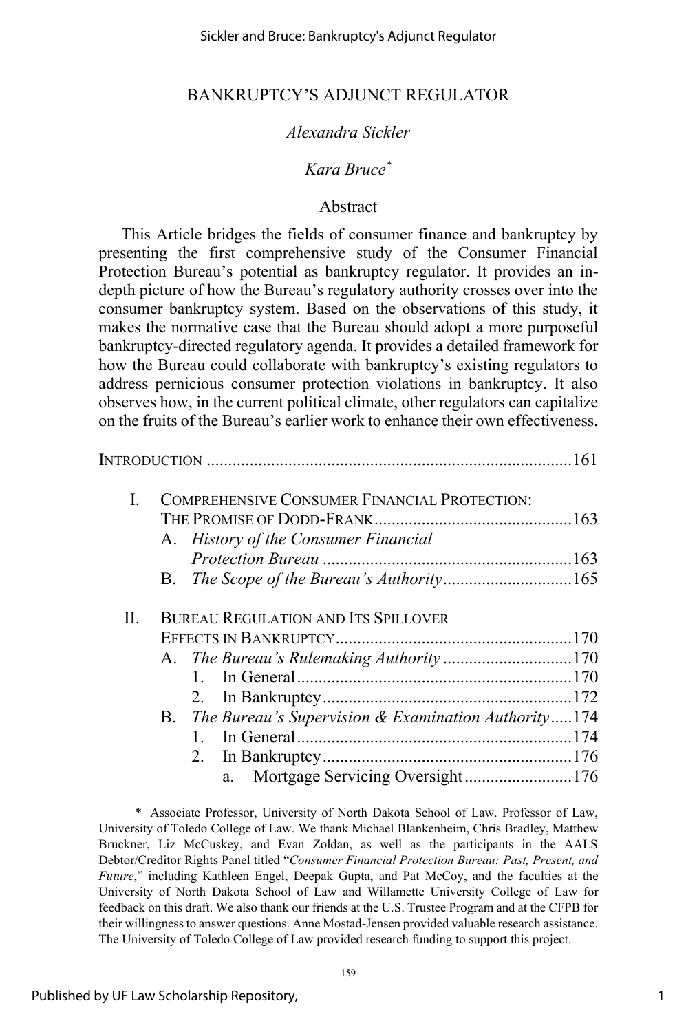# BANKRUPTCY'S ADJUNCT REGULATOR

*Alexandra Sickler*

*Kara Bruce*[*]

## Abstract

This Article bridges the fields of consumer finance and bankruptcy by presenting the first comprehensive study of the Consumer Financial Protection Bureau's potential as bankruptcy regulator. It provides an in-depth picture of how the Bureau's regulatory authority crosses over into the consumer bankruptcy system. Based on the observations of this study, it makes the normative case that the Bureau should adopt a more purposeful bankruptcy-directed regulatory agenda. It provides a detailed framework for how the Bureau could collaborate with bankruptcy's existing regulators to address pernicious consumer protection violations in bankruptcy. It also observes how, in the current political climate, other regulators can capitalize on the fruits of the Bureau's earlier work to enhance their own effectiveness.

INTRODUCTION ....................................................................................161

I. COMPREHENSIVE CONSUMER FINANCIAL PROTECTION: THE PROMISE OF DODD-FRANK..............................................163
   A. *History of the Consumer Financial Protection Bureau* ..........................................................163
   B. *The Scope of the Bureau's Authority*..............................165

II. BUREAU REGULATION AND ITS SPILLOVER EFFECTS IN BANKRUPTCY.......................................................170
   A. *The Bureau's Rulemaking Authority* ..............................170
      1. In General................................................................170
      2. In Bankruptcy..........................................................172
   B. *The Bureau's Supervision & Examination Authority*.....174
      1. In General................................................................174
      2. In Bankruptcy..........................................................176
         a. Mortgage Servicing Oversight.........................176

---

[*] Associate Professor, University of North Dakota School of Law. Professor of Law, University of Toledo College of Law. We thank Michael Blankenheim, Chris Bradley, Matthew Bruckner, Liz McCuskey, and Evan Zoldan, as well as the participants in the AALS Debtor/Creditor Rights Panel titled "*Consumer Financial Protection Bureau: Past, Present, and Future*," including Kathleen Engel, Deepak Gupta, and Pat McCoy, and the faculties at the University of North Dakota School of Law and Willamette University College of Law for feedback on this draft. We also thank our friends at the U.S. Trustee Program and at the CFPB for their willingness to answer questions. Anne Mostad-Jensen provided valuable research assistance. The University of Toledo College of Law provided research funding to support this project.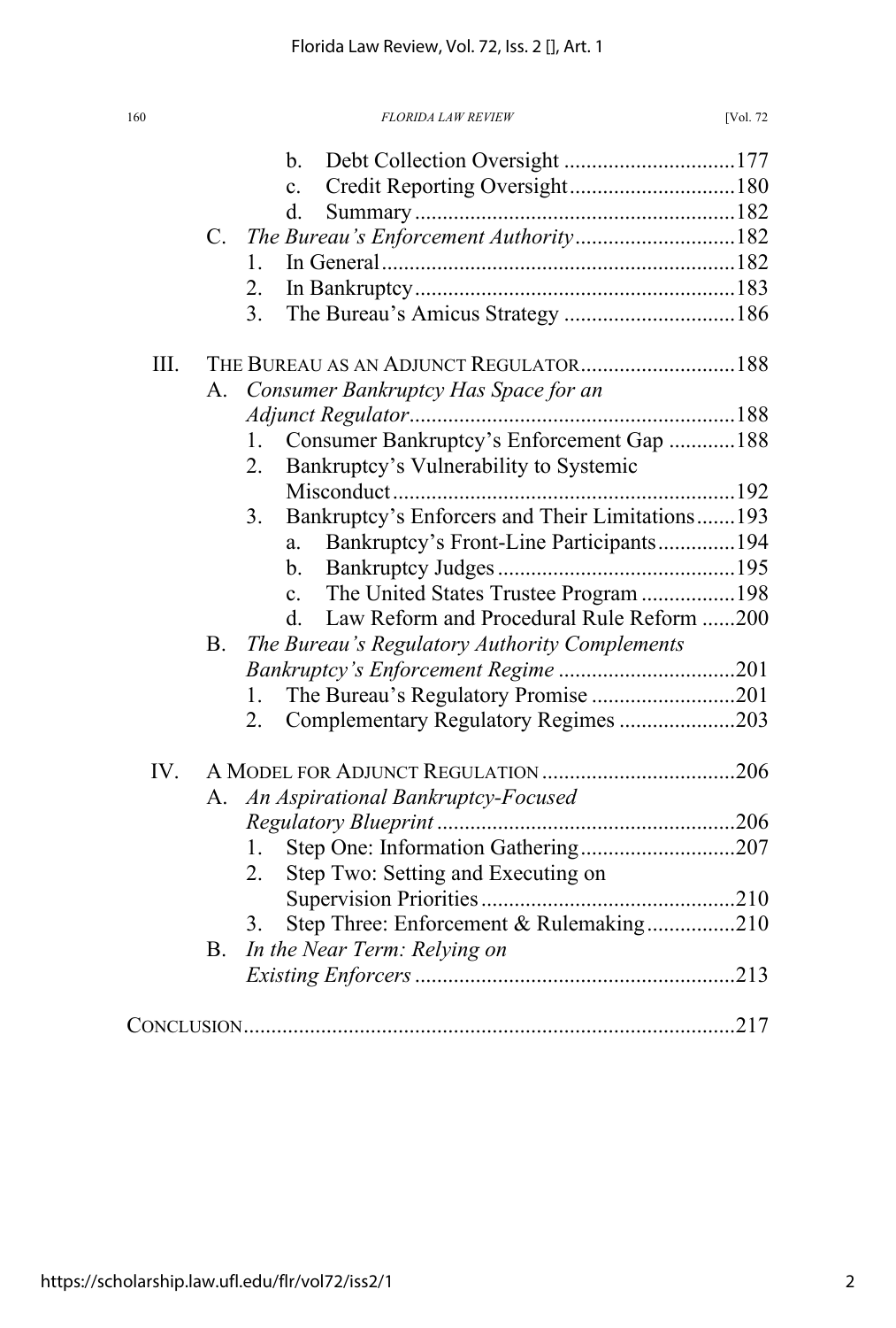b. Debt Collection Oversight ...............................177
c. Credit Reporting Oversight..............................180
d. Summary ..........................................................182

C. *The Bureau's Enforcement Authority*.............................182
1. In General................................................................182
2. In Bankruptcy..........................................................183
3. The Bureau's Amicus Strategy ...............................186

III. THE BUREAU AS AN ADJUNCT REGULATOR............................188

A. *Consumer Bankruptcy Has Space for an Adjunct Regulator*..........................................................188
1. Consumer Bankruptcy's Enforcement Gap ............188
2. Bankruptcy's Vulnerability to Systemic Misconduct.............................................................192
3. Bankruptcy's Enforcers and Their Limitations.......193
a. Bankruptcy's Front-Line Participants..............194
b. Bankruptcy Judges ...........................................195
c. The United States Trustee Program .................198
d. Law Reform and Procedural Rule Reform ......200

B. *The Bureau's Regulatory Authority Complements Bankruptcy's Enforcement Regime* ................................201
1. The Bureau's Regulatory Promise ..........................201
2. Complementary Regulatory Regimes .....................203

IV. A MODEL FOR ADJUNCT REGULATION ...................................206

A. *An Aspirational Bankruptcy-Focused Regulatory Blueprint* .....................................................206
1. Step One: Information Gathering............................207
2. Step Two: Setting and Executing on Supervision Priorities.............................................210
3. Step Three: Enforcement & Rulemaking................210

B. *In the Near Term: Relying on Existing Enforcers* ..........................................................213

CONCLUSION........................................................................................217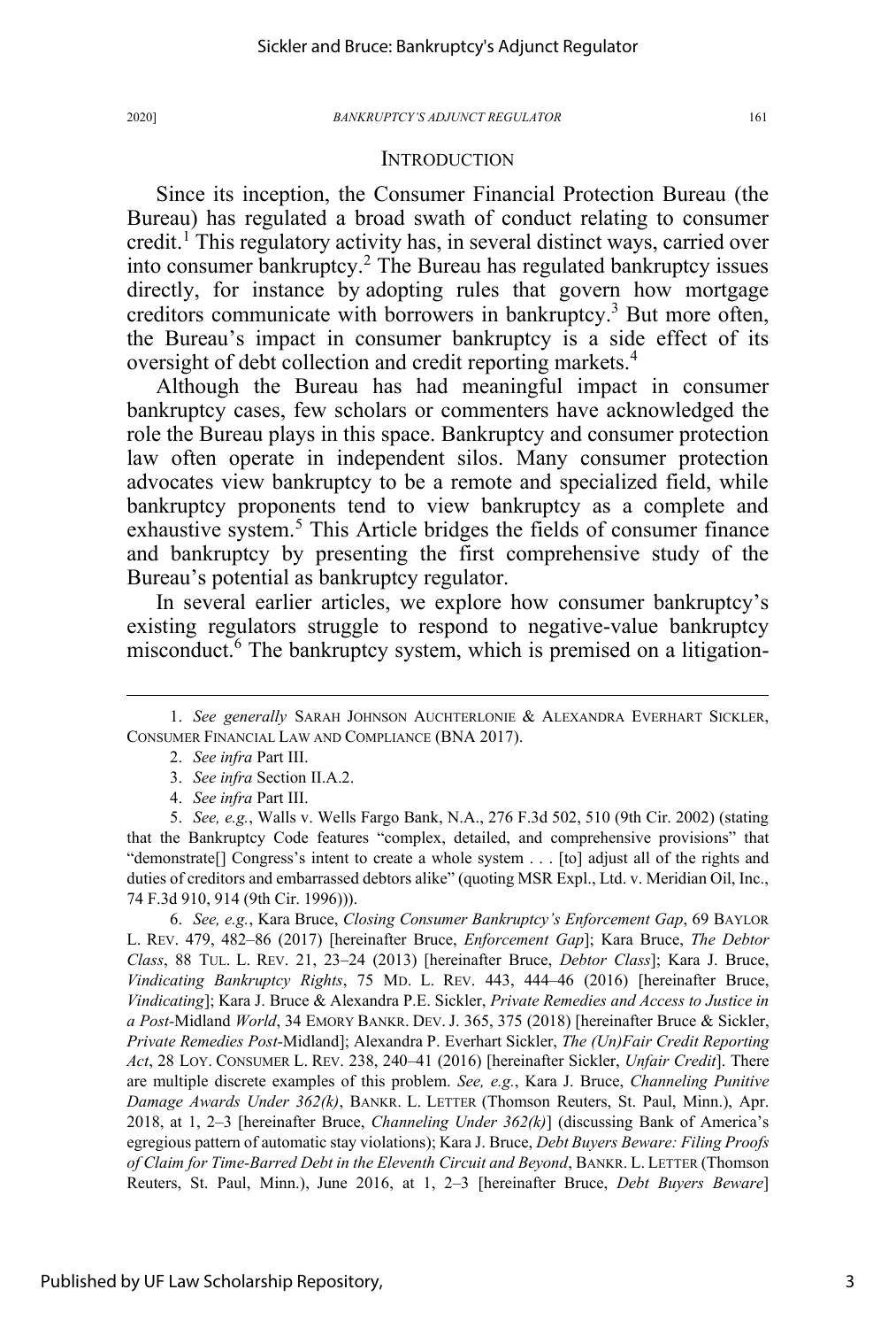## INTRODUCTION

Since its inception, the Consumer Financial Protection Bureau (the Bureau) has regulated a broad swath of conduct relating to consumer credit.[1] This regulatory activity has, in several distinct ways, carried over into consumer bankruptcy.[2] The Bureau has regulated bankruptcy issues directly, for instance by adopting rules that govern how mortgage creditors communicate with borrowers in bankruptcy.[3] But more often, the Bureau's impact in consumer bankruptcy is a side effect of its oversight of debt collection and credit reporting markets.[4]

Although the Bureau has had meaningful impact in consumer bankruptcy cases, few scholars or commenters have acknowledged the role the Bureau plays in this space. Bankruptcy and consumer protection law often operate in independent silos. Many consumer protection advocates view bankruptcy to be a remote and specialized field, while bankruptcy proponents tend to view bankruptcy as a complete and exhaustive system.[5] This Article bridges the fields of consumer finance and bankruptcy by presenting the first comprehensive study of the Bureau's potential as bankruptcy regulator.

In several earlier articles, we explore how consumer bankruptcy's existing regulators struggle to respond to negative-value bankruptcy misconduct.[6] The bankruptcy system, which is premised on a litigation-

---

1. *See generally* SARAH JOHNSON AUCHTERLONIE & ALEXANDRA EVERHART SICKLER, CONSUMER FINANCIAL LAW AND COMPLIANCE (BNA 2017).

2. *See infra* Part III.

3. *See infra* Section II.A.2.

4. *See infra* Part III.

5. *See, e.g.*, Walls v. Wells Fargo Bank, N.A., 276 F.3d 502, 510 (9th Cir. 2002) (stating that the Bankruptcy Code features "complex, detailed, and comprehensive provisions" that "demonstrate[] Congress's intent to create a whole system . . . [to] adjust all of the rights and duties of creditors and embarrassed debtors alike" (quoting MSR Expl., Ltd. v. Meridian Oil, Inc., 74 F.3d 910, 914 (9th Cir. 1996))).

6. *See, e.g.*, Kara Bruce, *Closing Consumer Bankruptcy's Enforcement Gap*, 69 BAYLOR L. REV. 479, 482–86 (2017) [hereinafter Bruce, *Enforcement Gap*]; Kara Bruce, *The Debtor Class*, 88 TUL. L. REV. 21, 23–24 (2013) [hereinafter Bruce, *Debtor Class*]; Kara J. Bruce, *Vindicating Bankruptcy Rights*, 75 MD. L. REV. 443, 444–46 (2016) [hereinafter Bruce, *Vindicating*]; Kara J. Bruce & Alexandra P.E. Sickler, *Private Remedies and Access to Justice in a Post-*Midland *World*, 34 EMORY BANKR. DEV. J. 365, 375 (2018) [hereinafter Bruce & Sickler, *Private Remedies Post-*Midland]; Alexandra P. Everhart Sickler, *The (Un)Fair Credit Reporting Act*, 28 LOY. CONSUMER L. REV. 238, 240–41 (2016) [hereinafter Sickler, *Unfair Credit*]. There are multiple discrete examples of this problem. *See, e.g.*, Kara J. Bruce, *Channeling Punitive Damage Awards Under 362(k)*, BANKR. L. LETTER (Thomson Reuters, St. Paul, Minn.), Apr. 2018, at 1, 2–3 [hereinafter Bruce, *Channeling Under 362(k)*] (discussing Bank of America's egregious pattern of automatic stay violations); Kara J. Bruce, *Debt Buyers Beware: Filing Proofs of Claim for Time-Barred Debt in the Eleventh Circuit and Beyond*, BANKR. L. LETTER (Thomson Reuters, St. Paul, Minn.), June 2016, at 1, 2–3 [hereinafter Bruce, *Debt Buyers Beware*]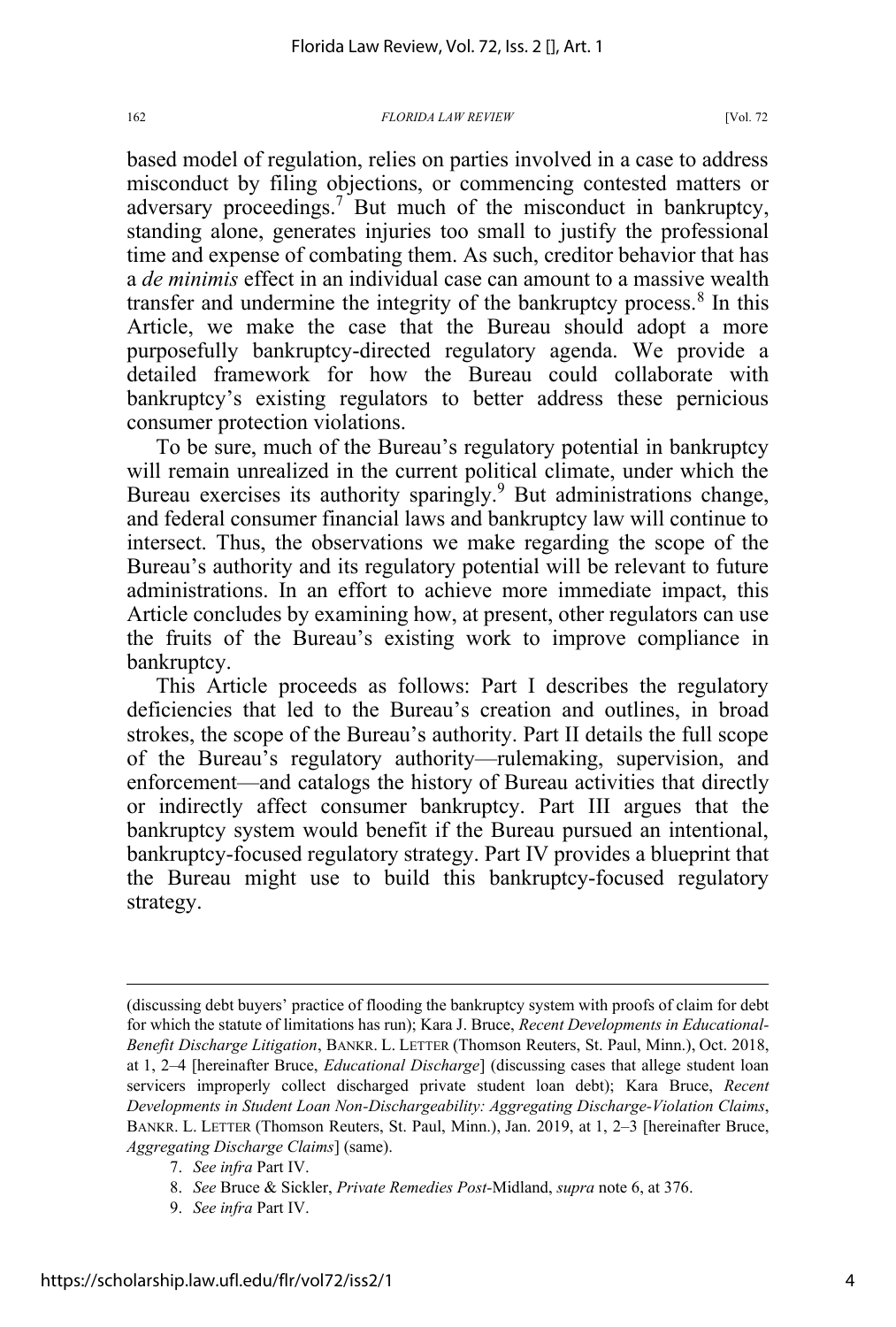based model of regulation, relies on parties involved in a case to address misconduct by filing objections, or commencing contested matters or adversary proceedings.[7] But much of the misconduct in bankruptcy, standing alone, generates injuries too small to justify the professional time and expense of combating them. As such, creditor behavior that has a *de minimis* effect in an individual case can amount to a massive wealth transfer and undermine the integrity of the bankruptcy process.[8] In this Article, we make the case that the Bureau should adopt a more purposefully bankruptcy-directed regulatory agenda. We provide a detailed framework for how the Bureau could collaborate with bankruptcy's existing regulators to better address these pernicious consumer protection violations.

To be sure, much of the Bureau's regulatory potential in bankruptcy will remain unrealized in the current political climate, under which the Bureau exercises its authority sparingly.[9] But administrations change, and federal consumer financial laws and bankruptcy law will continue to intersect. Thus, the observations we make regarding the scope of the Bureau's authority and its regulatory potential will be relevant to future administrations. In an effort to achieve more immediate impact, this Article concludes by examining how, at present, other regulators can use the fruits of the Bureau's existing work to improve compliance in bankruptcy.

This Article proceeds as follows: Part I describes the regulatory deficiencies that led to the Bureau's creation and outlines, in broad strokes, the scope of the Bureau's authority. Part II details the full scope of the Bureau's regulatory authority—rulemaking, supervision, and enforcement—and catalogs the history of Bureau activities that directly or indirectly affect consumer bankruptcy. Part III argues that the bankruptcy system would benefit if the Bureau pursued an intentional, bankruptcy-focused regulatory strategy. Part IV provides a blueprint that the Bureau might use to build this bankruptcy-focused regulatory strategy.

---

(discussing debt buyers' practice of flooding the bankruptcy system with proofs of claim for debt for which the statute of limitations has run); Kara J. Bruce, *Recent Developments in Educational-Benefit Discharge Litigation*, BANKR. L. LETTER (Thomson Reuters, St. Paul, Minn.), Oct. 2018, at 1, 2–4 [hereinafter Bruce, *Educational Discharge*] (discussing cases that allege student loan servicers improperly collect discharged private student loan debt); Kara Bruce, *Recent Developments in Student Loan Non-Dischargeability: Aggregating Discharge-Violation Claims*, BANKR. L. LETTER (Thomson Reuters, St. Paul, Minn.), Jan. 2019, at 1, 2–3 [hereinafter Bruce, *Aggregating Discharge Claims*] (same).

7. *See infra* Part IV.

8. *See* Bruce & Sickler, *Private Remedies Post-*Midland, *supra* note 6, at 376.

9. *See infra* Part IV.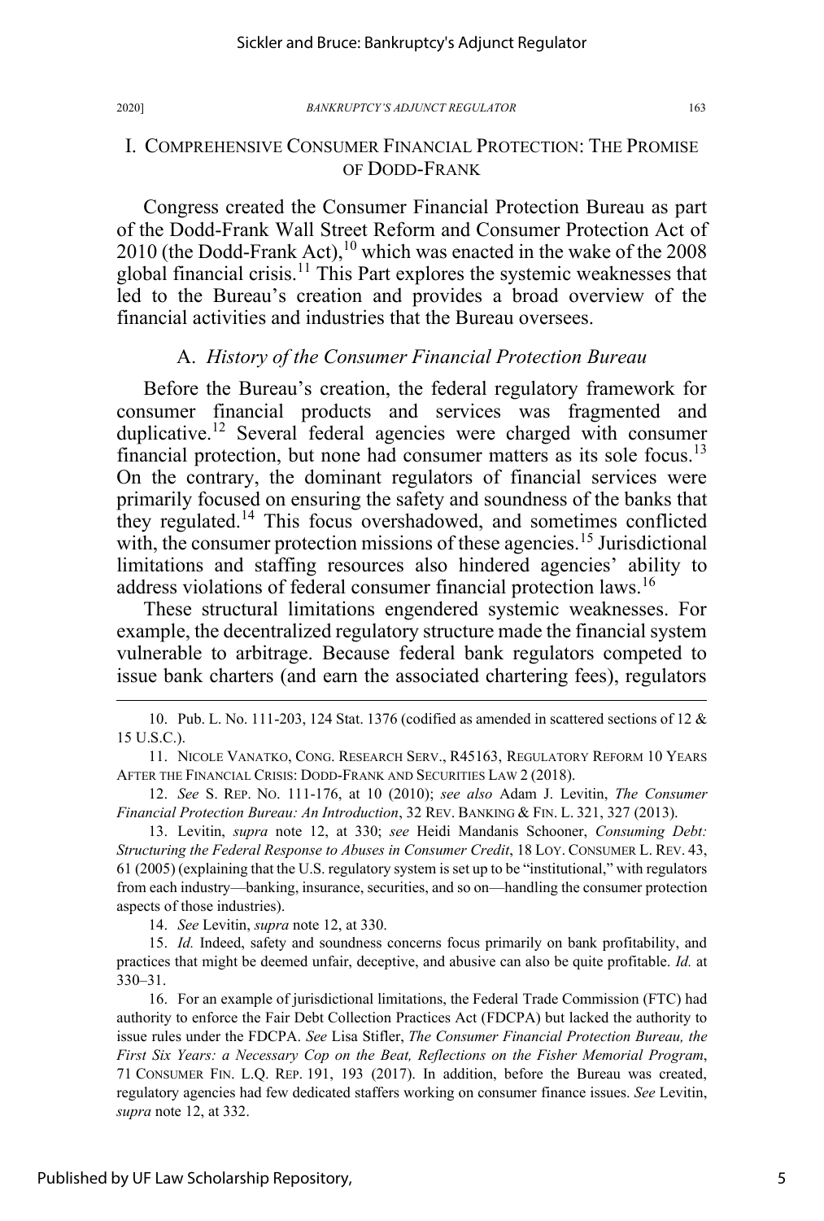## I. COMPREHENSIVE CONSUMER FINANCIAL PROTECTION: THE PROMISE OF DODD-FRANK

Congress created the Consumer Financial Protection Bureau as part of the Dodd-Frank Wall Street Reform and Consumer Protection Act of 2010 (the Dodd-Frank Act),[10] which was enacted in the wake of the 2008 global financial crisis.[11] This Part explores the systemic weaknesses that led to the Bureau's creation and provides a broad overview of the financial activities and industries that the Bureau oversees.

### A. *History of the Consumer Financial Protection Bureau*

Before the Bureau's creation, the federal regulatory framework for consumer financial products and services was fragmented and duplicative.[12] Several federal agencies were charged with consumer financial protection, but none had consumer matters as its sole focus.[13] On the contrary, the dominant regulators of financial services were primarily focused on ensuring the safety and soundness of the banks that they regulated.[14] This focus overshadowed, and sometimes conflicted with, the consumer protection missions of these agencies.[15] Jurisdictional limitations and staffing resources also hindered agencies' ability to address violations of federal consumer financial protection laws.[16]

These structural limitations engendered systemic weaknesses. For example, the decentralized regulatory structure made the financial system vulnerable to arbitrage. Because federal bank regulators competed to issue bank charters (and earn the associated chartering fees), regulators

---

10. Pub. L. No. 111-203, 124 Stat. 1376 (codified as amended in scattered sections of 12 & 15 U.S.C.).

11. NICOLE VANATKO, CONG. RESEARCH SERV., R45163, REGULATORY REFORM 10 YEARS AFTER THE FINANCIAL CRISIS: DODD-FRANK AND SECURITIES LAW 2 (2018).

12. *See* S. REP. NO. 111-176, at 10 (2010); *see also* Adam J. Levitin, *The Consumer Financial Protection Bureau: An Introduction*, 32 REV. BANKING & FIN. L. 321, 327 (2013).

13. Levitin, *supra* note 12, at 330; *see* Heidi Mandanis Schooner, *Consuming Debt: Structuring the Federal Response to Abuses in Consumer Credit*, 18 LOY. CONSUMER L. REV. 43, 61 (2005) (explaining that the U.S. regulatory system is set up to be "institutional," with regulators from each industry—banking, insurance, securities, and so on—handling the consumer protection aspects of those industries).

14. *See* Levitin, *supra* note 12, at 330.

15. *Id.* Indeed, safety and soundness concerns focus primarily on bank profitability, and practices that might be deemed unfair, deceptive, and abusive can also be quite profitable. *Id.* at 330–31.

16. For an example of jurisdictional limitations, the Federal Trade Commission (FTC) had authority to enforce the Fair Debt Collection Practices Act (FDCPA) but lacked the authority to issue rules under the FDCPA. *See* Lisa Stifler, *The Consumer Financial Protection Bureau, the First Six Years: a Necessary Cop on the Beat, Reflections on the Fisher Memorial Program*, 71 CONSUMER FIN. L.Q. REP. 191, 193 (2017). In addition, before the Bureau was created, regulatory agencies had few dedicated staffers working on consumer finance issues. *See* Levitin, *supra* note 12, at 332.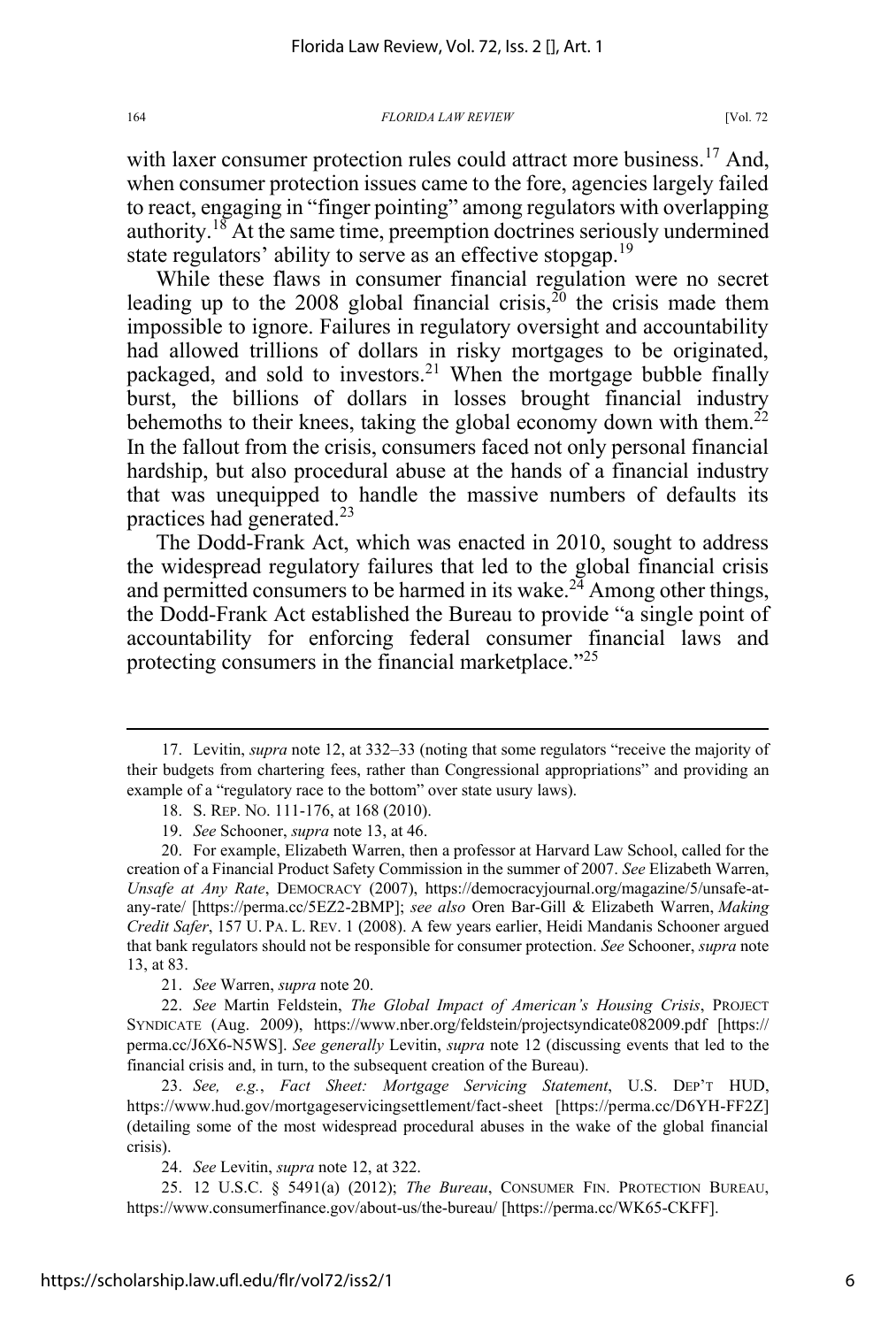with laxer consumer protection rules could attract more business.[17] And, when consumer protection issues came to the fore, agencies largely failed to react, engaging in "finger pointing" among regulators with overlapping authority.[18] At the same time, preemption doctrines seriously undermined state regulators' ability to serve as an effective stopgap.[19]

While these flaws in consumer financial regulation were no secret leading up to the 2008 global financial crisis,[20] the crisis made them impossible to ignore. Failures in regulatory oversight and accountability had allowed trillions of dollars in risky mortgages to be originated, packaged, and sold to investors.[21] When the mortgage bubble finally burst, the billions of dollars in losses brought financial industry behemoths to their knees, taking the global economy down with them.[22] In the fallout from the crisis, consumers faced not only personal financial hardship, but also procedural abuse at the hands of a financial industry that was unequipped to handle the massive numbers of defaults its practices had generated.[23]

The Dodd-Frank Act, which was enacted in 2010, sought to address the widespread regulatory failures that led to the global financial crisis and permitted consumers to be harmed in its wake.[24] Among other things, the Dodd-Frank Act established the Bureau to provide "a single point of accountability for enforcing federal consumer financial laws and protecting consumers in the financial marketplace."[25]

---

17. Levitin, *supra* note 12, at 332–33 (noting that some regulators "receive the majority of their budgets from chartering fees, rather than Congressional appropriations" and providing an example of a "regulatory race to the bottom" over state usury laws).

18. S. REP. NO. 111-176, at 168 (2010).

19. *See* Schooner, *supra* note 13, at 46.

20. For example, Elizabeth Warren, then a professor at Harvard Law School, called for the creation of a Financial Product Safety Commission in the summer of 2007. *See* Elizabeth Warren, *Unsafe at Any Rate*, DEMOCRACY (2007), https://democracyjournal.org/magazine/5/unsafe-at-any-rate/ [https://perma.cc/5EZ2-2BMP]; *see also* Oren Bar-Gill & Elizabeth Warren, *Making Credit Safer*, 157 U. PA. L. REV. 1 (2008). A few years earlier, Heidi Mandanis Schooner argued that bank regulators should not be responsible for consumer protection. *See* Schooner, *supra* note 13, at 83.

21. *See* Warren, *supra* note 20.

22. *See* Martin Feldstein, *The Global Impact of American's Housing Crisis*, PROJECT SYNDICATE (Aug. 2009), https://www.nber.org/feldstein/projectsyndicate082009.pdf [https://perma.cc/J6X6-N5WS]. *See generally* Levitin, *supra* note 12 (discussing events that led to the financial crisis and, in turn, to the subsequent creation of the Bureau).

23. *See, e.g.*, *Fact Sheet: Mortgage Servicing Statement*, U.S. DEP'T HUD, https://www.hud.gov/mortgageservicingsettlement/fact-sheet [https://perma.cc/D6YH-FF2Z] (detailing some of the most widespread procedural abuses in the wake of the global financial crisis).

24. *See* Levitin, *supra* note 12, at 322.

25. 12 U.S.C. § 5491(a) (2012); *The Bureau*, CONSUMER FIN. PROTECTION BUREAU, https://www.consumerfinance.gov/about-us/the-bureau/ [https://perma.cc/WK65-CKFF].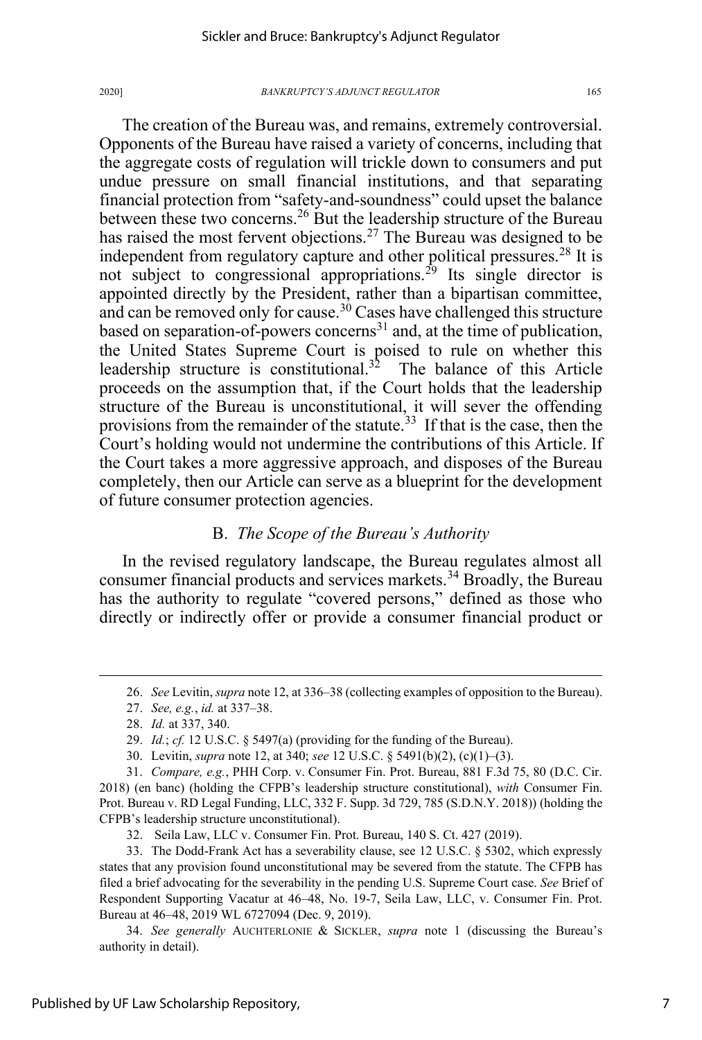The creation of the Bureau was, and remains, extremely controversial. Opponents of the Bureau have raised a variety of concerns, including that the aggregate costs of regulation will trickle down to consumers and put undue pressure on small financial institutions, and that separating financial protection from "safety-and-soundness" could upset the balance between these two concerns.[26] But the leadership structure of the Bureau has raised the most fervent objections.[27] The Bureau was designed to be independent from regulatory capture and other political pressures.[28] It is not subject to congressional appropriations.[29] Its single director is appointed directly by the President, rather than a bipartisan committee, and can be removed only for cause.[30] Cases have challenged this structure based on separation-of-powers concerns[31] and, at the time of publication, the United States Supreme Court is poised to rule on whether this leadership structure is constitutional.[32] The balance of this Article proceeds on the assumption that, if the Court holds that the leadership structure of the Bureau is unconstitutional, it will sever the offending provisions from the remainder of the statute.[33] If that is the case, then the Court's holding would not undermine the contributions of this Article. If the Court takes a more aggressive approach, and disposes of the Bureau completely, then our Article can serve as a blueprint for the development of future consumer protection agencies.

## B. *The Scope of the Bureau's Authority*

In the revised regulatory landscape, the Bureau regulates almost all consumer financial products and services markets.[34] Broadly, the Bureau has the authority to regulate "covered persons," defined as those who directly or indirectly offer or provide a consumer financial product or

---

26. *See* Levitin, *supra* note 12, at 336–38 (collecting examples of opposition to the Bureau).

27. *See, e.g.*, *id.* at 337–38.

28. *Id.* at 337, 340.

29. *Id.*; *cf.* 12 U.S.C. § 5497(a) (providing for the funding of the Bureau).

30. Levitin, *supra* note 12, at 340; *see* 12 U.S.C. § 5491(b)(2), (c)(1)–(3).

31. *Compare, e.g.*, PHH Corp. v. Consumer Fin. Prot. Bureau, 881 F.3d 75, 80 (D.C. Cir. 2018) (en banc) (holding the CFPB's leadership structure constitutional), *with* Consumer Fin. Prot. Bureau v. RD Legal Funding, LLC, 332 F. Supp. 3d 729, 785 (S.D.N.Y. 2018)) (holding the CFPB's leadership structure unconstitutional).

32. Seila Law, LLC v. Consumer Fin. Prot. Bureau, 140 S. Ct. 427 (2019).

33. The Dodd-Frank Act has a severability clause, see 12 U.S.C. § 5302, which expressly states that any provision found unconstitutional may be severed from the statute. The CFPB has filed a brief advocating for the severability in the pending U.S. Supreme Court case. *See* Brief of Respondent Supporting Vacatur at 46–48, No. 19-7, Seila Law, LLC, v. Consumer Fin. Prot. Bureau at 46–48, 2019 WL 6727094 (Dec. 9, 2019).

34. *See generally* AUCHTERLONIE & SICKLER, *supra* note 1 (discussing the Bureau's authority in detail).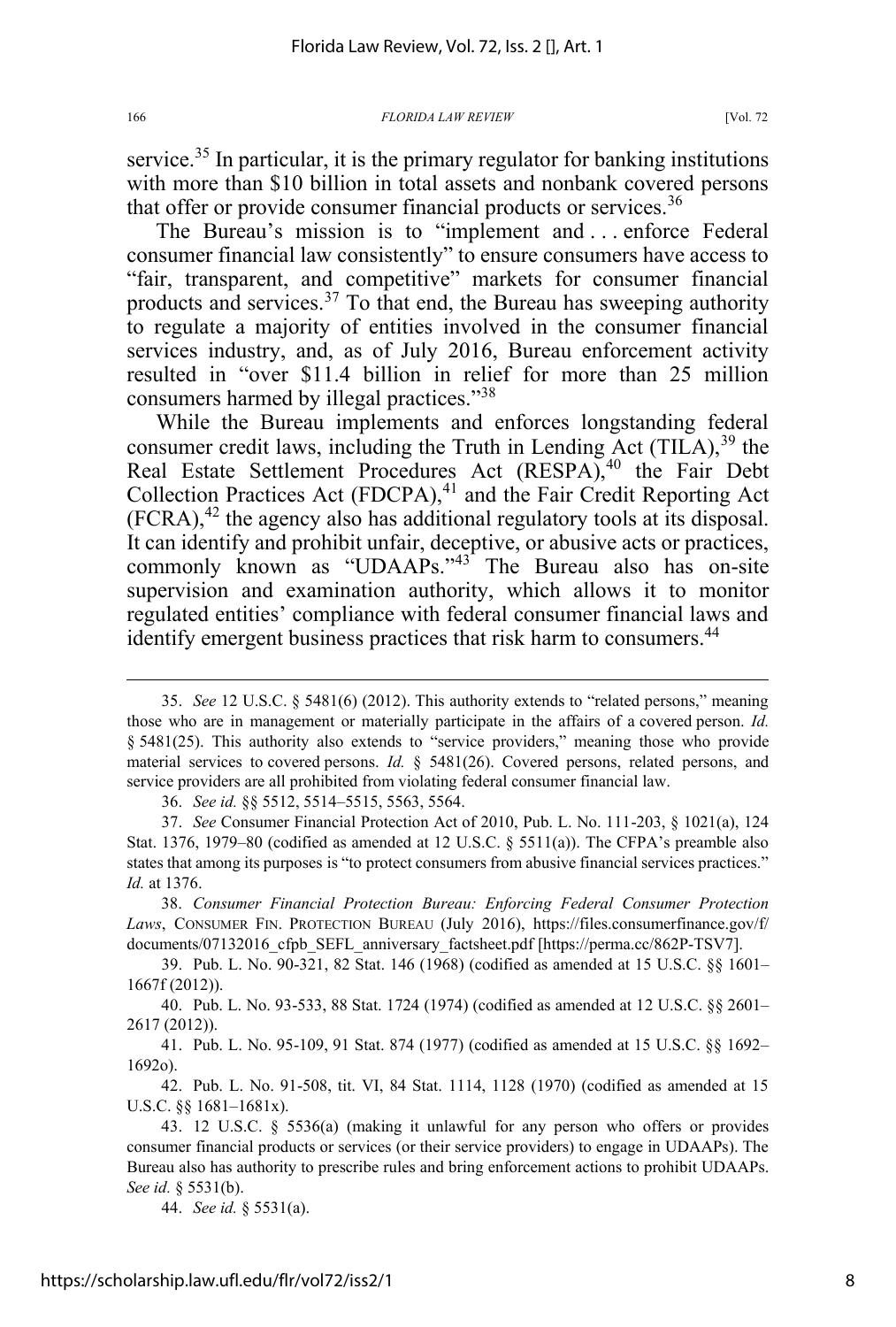service.[35] In particular, it is the primary regulator for banking institutions with more than $10 billion in total assets and nonbank covered persons that offer or provide consumer financial products or services.[36]

The Bureau's mission is to "implement and . . . enforce Federal consumer financial law consistently" to ensure consumers have access to "fair, transparent, and competitive" markets for consumer financial products and services.[37] To that end, the Bureau has sweeping authority to regulate a majority of entities involved in the consumer financial services industry, and, as of July 2016, Bureau enforcement activity resulted in "over $11.4 billion in relief for more than 25 million consumers harmed by illegal practices."[38]

While the Bureau implements and enforces longstanding federal consumer credit laws, including the Truth in Lending Act (TILA),[39] the Real Estate Settlement Procedures Act (RESPA),[40] the Fair Debt Collection Practices Act (FDCPA),[41] and the Fair Credit Reporting Act (FCRA),[42] the agency also has additional regulatory tools at its disposal. It can identify and prohibit unfair, deceptive, or abusive acts or practices, commonly known as "UDAAPs."[43] The Bureau also has on-site supervision and examination authority, which allows it to monitor regulated entities' compliance with federal consumer financial laws and identify emergent business practices that risk harm to consumers.[44]

---

35. *See* 12 U.S.C. § 5481(6) (2012). This authority extends to "related persons," meaning those who are in management or materially participate in the affairs of a covered person. *Id.* § 5481(25). This authority also extends to "service providers," meaning those who provide material services to covered persons. *Id.* § 5481(26). Covered persons, related persons, and service providers are all prohibited from violating federal consumer financial law.

36. *See id.* §§ 5512, 5514–5515, 5563, 5564.

37. *See* Consumer Financial Protection Act of 2010, Pub. L. No. 111-203, § 1021(a), 124 Stat. 1376, 1979–80 (codified as amended at 12 U.S.C. § 5511(a)). The CFPA's preamble also states that among its purposes is "to protect consumers from abusive financial services practices." *Id.* at 1376.

38. *Consumer Financial Protection Bureau: Enforcing Federal Consumer Protection Laws*, CONSUMER FIN. PROTECTION BUREAU (July 2016), https://files.consumerfinance.gov/f/documents/07132016_cfpb_SEFL_anniversary_factsheet.pdf [https://perma.cc/862P-TSV7].

39. Pub. L. No. 90-321, 82 Stat. 146 (1968) (codified as amended at 15 U.S.C. §§ 1601–1667f (2012)).

40. Pub. L. No. 93-533, 88 Stat. 1724 (1974) (codified as amended at 12 U.S.C. §§ 2601–2617 (2012)).

41. Pub. L. No. 95-109, 91 Stat. 874 (1977) (codified as amended at 15 U.S.C. §§ 1692–1692o).

42. Pub. L. No. 91-508, tit. VI, 84 Stat. 1114, 1128 (1970) (codified as amended at 15 U.S.C. §§ 1681–1681x).

43. 12 U.S.C. § 5536(a) (making it unlawful for any person who offers or provides consumer financial products or services (or their service providers) to engage in UDAAPs). The Bureau also has authority to prescribe rules and bring enforcement actions to prohibit UDAAPs. *See id.* § 5531(b).

44. *See id.* § 5531(a).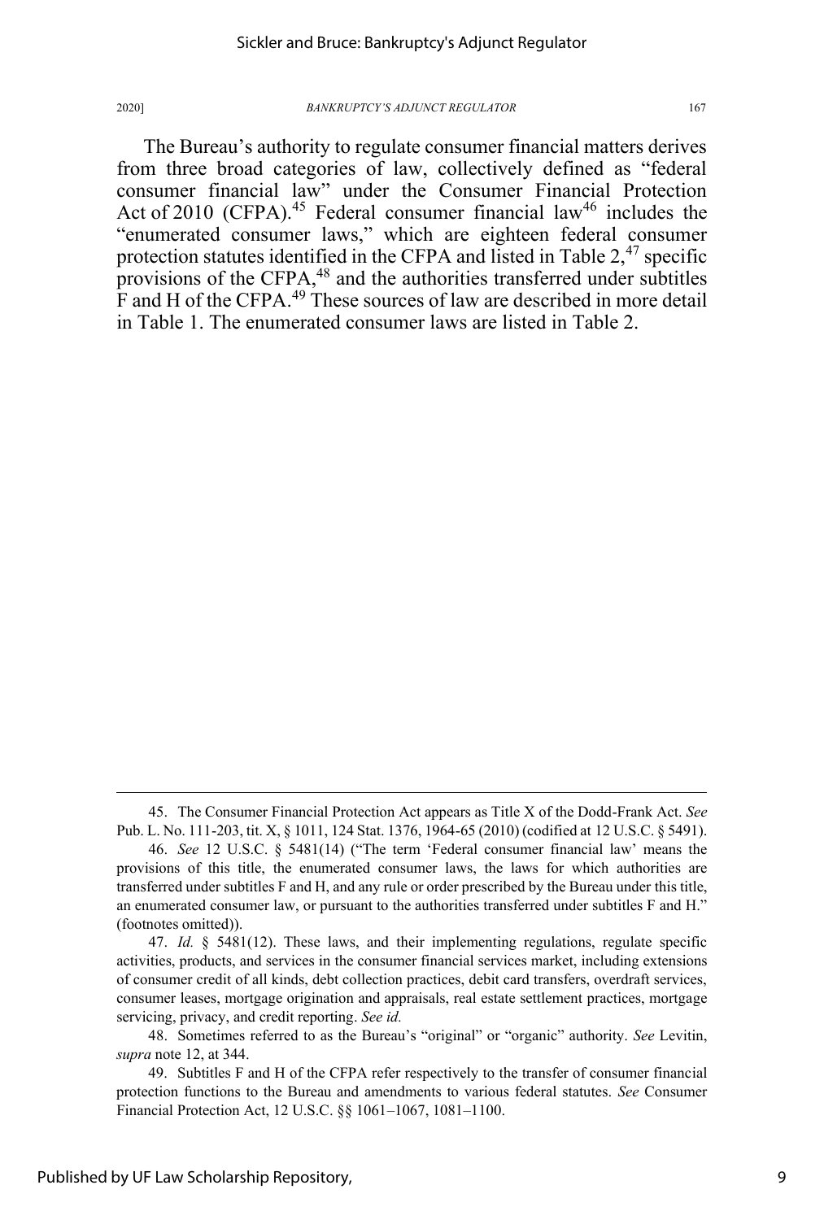The Bureau's authority to regulate consumer financial matters derives from three broad categories of law, collectively defined as "federal consumer financial law" under the Consumer Financial Protection Act of 2010 (CFPA).[45] Federal consumer financial law[46] includes the "enumerated consumer laws," which are eighteen federal consumer protection statutes identified in the CFPA and listed in Table 2,[47] specific provisions of the CFPA,[48] and the authorities transferred under subtitles F and H of the CFPA.[49] These sources of law are described in more detail in Table 1. The enumerated consumer laws are listed in Table 2.

---

45. The Consumer Financial Protection Act appears as Title X of the Dodd-Frank Act. *See* Pub. L. No. 111-203, tit. X, § 1011, 124 Stat. 1376, 1964-65 (2010) (codified at 12 U.S.C. § 5491).

46. *See* 12 U.S.C. § 5481(14) ("The term 'Federal consumer financial law' means the provisions of this title, the enumerated consumer laws, the laws for which authorities are transferred under subtitles F and H, and any rule or order prescribed by the Bureau under this title, an enumerated consumer law, or pursuant to the authorities transferred under subtitles F and H." (footnotes omitted)).

47. *Id.* § 5481(12). These laws, and their implementing regulations, regulate specific activities, products, and services in the consumer financial services market, including extensions of consumer credit of all kinds, debt collection practices, debit card transfers, overdraft services, consumer leases, mortgage origination and appraisals, real estate settlement practices, mortgage servicing, privacy, and credit reporting. *See id.*

48. Sometimes referred to as the Bureau's "original" or "organic" authority. *See* Levitin, *supra* note 12, at 344.

49. Subtitles F and H of the CFPA refer respectively to the transfer of consumer financial protection functions to the Bureau and amendments to various federal statutes. *See* Consumer Financial Protection Act, 12 U.S.C. §§ 1061–1067, 1081–1100.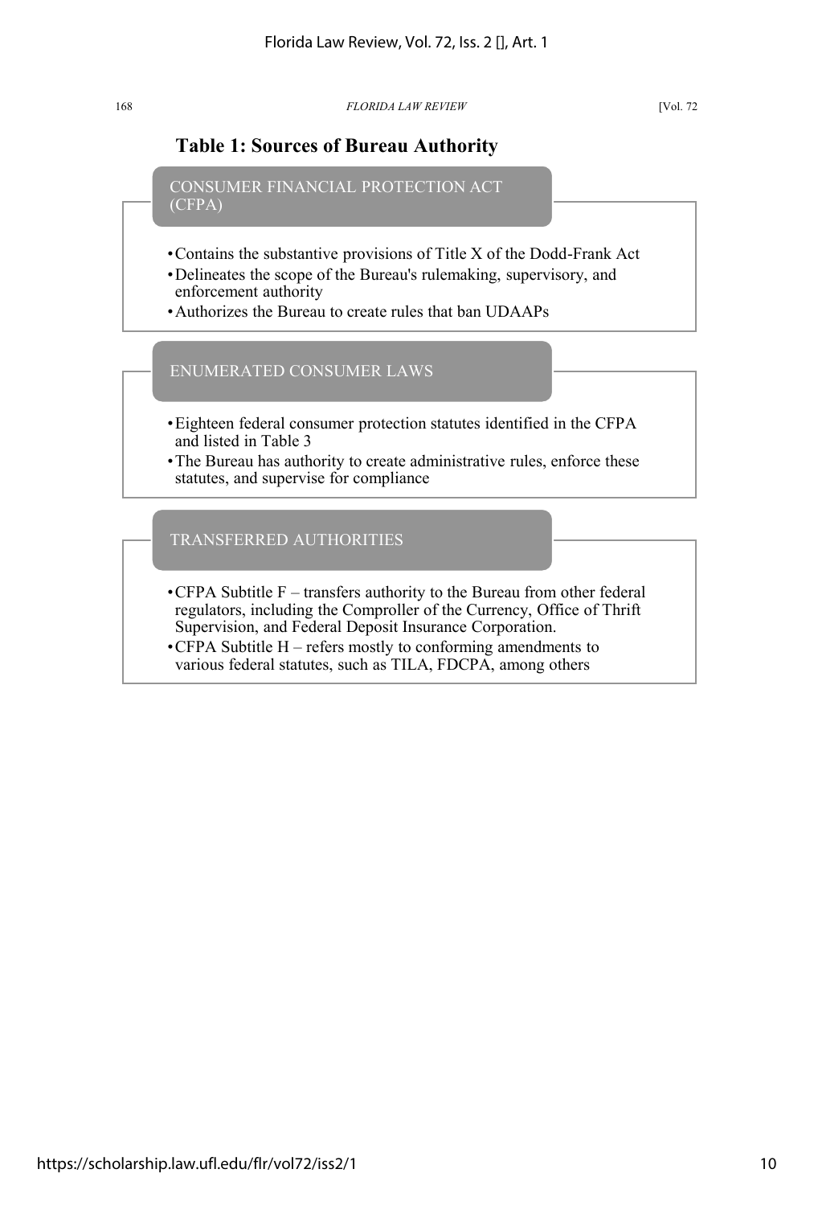**Table 1: Sources of Bureau Authority**

### CONSUMER FINANCIAL PROTECTION ACT (CFPA)

- Contains the substantive provisions of Title X of the Dodd-Frank Act
- Delineates the scope of the Bureau's rulemaking, supervisory, and enforcement authority
- Authorizes the Bureau to create rules that ban UDAAPs

### ENUMERATED CONSUMER LAWS

- Eighteen federal consumer protection statutes identified in the CFPA and listed in Table 3
- The Bureau has authority to create administrative rules, enforce these statutes, and supervise for compliance

### TRANSFERRED AUTHORITIES

- CFPA Subtitle F – transfers authority to the Bureau from other federal regulators, including the Comptroller of the Currency, Office of Thrift Supervision, and Federal Deposit Insurance Corporation.
- CFPA Subtitle H – refers mostly to conforming amendments to various federal statutes, such as TILA, FDCPA, among others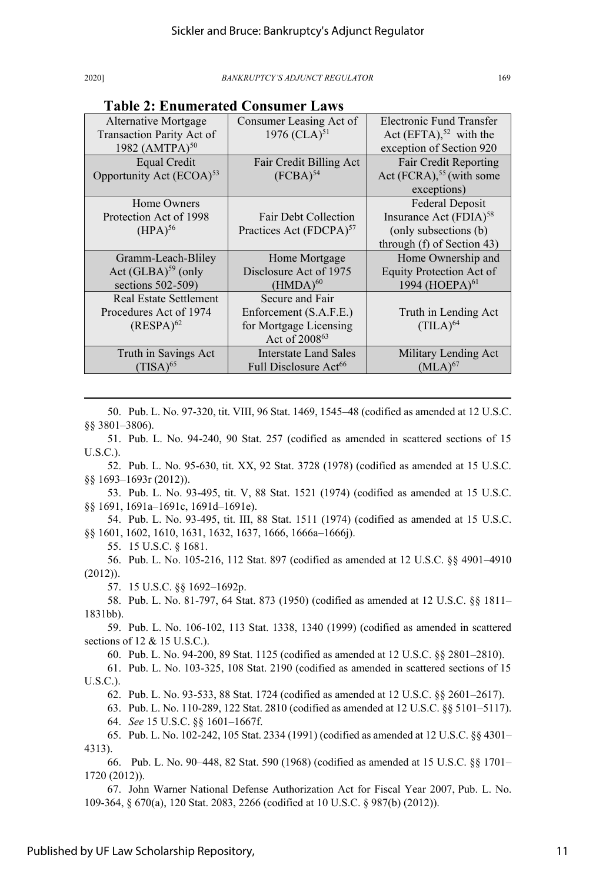**Table 2: Enumerated Consumer Laws**

| | | |
|---|---|---|
| Alternative Mortgage Transaction Parity Act of 1982 (AMTPA)[50] | Consumer Leasing Act of 1976 (CLA)[51] | Electronic Fund Transfer Act (EFTA),[52] with the exception of Section 920 |
| Equal Credit Opportunity Act (ECOA)[53] | Fair Credit Billing Act (FCBA)[54] | Fair Credit Reporting Act (FCRA),[55] (with some exceptions) |
| Home Owners Protection Act of 1998 (HPA)[56] | Fair Debt Collection Practices Act (FDCPA)[57] | Federal Deposit Insurance Act (FDIA)[58] (only subsections (b) through (f) of Section 43) |
| Gramm-Leach-Bliley Act (GLBA)[59] (only sections 502-509) | Home Mortgage Disclosure Act of 1975 (HMDA)[60] | Home Ownership and Equity Protection Act of 1994 (HOEPA)[61] |
| Real Estate Settlement Procedures Act of 1974 (RESPA)[62] | Secure and Fair Enforcement (S.A.F.E.) for Mortgage Licensing Act of 2008[63] | Truth in Lending Act (TILA)[64] |
| Truth in Savings Act (TISA)[65] | Interstate Land Sales Full Disclosure Act[66] | Military Lending Act (MLA)[67] |

---

50. Pub. L. No. 97-320, tit. VIII, 96 Stat. 1469, 1545–48 (codified as amended at 12 U.S.C. §§ 3801–3806).

51. Pub. L. No. 94-240, 90 Stat. 257 (codified as amended in scattered sections of 15 U.S.C.).

52. Pub. L. No. 95-630, tit. XX, 92 Stat. 3728 (1978) (codified as amended at 15 U.S.C. §§ 1693–1693r (2012)).

53. Pub. L. No. 93-495, tit. V, 88 Stat. 1521 (1974) (codified as amended at 15 U.S.C. §§ 1691, 1691a–1691c, 1691d–1691e).

54. Pub. L. No. 93-495, tit. III, 88 Stat. 1511 (1974) (codified as amended at 15 U.S.C. §§ 1601, 1602, 1610, 1631, 1632, 1637, 1666, 1666a–1666j).

55. 15 U.S.C. § 1681.

56. Pub. L. No. 105-216, 112 Stat. 897 (codified as amended at 12 U.S.C. §§ 4901–4910 (2012)).

57. 15 U.S.C. §§ 1692–1692p.

58. Pub. L. No. 81-797, 64 Stat. 873 (1950) (codified as amended at 12 U.S.C. §§ 1811–1831bb).

59. Pub. L. No. 106-102, 113 Stat. 1338, 1340 (1999) (codified as amended in scattered sections of 12 & 15 U.S.C.).

60. Pub. L. No. 94-200, 89 Stat. 1125 (codified as amended at 12 U.S.C. §§ 2801–2810).

61. Pub. L. No. 103-325, 108 Stat. 2190 (codified as amended in scattered sections of 15 U.S.C.).

62. Pub. L. No. 93-533, 88 Stat. 1724 (codified as amended at 12 U.S.C. §§ 2601–2617).

63. Pub. L. No. 110-289, 122 Stat. 2810 (codified as amended at 12 U.S.C. §§ 5101–5117).

64. *See* 15 U.S.C. §§ 1601–1667f.

65. Pub. L. No. 102-242, 105 Stat. 2334 (1991) (codified as amended at 12 U.S.C. §§ 4301–4313).

66. Pub. L. No. 90–448, 82 Stat. 590 (1968) (codified as amended at 15 U.S.C. §§ 1701–1720 (2012)).

67. John Warner National Defense Authorization Act for Fiscal Year 2007, Pub. L. No. 109-364, § 670(a), 120 Stat. 2083, 2266 (codified at 10 U.S.C. § 987(b) (2012)).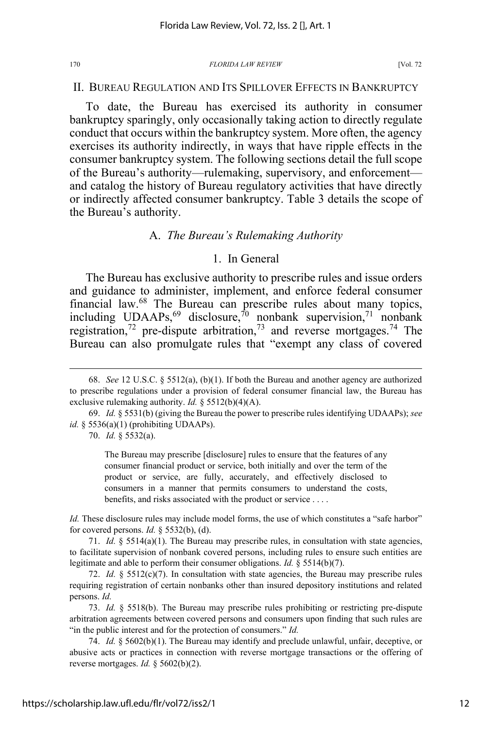## II. BUREAU REGULATION AND ITS SPILLOVER EFFECTS IN BANKRUPTCY

To date, the Bureau has exercised its authority in consumer bankruptcy sparingly, only occasionally taking action to directly regulate conduct that occurs within the bankruptcy system. More often, the agency exercises its authority indirectly, in ways that have ripple effects in the consumer bankruptcy system. The following sections detail the full scope of the Bureau's authority—rulemaking, supervisory, and enforcement—and catalog the history of Bureau regulatory activities that have directly or indirectly affected consumer bankruptcy. Table 3 details the scope of the Bureau's authority.

### A. *The Bureau's Rulemaking Authority*

#### 1. In General

The Bureau has exclusive authority to prescribe rules and issue orders and guidance to administer, implement, and enforce federal consumer financial law.[68] The Bureau can prescribe rules about many topics, including UDAAPs,[69] disclosure,[70] nonbank supervision,[71] nonbank registration,[72] pre-dispute arbitration,[73] and reverse mortgages.[74] The Bureau can also promulgate rules that "exempt any class of covered

---

68. *See* 12 U.S.C. § 5512(a), (b)(1). If both the Bureau and another agency are authorized to prescribe regulations under a provision of federal consumer financial law, the Bureau has exclusive rulemaking authority. *Id.* § 5512(b)(4)(A).

69. *Id.* § 5531(b) (giving the Bureau the power to prescribe rules identifying UDAAPs); *see id.* § 5536(a)(1) (prohibiting UDAAPs).

70. *Id.* § 5532(a).

> The Bureau may prescribe [disclosure] rules to ensure that the features of any consumer financial product or service, both initially and over the term of the product or service, are fully, accurately, and effectively disclosed to consumers in a manner that permits consumers to understand the costs, benefits, and risks associated with the product or service . . . .

*Id.* These disclosure rules may include model forms, the use of which constitutes a "safe harbor" for covered persons. *Id.* § 5532(b), (d).

71. *Id.* § 5514(a)(1). The Bureau may prescribe rules, in consultation with state agencies, to facilitate supervision of nonbank covered persons, including rules to ensure such entities are legitimate and able to perform their consumer obligations. *Id.* § 5514(b)(7).

72. *Id.* § 5512(c)(7). In consultation with state agencies, the Bureau may prescribe rules requiring registration of certain nonbanks other than insured depository institutions and related persons. *Id.*

73. *Id.* § 5518(b). The Bureau may prescribe rules prohibiting or restricting pre-dispute arbitration agreements between covered persons and consumers upon finding that such rules are "in the public interest and for the protection of consumers." *Id.*

74. *Id.* § 5602(b)(1). The Bureau may identify and preclude unlawful, unfair, deceptive, or abusive acts or practices in connection with reverse mortgage transactions or the offering of reverse mortgages. *Id.* § 5602(b)(2).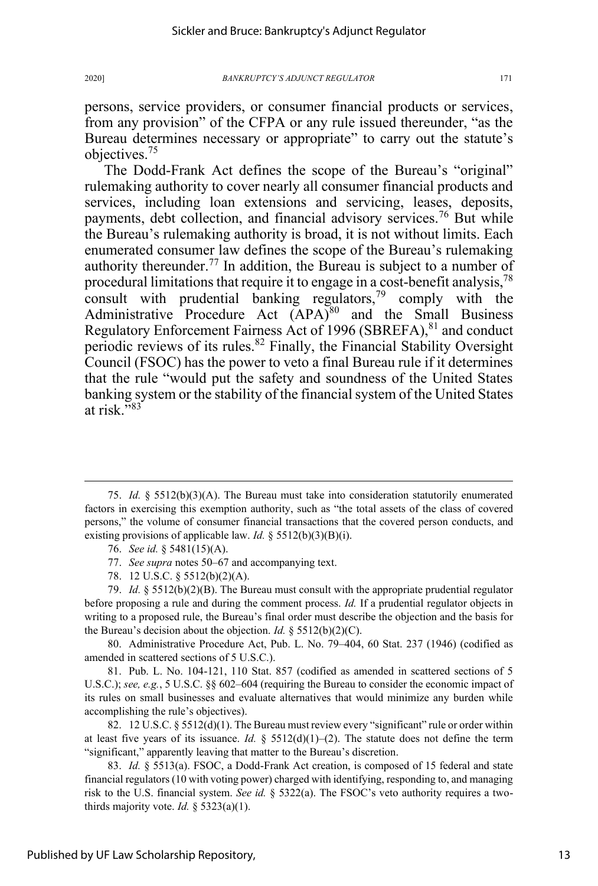persons, service providers, or consumer financial products or services, from any provision" of the CFPA or any rule issued thereunder, "as the Bureau determines necessary or appropriate" to carry out the statute's objectives.[75]

The Dodd-Frank Act defines the scope of the Bureau's "original" rulemaking authority to cover nearly all consumer financial products and services, including loan extensions and servicing, leases, deposits, payments, debt collection, and financial advisory services.[76] But while the Bureau's rulemaking authority is broad, it is not without limits. Each enumerated consumer law defines the scope of the Bureau's rulemaking authority thereunder.[77] In addition, the Bureau is subject to a number of procedural limitations that require it to engage in a cost-benefit analysis,[78] consult with prudential banking regulators,[79] comply with the Administrative Procedure Act (APA)[80] and the Small Business Regulatory Enforcement Fairness Act of 1996 (SBREFA),[81] and conduct periodic reviews of its rules.[82] Finally, the Financial Stability Oversight Council (FSOC) has the power to veto a final Bureau rule if it determines that the rule "would put the safety and soundness of the United States banking system or the stability of the financial system of the United States at risk."[83]

---

75. *Id.* § 5512(b)(3)(A). The Bureau must take into consideration statutorily enumerated factors in exercising this exemption authority, such as "the total assets of the class of covered persons," the volume of consumer financial transactions that the covered person conducts, and existing provisions of applicable law. *Id.* § 5512(b)(3)(B)(i).

76. *See id.* § 5481(15)(A).

77. *See supra* notes 50–67 and accompanying text.

78. 12 U.S.C. § 5512(b)(2)(A).

79. *Id.* § 5512(b)(2)(B). The Bureau must consult with the appropriate prudential regulator before proposing a rule and during the comment process. *Id.* If a prudential regulator objects in writing to a proposed rule, the Bureau's final order must describe the objection and the basis for the Bureau's decision about the objection. *Id.* § 5512(b)(2)(C).

80. Administrative Procedure Act, Pub. L. No. 79–404, 60 Stat. 237 (1946) (codified as amended in scattered sections of 5 U.S.C.).

81. Pub. L. No. 104-121, 110 Stat. 857 (codified as amended in scattered sections of 5 U.S.C.); *see, e.g.*, 5 U.S.C. §§ 602–604 (requiring the Bureau to consider the economic impact of its rules on small businesses and evaluate alternatives that would minimize any burden while accomplishing the rule's objectives).

82. 12 U.S.C. § 5512(d)(1). The Bureau must review every "significant" rule or order within at least five years of its issuance. *Id.* § 5512(d)(1)–(2). The statute does not define the term "significant," apparently leaving that matter to the Bureau's discretion.

83. *Id.* § 5513(a). FSOC, a Dodd-Frank Act creation, is composed of 15 federal and state financial regulators (10 with voting power) charged with identifying, responding to, and managing risk to the U.S. financial system. *See id.* § 5322(a). The FSOC's veto authority requires a two-thirds majority vote. *Id.* § 5323(a)(1).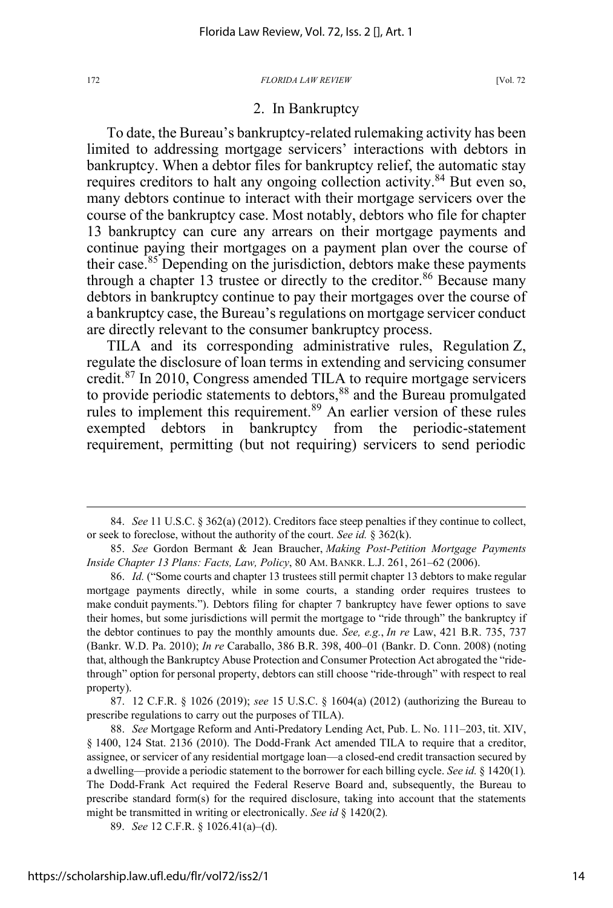### 2. In Bankruptcy

To date, the Bureau's bankruptcy-related rulemaking activity has been limited to addressing mortgage servicers' interactions with debtors in bankruptcy. When a debtor files for bankruptcy relief, the automatic stay requires creditors to halt any ongoing collection activity.[84] But even so, many debtors continue to interact with their mortgage servicers over the course of the bankruptcy case. Most notably, debtors who file for chapter 13 bankruptcy can cure any arrears on their mortgage payments and continue paying their mortgages on a payment plan over the course of their case.[85] Depending on the jurisdiction, debtors make these payments through a chapter 13 trustee or directly to the creditor.[86] Because many debtors in bankruptcy continue to pay their mortgages over the course of a bankruptcy case, the Bureau's regulations on mortgage servicer conduct are directly relevant to the consumer bankruptcy process.

TILA and its corresponding administrative rules, Regulation Z, regulate the disclosure of loan terms in extending and servicing consumer credit.[87] In 2010, Congress amended TILA to require mortgage servicers to provide periodic statements to debtors,[88] and the Bureau promulgated rules to implement this requirement.[89] An earlier version of these rules exempted debtors in bankruptcy from the periodic-statement requirement, permitting (but not requiring) servicers to send periodic

---

84. *See* 11 U.S.C. § 362(a) (2012). Creditors face steep penalties if they continue to collect, or seek to foreclose, without the authority of the court. *See id.* § 362(k).

85. *See* Gordon Bermant & Jean Braucher, *Making Post-Petition Mortgage Payments Inside Chapter 13 Plans: Facts, Law, Policy*, 80 AM. BANKR. L.J. 261, 261–62 (2006).

86. *Id.* ("Some courts and chapter 13 trustees still permit chapter 13 debtors to make regular mortgage payments directly, while in some courts, a standing order requires trustees to make conduit payments."). Debtors filing for chapter 7 bankruptcy have fewer options to save their homes, but some jurisdictions will permit the mortgage to "ride through" the bankruptcy if the debtor continues to pay the monthly amounts due. *See, e.g.*, *In re* Law, 421 B.R. 735, 737 (Bankr. W.D. Pa. 2010); *In re* Caraballo, 386 B.R. 398, 400–01 (Bankr. D. Conn. 2008) (noting that, although the Bankruptcy Abuse Protection and Consumer Protection Act abrogated the "ride-through" option for personal property, debtors can still choose "ride-through" with respect to real property).

87. 12 C.F.R. § 1026 (2019); *see* 15 U.S.C. § 1604(a) (2012) (authorizing the Bureau to prescribe regulations to carry out the purposes of TILA).

88. *See* Mortgage Reform and Anti-Predatory Lending Act, Pub. L. No. 111–203, tit. XIV, § 1400, 124 Stat. 2136 (2010). The Dodd-Frank Act amended TILA to require that a creditor, assignee, or servicer of any residential mortgage loan—a closed-end credit transaction secured by a dwelling—provide a periodic statement to the borrower for each billing cycle. *See id.* § 1420(1)*.* The Dodd-Frank Act required the Federal Reserve Board and, subsequently, the Bureau to prescribe standard form(s) for the required disclosure, taking into account that the statements might be transmitted in writing or electronically. *See id* § 1420(2)*.*

89. *See* 12 C.F.R. § 1026.41(a)–(d).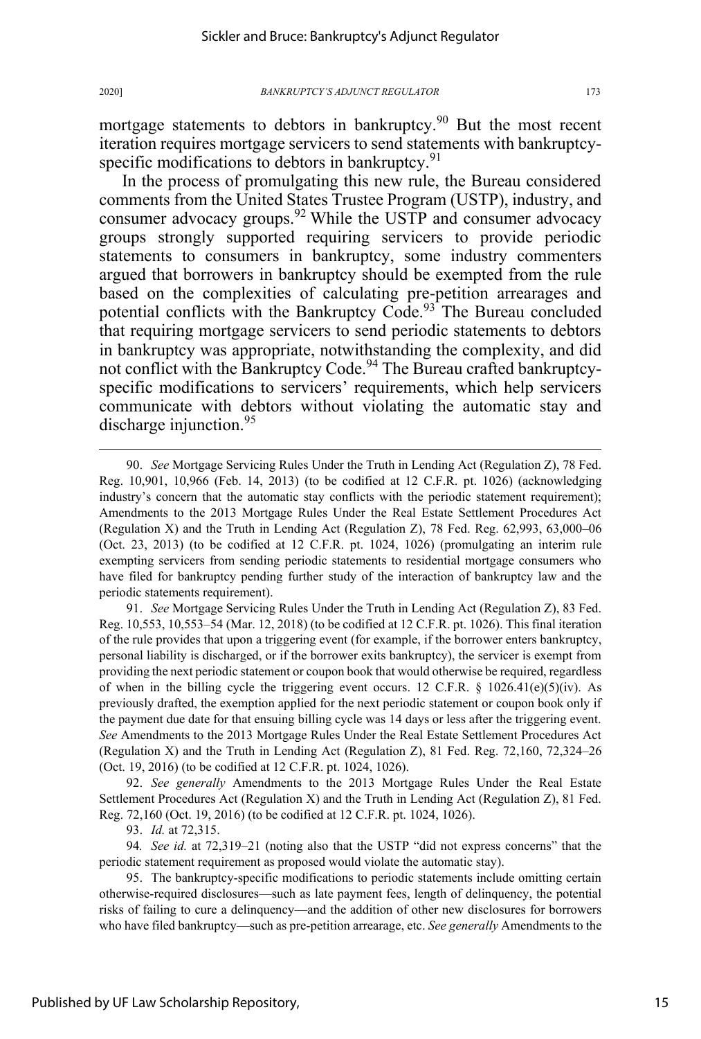mortgage statements to debtors in bankruptcy.[90] But the most recent iteration requires mortgage servicers to send statements with bankruptcy-specific modifications to debtors in bankruptcy.[91]

In the process of promulgating this new rule, the Bureau considered comments from the United States Trustee Program (USTP), industry, and consumer advocacy groups.[92] While the USTP and consumer advocacy groups strongly supported requiring servicers to provide periodic statements to consumers in bankruptcy, some industry commenters argued that borrowers in bankruptcy should be exempted from the rule based on the complexities of calculating pre-petition arrearages and potential conflicts with the Bankruptcy Code.[93] The Bureau concluded that requiring mortgage servicers to send periodic statements to debtors in bankruptcy was appropriate, notwithstanding the complexity, and did not conflict with the Bankruptcy Code.[94] The Bureau crafted bankruptcy-specific modifications to servicers' requirements, which help servicers communicate with debtors without violating the automatic stay and discharge injunction.[95]

---

90. *See* Mortgage Servicing Rules Under the Truth in Lending Act (Regulation Z), 78 Fed. Reg. 10,901, 10,966 (Feb. 14, 2013) (to be codified at 12 C.F.R. pt. 1026) (acknowledging industry's concern that the automatic stay conflicts with the periodic statement requirement); Amendments to the 2013 Mortgage Rules Under the Real Estate Settlement Procedures Act (Regulation X) and the Truth in Lending Act (Regulation Z), 78 Fed. Reg. 62,993, 63,000–06 (Oct. 23, 2013) (to be codified at 12 C.F.R. pt. 1024, 1026) (promulgating an interim rule exempting servicers from sending periodic statements to residential mortgage consumers who have filed for bankruptcy pending further study of the interaction of bankruptcy law and the periodic statements requirement).

91. *See* Mortgage Servicing Rules Under the Truth in Lending Act (Regulation Z), 83 Fed. Reg. 10,553, 10,553–54 (Mar. 12, 2018) (to be codified at 12 C.F.R. pt. 1026). This final iteration of the rule provides that upon a triggering event (for example, if the borrower enters bankruptcy, personal liability is discharged, or if the borrower exits bankruptcy), the servicer is exempt from providing the next periodic statement or coupon book that would otherwise be required, regardless of when in the billing cycle the triggering event occurs. 12 C.F.R. § 1026.41(e)(5)(iv). As previously drafted, the exemption applied for the next periodic statement or coupon book only if the payment due date for that ensuing billing cycle was 14 days or less after the triggering event. *See* Amendments to the 2013 Mortgage Rules Under the Real Estate Settlement Procedures Act (Regulation X) and the Truth in Lending Act (Regulation Z), 81 Fed. Reg. 72,160, 72,324–26 (Oct. 19, 2016) (to be codified at 12 C.F.R. pt. 1024, 1026).

92. *See generally* Amendments to the 2013 Mortgage Rules Under the Real Estate Settlement Procedures Act (Regulation X) and the Truth in Lending Act (Regulation Z), 81 Fed. Reg. 72,160 (Oct. 19, 2016) (to be codified at 12 C.F.R. pt. 1024, 1026).

93. *Id.* at 72,315.

94. *See id.* at 72,319–21 (noting also that the USTP "did not express concerns" that the periodic statement requirement as proposed would violate the automatic stay).

95. The bankruptcy-specific modifications to periodic statements include omitting certain otherwise-required disclosures—such as late payment fees, length of delinquency, the potential risks of failing to cure a delinquency—and the addition of other new disclosures for borrowers who have filed bankruptcy—such as pre-petition arrearage, etc. *See generally* Amendments to the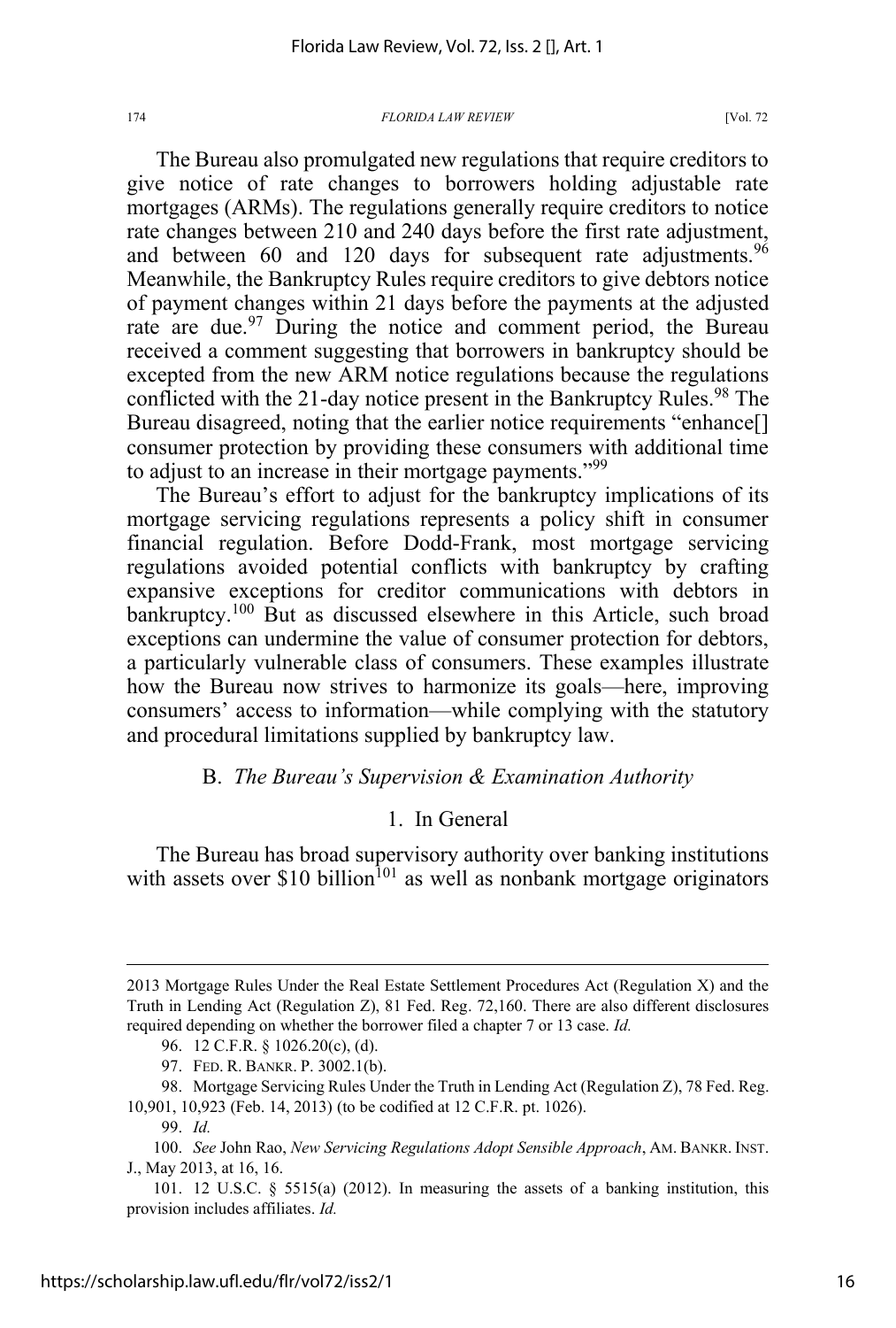The Bureau also promulgated new regulations that require creditors to give notice of rate changes to borrowers holding adjustable rate mortgages (ARMs). The regulations generally require creditors to notice rate changes between 210 and 240 days before the first rate adjustment, and between 60 and 120 days for subsequent rate adjustments.[96] Meanwhile, the Bankruptcy Rules require creditors to give debtors notice of payment changes within 21 days before the payments at the adjusted rate are due.[97] During the notice and comment period, the Bureau received a comment suggesting that borrowers in bankruptcy should be excepted from the new ARM notice regulations because the regulations conflicted with the 21-day notice present in the Bankruptcy Rules.[98] The Bureau disagreed, noting that the earlier notice requirements "enhance[] consumer protection by providing these consumers with additional time to adjust to an increase in their mortgage payments."[99]

The Bureau's effort to adjust for the bankruptcy implications of its mortgage servicing regulations represents a policy shift in consumer financial regulation. Before Dodd-Frank, most mortgage servicing regulations avoided potential conflicts with bankruptcy by crafting expansive exceptions for creditor communications with debtors in bankruptcy.[100] But as discussed elsewhere in this Article, such broad exceptions can undermine the value of consumer protection for debtors, a particularly vulnerable class of consumers. These examples illustrate how the Bureau now strives to harmonize its goals—here, improving consumers' access to information—while complying with the statutory and procedural limitations supplied by bankruptcy law.

### B. *The Bureau's Supervision & Examination Authority*

#### 1. In General

The Bureau has broad supervisory authority over banking institutions with assets over $10 billion[101] as well as nonbank mortgage originators

---

2013 Mortgage Rules Under the Real Estate Settlement Procedures Act (Regulation X) and the Truth in Lending Act (Regulation Z), 81 Fed. Reg. 72,160. There are also different disclosures required depending on whether the borrower filed a chapter 7 or 13 case. *Id.*

96. 12 C.F.R. § 1026.20(c), (d).

97. FED. R. BANKR. P. 3002.1(b).

98. Mortgage Servicing Rules Under the Truth in Lending Act (Regulation Z), 78 Fed. Reg. 10,901, 10,923 (Feb. 14, 2013) (to be codified at 12 C.F.R. pt. 1026).

99. *Id.*

100. *See* John Rao, *New Servicing Regulations Adopt Sensible Approach*, AM. BANKR. INST. J., May 2013, at 16, 16.

101. 12 U.S.C. § 5515(a) (2012). In measuring the assets of a banking institution, this provision includes affiliates. *Id.*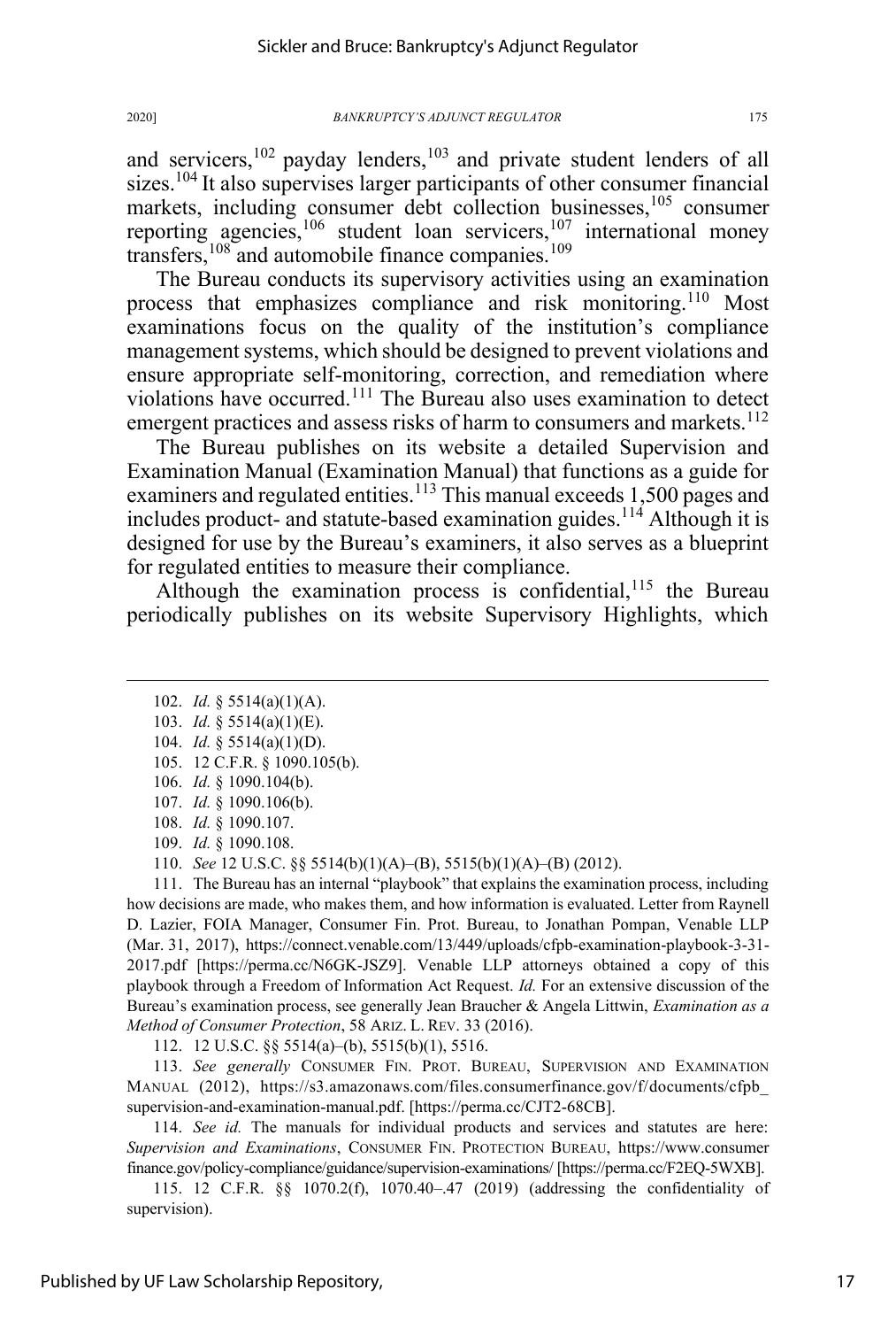and servicers,[102] payday lenders,[103] and private student lenders of all sizes.[104] It also supervises larger participants of other consumer financial markets, including consumer debt collection businesses,[105] consumer reporting agencies,[106] student loan servicers,[107] international money transfers,[108] and automobile finance companies.[109]

The Bureau conducts its supervisory activities using an examination process that emphasizes compliance and risk monitoring.[110] Most examinations focus on the quality of the institution's compliance management systems, which should be designed to prevent violations and ensure appropriate self-monitoring, correction, and remediation where violations have occurred.[111] The Bureau also uses examination to detect emergent practices and assess risks of harm to consumers and markets.[112]

The Bureau publishes on its website a detailed Supervision and Examination Manual (Examination Manual) that functions as a guide for examiners and regulated entities.[113] This manual exceeds 1,500 pages and includes product- and statute-based examination guides.[114] Although it is designed for use by the Bureau's examiners, it also serves as a blueprint for regulated entities to measure their compliance.

Although the examination process is confidential,[115] the Bureau periodically publishes on its website Supervisory Highlights, which

---

102. *Id.* § 5514(a)(1)(A).

103. *Id.* § 5514(a)(1)(E).

104. *Id.* § 5514(a)(1)(D).

105. 12 C.F.R. § 1090.105(b).

106. *Id.* § 1090.104(b).

107. *Id.* § 1090.106(b).

108. *Id.* § 1090.107.

109. *Id.* § 1090.108.

110. *See* 12 U.S.C. §§ 5514(b)(1)(A)–(B), 5515(b)(1)(A)–(B) (2012).

111. The Bureau has an internal "playbook" that explains the examination process, including how decisions are made, who makes them, and how information is evaluated. Letter from Raynell D. Lazier, FOIA Manager, Consumer Fin. Prot. Bureau, to Jonathan Pompan, Venable LLP (Mar. 31, 2017), https://connect.venable.com/13/449/uploads/cfpb-examination-playbook-3-31-2017.pdf [https://perma.cc/N6GK-JSZ9]. Venable LLP attorneys obtained a copy of this playbook through a Freedom of Information Act Request. *Id.* For an extensive discussion of the Bureau's examination process, see generally Jean Braucher & Angela Littwin, *Examination as a Method of Consumer Protection*, 58 ARIZ. L. REV. 33 (2016).

112. 12 U.S.C. §§ 5514(a)–(b), 5515(b)(1), 5516.

113. *See generally* CONSUMER FIN. PROT. BUREAU, SUPERVISION AND EXAMINATION MANUAL (2012), https://s3.amazonaws.com/files.consumerfinance.gov/f/documents/cfpb_supervision-and-examination-manual.pdf. [https://perma.cc/CJT2-68CB].

114. *See id.* The manuals for individual products and services and statutes are here: *Supervision and Examinations*, CONSUMER FIN. PROTECTION BUREAU, https://www.consumerfinance.gov/policy-compliance/guidance/supervision-examinations/ [https://perma.cc/F2EQ-5WXB].

115. 12 C.F.R. §§ 1070.2(f), 1070.40–.47 (2019) (addressing the confidentiality of supervision).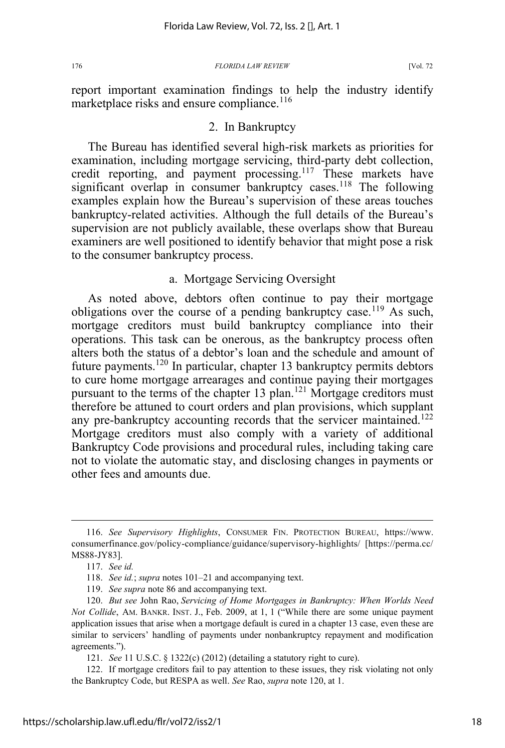report important examination findings to help the industry identify marketplace risks and ensure compliance.[116]

### 2. In Bankruptcy

The Bureau has identified several high-risk markets as priorities for examination, including mortgage servicing, third-party debt collection, credit reporting, and payment processing.[117] These markets have significant overlap in consumer bankruptcy cases.[118] The following examples explain how the Bureau's supervision of these areas touches bankruptcy-related activities. Although the full details of the Bureau's supervision are not publicly available, these overlaps show that Bureau examiners are well positioned to identify behavior that might pose a risk to the consumer bankruptcy process.

#### a. Mortgage Servicing Oversight

As noted above, debtors often continue to pay their mortgage obligations over the course of a pending bankruptcy case.[119] As such, mortgage creditors must build bankruptcy compliance into their operations. This task can be onerous, as the bankruptcy process often alters both the status of a debtor's loan and the schedule and amount of future payments.[120] In particular, chapter 13 bankruptcy permits debtors to cure home mortgage arrearages and continue paying their mortgages pursuant to the terms of the chapter 13 plan.[121] Mortgage creditors must therefore be attuned to court orders and plan provisions, which supplant any pre-bankruptcy accounting records that the servicer maintained.[122] Mortgage creditors must also comply with a variety of additional Bankruptcy Code provisions and procedural rules, including taking care not to violate the automatic stay, and disclosing changes in payments or other fees and amounts due.

---

116. *See Supervisory Highlights*, CONSUMER FIN. PROTECTION BUREAU, https://www.consumerfinance.gov/policy-compliance/guidance/supervisory-highlights/ [https://perma.cc/MS88-JY83].

117. *See id.*

118. *See id.*; *supra* notes 101–21 and accompanying text.

119. *See supra* note 86 and accompanying text.

120. *But see* John Rao, *Servicing of Home Mortgages in Bankruptcy: When Worlds Need Not Collide*, AM. BANKR. INST. J., Feb. 2009, at 1, 1 ("While there are some unique payment application issues that arise when a mortgage default is cured in a chapter 13 case, even these are similar to servicers' handling of payments under nonbankruptcy repayment and modification agreements.").

121. *See* 11 U.S.C. § 1322(c) (2012) (detailing a statutory right to cure).

122. If mortgage creditors fail to pay attention to these issues, they risk violating not only the Bankruptcy Code, but RESPA as well. *See* Rao, *supra* note 120, at 1.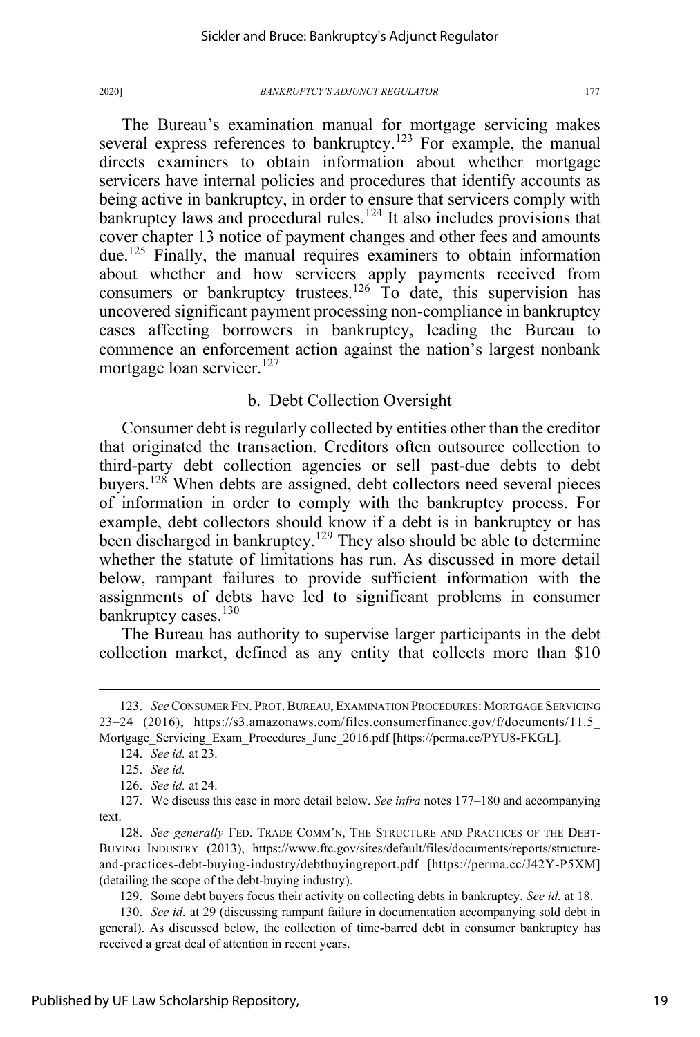The Bureau's examination manual for mortgage servicing makes several express references to bankruptcy.[123] For example, the manual directs examiners to obtain information about whether mortgage servicers have internal policies and procedures that identify accounts as being active in bankruptcy, in order to ensure that servicers comply with bankruptcy laws and procedural rules.[124] It also includes provisions that cover chapter 13 notice of payment changes and other fees and amounts due.[125] Finally, the manual requires examiners to obtain information about whether and how servicers apply payments received from consumers or bankruptcy trustees.[126] To date, this supervision has uncovered significant payment processing non-compliance in bankruptcy cases affecting borrowers in bankruptcy, leading the Bureau to commence an enforcement action against the nation's largest nonbank mortgage loan servicer.[127]

### b. Debt Collection Oversight

Consumer debt is regularly collected by entities other than the creditor that originated the transaction. Creditors often outsource collection to third-party debt collection agencies or sell past-due debts to debt buyers.[128] When debts are assigned, debt collectors need several pieces of information in order to comply with the bankruptcy process. For example, debt collectors should know if a debt is in bankruptcy or has been discharged in bankruptcy.[129] They also should be able to determine whether the statute of limitations has run. As discussed in more detail below, rampant failures to provide sufficient information with the assignments of debts have led to significant problems in consumer bankruptcy cases.[130]

The Bureau has authority to supervise larger participants in the debt collection market, defined as any entity that collects more than $10

---

123. *See* CONSUMER FIN. PROT. BUREAU, EXAMINATION PROCEDURES: MORTGAGE SERVICING 23–24 (2016), https://s3.amazonaws.com/files.consumerfinance.gov/f/documents/11.5_Mortgage_Servicing_Exam_Procedures_June_2016.pdf [https://perma.cc/PYU8-FKGL].

124. *See id.* at 23.

125. *See id.*

126. *See id.* at 24.

127. We discuss this case in more detail below. *See infra* notes 177–180 and accompanying text.

128. *See generally* FED. TRADE COMM'N, THE STRUCTURE AND PRACTICES OF THE DEBT-BUYING INDUSTRY (2013), https://www.ftc.gov/sites/default/files/documents/reports/structure-and-practices-debt-buying-industry/debtbuyingreport.pdf [https://perma.cc/J42Y-P5XM] (detailing the scope of the debt-buying industry).

129. Some debt buyers focus their activity on collecting debts in bankruptcy. *See id.* at 18.

130. *See id.* at 29 (discussing rampant failure in documentation accompanying sold debt in general). As discussed below, the collection of time-barred debt in consumer bankruptcy has received a great deal of attention in recent years.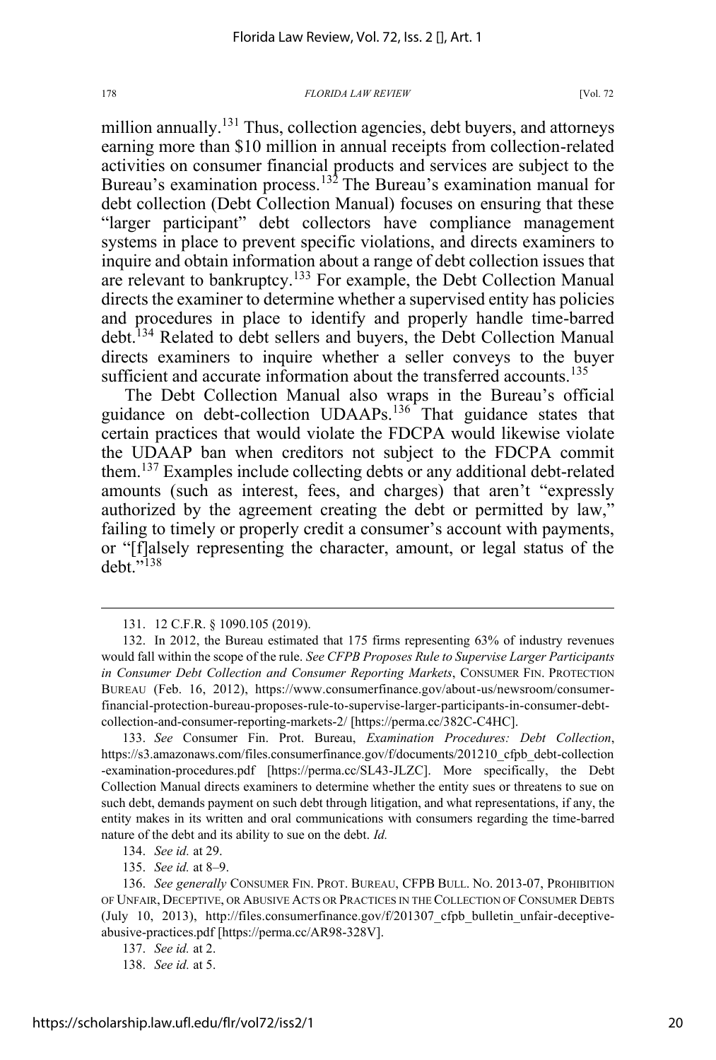million annually.[131] Thus, collection agencies, debt buyers, and attorneys earning more than $10 million in annual receipts from collection-related activities on consumer financial products and services are subject to the Bureau's examination process.[132] The Bureau's examination manual for debt collection (Debt Collection Manual) focuses on ensuring that these "larger participant" debt collectors have compliance management systems in place to prevent specific violations, and directs examiners to inquire and obtain information about a range of debt collection issues that are relevant to bankruptcy.[133] For example, the Debt Collection Manual directs the examiner to determine whether a supervised entity has policies and procedures in place to identify and properly handle time-barred debt.[134] Related to debt sellers and buyers, the Debt Collection Manual directs examiners to inquire whether a seller conveys to the buyer sufficient and accurate information about the transferred accounts.[135]

The Debt Collection Manual also wraps in the Bureau's official guidance on debt-collection UDAAPs.[136] That guidance states that certain practices that would violate the FDCPA would likewise violate the UDAAP ban when creditors not subject to the FDCPA commit them.[137] Examples include collecting debts or any additional debt-related amounts (such as interest, fees, and charges) that aren't "expressly authorized by the agreement creating the debt or permitted by law," failing to timely or properly credit a consumer's account with payments, or "[f]alsely representing the character, amount, or legal status of the debt."[138]

---

131. 12 C.F.R. § 1090.105 (2019).

132. In 2012, the Bureau estimated that 175 firms representing 63% of industry revenues would fall within the scope of the rule. *See CFPB Proposes Rule to Supervise Larger Participants in Consumer Debt Collection and Consumer Reporting Markets*, CONSUMER FIN. PROTECTION BUREAU (Feb. 16, 2012), https://www.consumerfinance.gov/about-us/newsroom/consumer-financial-protection-bureau-proposes-rule-to-supervise-larger-participants-in-consumer-debt-collection-and-consumer-reporting-markets-2/ [https://perma.cc/382C-C4HC].

133. *See* Consumer Fin. Prot. Bureau, *Examination Procedures: Debt Collection*, https://s3.amazonaws.com/files.consumerfinance.gov/f/documents/201210_cfpb_debt-collection-examination-procedures.pdf [https://perma.cc/SL43-JLZC]. More specifically, the Debt Collection Manual directs examiners to determine whether the entity sues or threatens to sue on such debt, demands payment on such debt through litigation, and what representations, if any, the entity makes in its written and oral communications with consumers regarding the time-barred nature of the debt and its ability to sue on the debt. *Id.*

134. *See id.* at 29.

135. *See id.* at 8–9.

136. *See generally* CONSUMER FIN. PROT. BUREAU, CFPB BULL. NO. 2013-07, PROHIBITION OF UNFAIR, DECEPTIVE, OR ABUSIVE ACTS OR PRACTICES IN THE COLLECTION OF CONSUMER DEBTS (July 10, 2013), http://files.consumerfinance.gov/f/201307_cfpb_bulletin_unfair-deceptive-abusive-practices.pdf [https://perma.cc/AR98-328V].

137. *See id.* at 2.

138. *See id.* at 5.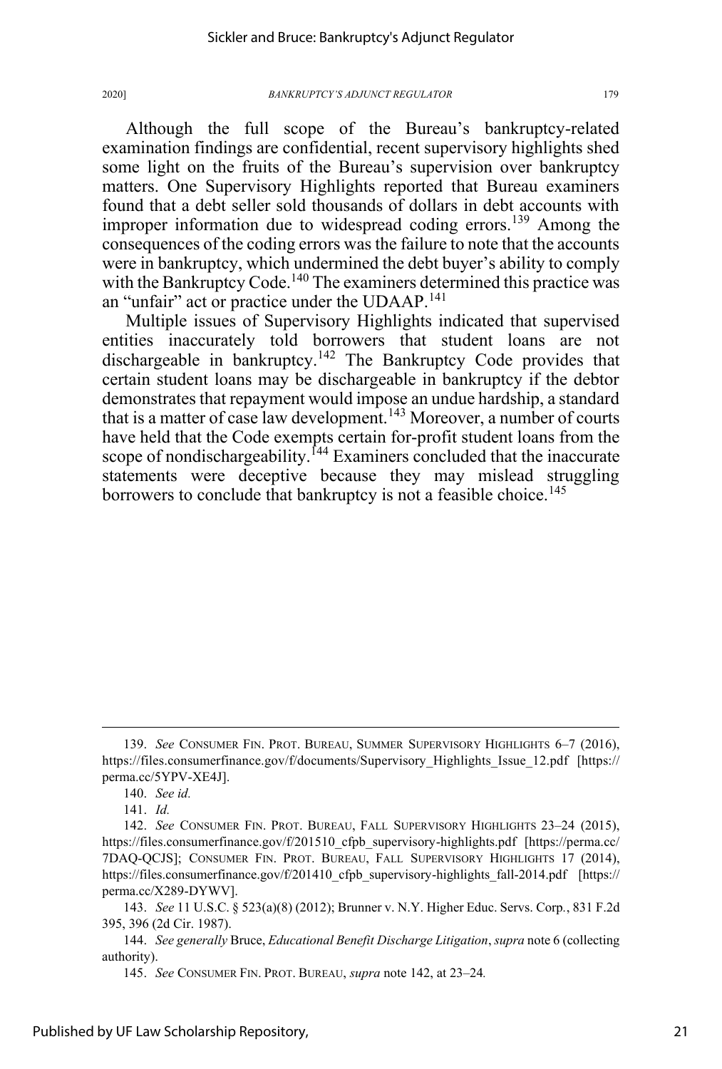Although the full scope of the Bureau's bankruptcy-related examination findings are confidential, recent supervisory highlights shed some light on the fruits of the Bureau's supervision over bankruptcy matters. One Supervisory Highlights reported that Bureau examiners found that a debt seller sold thousands of dollars in debt accounts with improper information due to widespread coding errors.[139] Among the consequences of the coding errors was the failure to note that the accounts were in bankruptcy, which undermined the debt buyer's ability to comply with the Bankruptcy Code.[140] The examiners determined this practice was an "unfair" act or practice under the UDAAP.[141]

Multiple issues of Supervisory Highlights indicated that supervised entities inaccurately told borrowers that student loans are not dischargeable in bankruptcy.[142] The Bankruptcy Code provides that certain student loans may be dischargeable in bankruptcy if the debtor demonstrates that repayment would impose an undue hardship, a standard that is a matter of case law development.[143] Moreover, a number of courts have held that the Code exempts certain for-profit student loans from the scope of nondischargeability.[144] Examiners concluded that the inaccurate statements were deceptive because they may mislead struggling borrowers to conclude that bankruptcy is not a feasible choice.[145]

---

139. *See* CONSUMER FIN. PROT. BUREAU, SUMMER SUPERVISORY HIGHLIGHTS 6–7 (2016), https://files.consumerfinance.gov/f/documents/Supervisory_Highlights_Issue_12.pdf [https://perma.cc/5YPV-XE4J].

140. *See id.*

141. *Id.*

142. *See* CONSUMER FIN. PROT. BUREAU, FALL SUPERVISORY HIGHLIGHTS 23–24 (2015), https://files.consumerfinance.gov/f/201510_cfpb_supervisory-highlights.pdf [https://perma.cc/7DAQ-QCJS]; CONSUMER FIN. PROT. BUREAU, FALL SUPERVISORY HIGHLIGHTS 17 (2014), https://files.consumerfinance.gov/f/201410_cfpb_supervisory-highlights_fall-2014.pdf [https://perma.cc/X289-DYWV].

143. *See* 11 U.S.C. § 523(a)(8) (2012); Brunner v. N.Y. Higher Educ. Servs. Corp., 831 F.2d 395, 396 (2d Cir. 1987).

144. *See generally* Bruce, *Educational Benefit Discharge Litigation*, *supra* note 6 (collecting authority).

145. *See* CONSUMER FIN. PROT. BUREAU, *supra* note 142, at 23–24*.*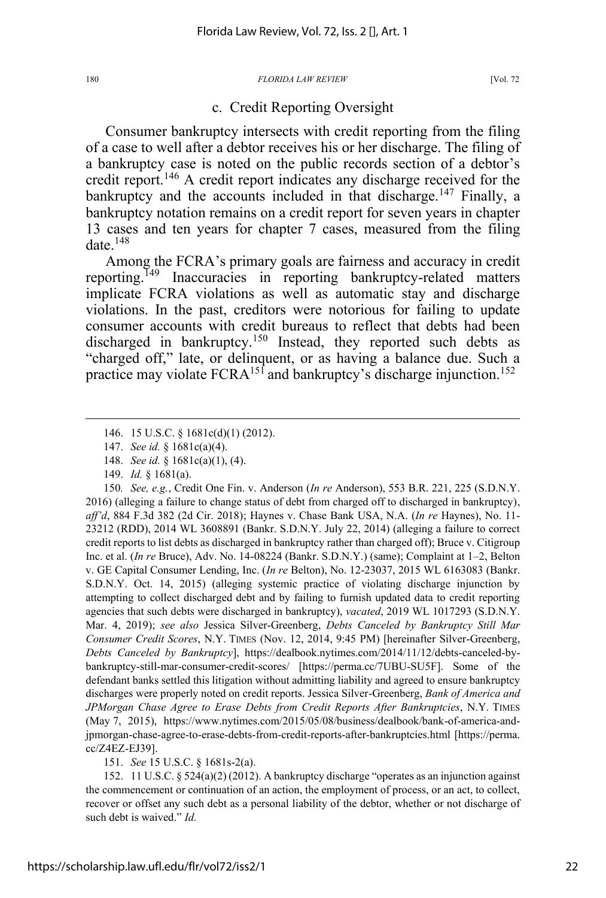### c. Credit Reporting Oversight

Consumer bankruptcy intersects with credit reporting from the filing of a case to well after a debtor receives his or her discharge. The filing of a bankruptcy case is noted on the public records section of a debtor's credit report.[146] A credit report indicates any discharge received for the bankruptcy and the accounts included in that discharge.[147] Finally, a bankruptcy notation remains on a credit report for seven years in chapter 13 cases and ten years for chapter 7 cases, measured from the filing date.[148]

Among the FCRA's primary goals are fairness and accuracy in credit reporting.[149] Inaccuracies in reporting bankruptcy-related matters implicate FCRA violations as well as automatic stay and discharge violations. In the past, creditors were notorious for failing to update consumer accounts with credit bureaus to reflect that debts had been discharged in bankruptcy.[150] Instead, they reported such debts as "charged off," late, or delinquent, or as having a balance due. Such a practice may violate FCRA[151] and bankruptcy's discharge injunction.[152]

---

146. 15 U.S.C. § 1681c(d)(1) (2012).

147. *See id.* § 1681c(a)(4).

148. *See id.* § 1681c(a)(1), (4).

149. *Id.* § 1681(a).

150. *See, e.g.*, Credit One Fin. v. Anderson (*In re* Anderson), 553 B.R. 221, 225 (S.D.N.Y. 2016) (alleging a failure to change status of debt from charged off to discharged in bankruptcy), *aff'd*, 884 F.3d 382 (2d Cir. 2018); Haynes v. Chase Bank USA, N.A. (*In re* Haynes), No. 11-23212 (RDD), 2014 WL 3608891 (Bankr. S.D.N.Y. July 22, 2014) (alleging a failure to correct credit reports to list debts as discharged in bankruptcy rather than charged off); Bruce v. Citigroup Inc. et al. (*In re* Bruce), Adv. No. 14-08224 (Bankr. S.D.N.Y.) (same); Complaint at 1–2, Belton v. GE Capital Consumer Lending, Inc. (*In re* Belton), No. 12-23037, 2015 WL 6163083 (Bankr. S.D.N.Y. Oct. 14, 2015) (alleging systemic practice of violating discharge injunction by attempting to collect discharged debt and by failing to furnish updated data to credit reporting agencies that such debts were discharged in bankruptcy), *vacated*, 2019 WL 1017293 (S.D.N.Y. Mar. 4, 2019); *see also* Jessica Silver-Greenberg, *Debts Canceled by Bankruptcy Still Mar Consumer Credit Scores*, N.Y. TIMES (Nov. 12, 2014, 9:45 PM) [hereinafter Silver-Greenberg, *Debts Canceled by Bankruptcy*], https://dealbook.nytimes.com/2014/11/12/debts-canceled-by-bankruptcy-still-mar-consumer-credit-scores/ [https://perma.cc/7UBU-SU5F]. Some of the defendant banks settled this litigation without admitting liability and agreed to ensure bankruptcy discharges were properly noted on credit reports. Jessica Silver-Greenberg, *Bank of America and JPMorgan Chase Agree to Erase Debts from Credit Reports After Bankruptcies*, N.Y. TIMES (May 7, 2015), https://www.nytimes.com/2015/05/08/business/dealbook/bank-of-america-and-jpmorgan-chase-agree-to-erase-debts-from-credit-reports-after-bankruptcies.html [https://perma.cc/Z4EZ-EJ39].

151. *See* 15 U.S.C. § 1681s-2(a).

152. 11 U.S.C. § 524(a)(2) (2012). A bankruptcy discharge "operates as an injunction against the commencement or continuation of an action, the employment of process, or an act, to collect, recover or offset any such debt as a personal liability of the debtor, whether or not discharge of such debt is waived." *Id.*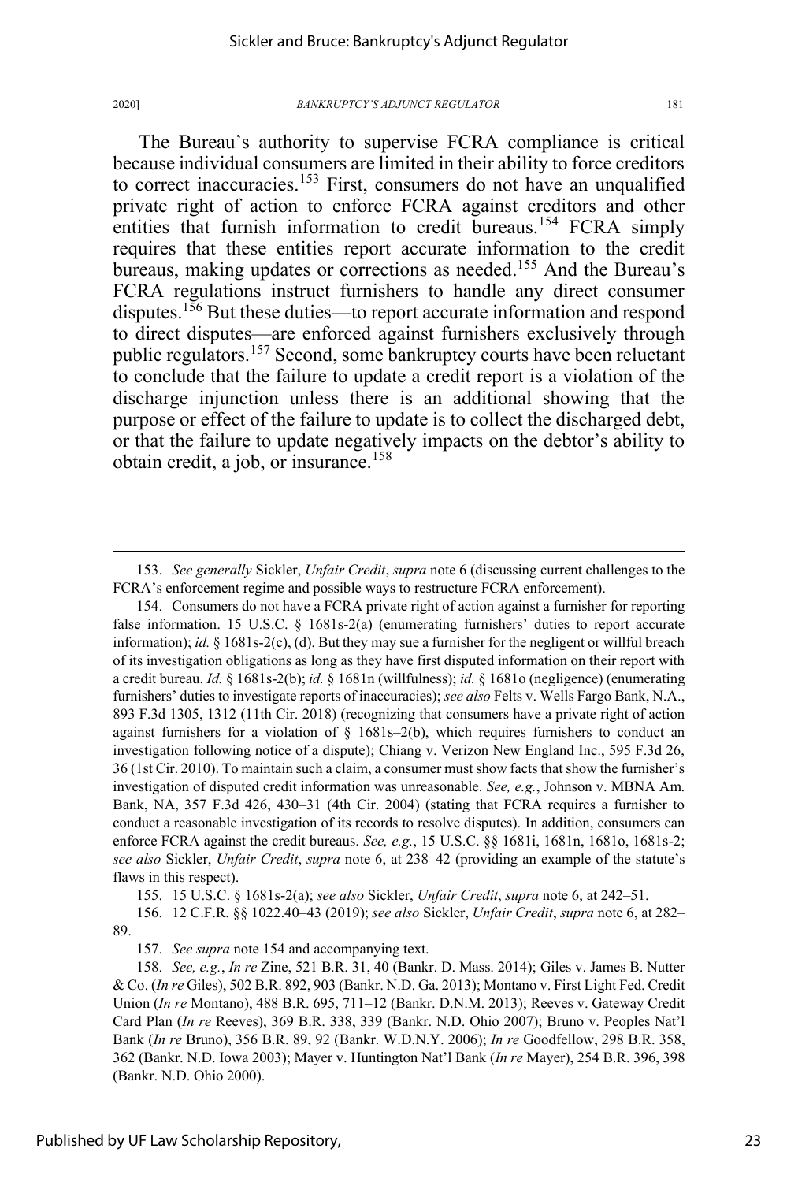The Bureau's authority to supervise FCRA compliance is critical because individual consumers are limited in their ability to force creditors to correct inaccuracies.[153] First, consumers do not have an unqualified private right of action to enforce FCRA against creditors and other entities that furnish information to credit bureaus.[154] FCRA simply requires that these entities report accurate information to the credit bureaus, making updates or corrections as needed.[155] And the Bureau's FCRA regulations instruct furnishers to handle any direct consumer disputes.[156] But these duties—to report accurate information and respond to direct disputes—are enforced against furnishers exclusively through public regulators.[157] Second, some bankruptcy courts have been reluctant to conclude that the failure to update a credit report is a violation of the discharge injunction unless there is an additional showing that the purpose or effect of the failure to update is to collect the discharged debt, or that the failure to update negatively impacts on the debtor's ability to obtain credit, a job, or insurance.[158]

---

153. *See generally* Sickler, *Unfair Credit*, *supra* note 6 (discussing current challenges to the FCRA's enforcement regime and possible ways to restructure FCRA enforcement).

154. Consumers do not have a FCRA private right of action against a furnisher for reporting false information. 15 U.S.C. § 1681s-2(a) (enumerating furnishers' duties to report accurate information); *id.* § 1681s-2(c), (d). But they may sue a furnisher for the negligent or willful breach of its investigation obligations as long as they have first disputed information on their report with a credit bureau. *Id.* § 1681s-2(b); *id.* § 1681n (willfulness); *id.* § 1681o (negligence) (enumerating furnishers' duties to investigate reports of inaccuracies); *see also* Felts v. Wells Fargo Bank, N.A., 893 F.3d 1305, 1312 (11th Cir. 2018) (recognizing that consumers have a private right of action against furnishers for a violation of § 1681s–2(b), which requires furnishers to conduct an investigation following notice of a dispute); Chiang v. Verizon New England Inc., 595 F.3d 26, 36 (1st Cir. 2010). To maintain such a claim, a consumer must show facts that show the furnisher's investigation of disputed credit information was unreasonable. *See, e.g.*, Johnson v. MBNA Am. Bank, NA, 357 F.3d 426, 430–31 (4th Cir. 2004) (stating that FCRA requires a furnisher to conduct a reasonable investigation of its records to resolve disputes). In addition, consumers can enforce FCRA against the credit bureaus. *See, e.g.*, 15 U.S.C. §§ 1681i, 1681n, 1681o, 1681s-2; *see also* Sickler, *Unfair Credit*, *supra* note 6, at 238–42 (providing an example of the statute's flaws in this respect).

155. 15 U.S.C. § 1681s-2(a); *see also* Sickler, *Unfair Credit*, *supra* note 6, at 242–51.

156. 12 C.F.R. §§ 1022.40–43 (2019); *see also* Sickler, *Unfair Credit*, *supra* note 6, at 282–89.

157. *See supra* note 154 and accompanying text.

158. *See, e.g.*, *In re* Zine, 521 B.R. 31, 40 (Bankr. D. Mass. 2014); Giles v. James B. Nutter & Co. (*In re* Giles), 502 B.R. 892, 903 (Bankr. N.D. Ga. 2013); Montano v. First Light Fed. Credit Union (*In re* Montano), 488 B.R. 695, 711–12 (Bankr. D.N.M. 2013); Reeves v. Gateway Credit Card Plan (*In re* Reeves), 369 B.R. 338, 339 (Bankr. N.D. Ohio 2007); Bruno v. Peoples Nat'l Bank (*In re* Bruno), 356 B.R. 89, 92 (Bankr. W.D.N.Y. 2006); *In re* Goodfellow, 298 B.R. 358, 362 (Bankr. N.D. Iowa 2003); Mayer v. Huntington Nat'l Bank (*In re* Mayer), 254 B.R. 396, 398 (Bankr. N.D. Ohio 2000).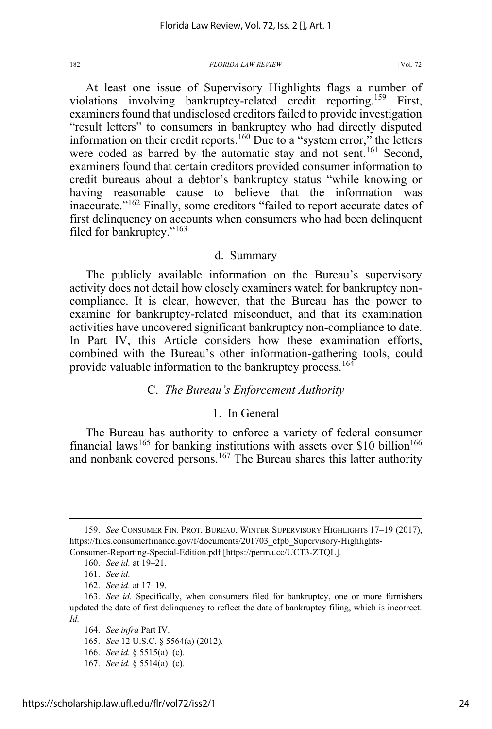At least one issue of Supervisory Highlights flags a number of violations involving bankruptcy-related credit reporting.[159] First, examiners found that undisclosed creditors failed to provide investigation "result letters" to consumers in bankruptcy who had directly disputed information on their credit reports.[160] Due to a "system error," the letters were coded as barred by the automatic stay and not sent.[161] Second, examiners found that certain creditors provided consumer information to credit bureaus about a debtor's bankruptcy status "while knowing or having reasonable cause to believe that the information was inaccurate."[162] Finally, some creditors "failed to report accurate dates of first delinquency on accounts when consumers who had been delinquent filed for bankruptcy."[163]

#### d. Summary

The publicly available information on the Bureau's supervisory activity does not detail how closely examiners watch for bankruptcy non-compliance. It is clear, however, that the Bureau has the power to examine for bankruptcy-related misconduct, and that its examination activities have uncovered significant bankruptcy non-compliance to date. In Part IV, this Article considers how these examination efforts, combined with the Bureau's other information-gathering tools, could provide valuable information to the bankruptcy process.[164]

## C. *The Bureau's Enforcement Authority*

### 1. In General

The Bureau has authority to enforce a variety of federal consumer financial laws[165] for banking institutions with assets over $10 billion[166] and nonbank covered persons.[167] The Bureau shares this latter authority

---

159. *See* CONSUMER FIN. PROT. BUREAU, WINTER SUPERVISORY HIGHLIGHTS 17–19 (2017), https://files.consumerfinance.gov/f/documents/201703_cfpb_Supervisory-Highlights-Consumer-Reporting-Special-Edition.pdf [https://perma.cc/UCT3-ZTQL].

160. *See id.* at 19–21.

161. *See id.*

162. *See id.* at 17–19.

163. *See id.* Specifically, when consumers filed for bankruptcy, one or more furnishers updated the date of first delinquency to reflect the date of bankruptcy filing, which is incorrect. *Id.*

164. *See infra* Part IV.

165. *See* 12 U.S.C. § 5564(a) (2012).

166. *See id.* § 5515(a)–(c).

167. *See id.* § 5514(a)–(c).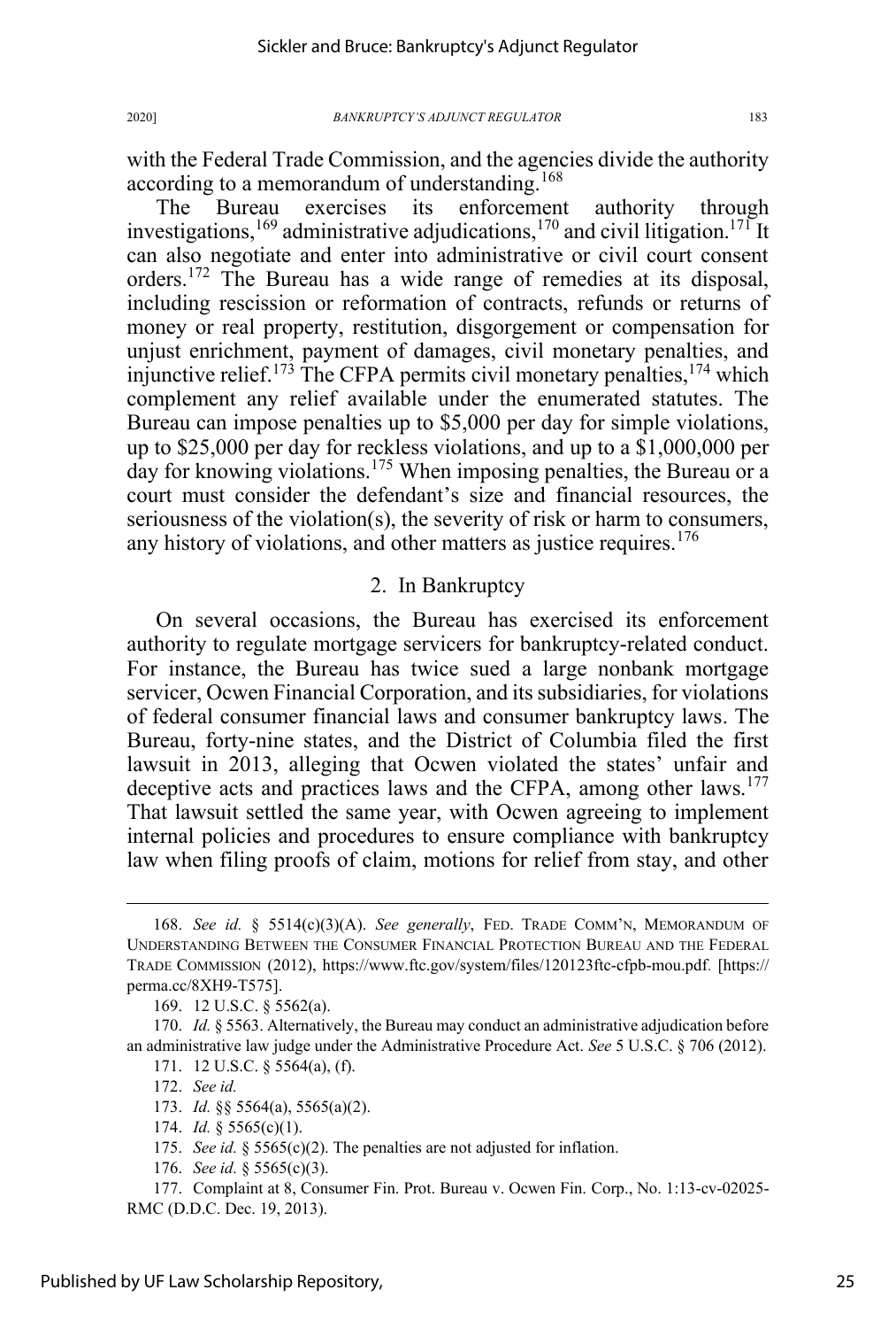with the Federal Trade Commission, and the agencies divide the authority according to a memorandum of understanding.[168]

The Bureau exercises its enforcement authority through investigations,[169] administrative adjudications,[170] and civil litigation.[171] It can also negotiate and enter into administrative or civil court consent orders.[172] The Bureau has a wide range of remedies at its disposal, including rescission or reformation of contracts, refunds or returns of money or real property, restitution, disgorgement or compensation for unjust enrichment, payment of damages, civil monetary penalties, and injunctive relief.[173] The CFPA permits civil monetary penalties,[174] which complement any relief available under the enumerated statutes. The Bureau can impose penalties up to $5,000 per day for simple violations, up to $25,000 per day for reckless violations, and up to a $1,000,000 per day for knowing violations.[175] When imposing penalties, the Bureau or a court must consider the defendant's size and financial resources, the seriousness of the violation(s), the severity of risk or harm to consumers, any history of violations, and other matters as justice requires.[176]

### 2. In Bankruptcy

On several occasions, the Bureau has exercised its enforcement authority to regulate mortgage servicers for bankruptcy-related conduct. For instance, the Bureau has twice sued a large nonbank mortgage servicer, Ocwen Financial Corporation, and its subsidiaries, for violations of federal consumer financial laws and consumer bankruptcy laws. The Bureau, forty-nine states, and the District of Columbia filed the first lawsuit in 2013, alleging that Ocwen violated the states' unfair and deceptive acts and practices laws and the CFPA, among other laws.[177] That lawsuit settled the same year, with Ocwen agreeing to implement internal policies and procedures to ensure compliance with bankruptcy law when filing proofs of claim, motions for relief from stay, and other

---

168. *See id.* § 5514(c)(3)(A). *See generally*, FED. TRADE COMM'N, MEMORANDUM OF UNDERSTANDING BETWEEN THE CONSUMER FINANCIAL PROTECTION BUREAU AND THE FEDERAL TRADE COMMISSION (2012), https://www.ftc.gov/system/files/120123ftc-cfpb-mou.pdf. [https://perma.cc/8XH9-T575].

169. 12 U.S.C. § 5562(a).

170. *Id.* § 5563. Alternatively, the Bureau may conduct an administrative adjudication before an administrative law judge under the Administrative Procedure Act. *See* 5 U.S.C. § 706 (2012).

171. 12 U.S.C. § 5564(a), (f).

172. *See id.*

173. *Id.* §§ 5564(a), 5565(a)(2).

174. *Id.* § 5565(c)(1).

175. *See id.* § 5565(c)(2). The penalties are not adjusted for inflation.

176. *See id.* § 5565(c)(3).

177. Complaint at 8, Consumer Fin. Prot. Bureau v. Ocwen Fin. Corp., No. 1:13-cv-02025-RMC (D.D.C. Dec. 19, 2013).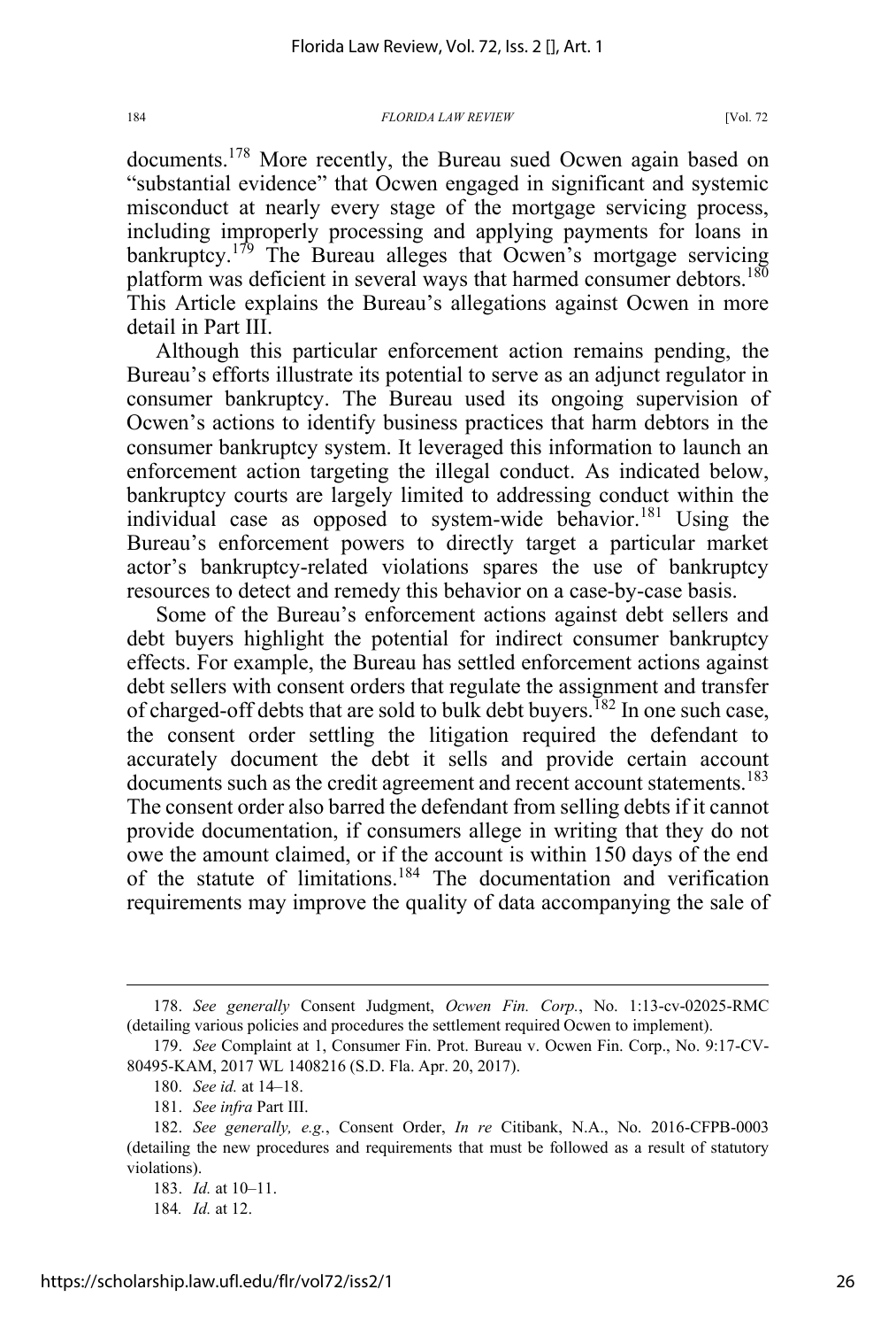documents.[178] More recently, the Bureau sued Ocwen again based on "substantial evidence" that Ocwen engaged in significant and systemic misconduct at nearly every stage of the mortgage servicing process, including improperly processing and applying payments for loans in bankruptcy.[179] The Bureau alleges that Ocwen's mortgage servicing platform was deficient in several ways that harmed consumer debtors.[180] This Article explains the Bureau's allegations against Ocwen in more detail in Part III.

Although this particular enforcement action remains pending, the Bureau's efforts illustrate its potential to serve as an adjunct regulator in consumer bankruptcy. The Bureau used its ongoing supervision of Ocwen's actions to identify business practices that harm debtors in the consumer bankruptcy system. It leveraged this information to launch an enforcement action targeting the illegal conduct. As indicated below, bankruptcy courts are largely limited to addressing conduct within the individual case as opposed to system-wide behavior.[181] Using the Bureau's enforcement powers to directly target a particular market actor's bankruptcy-related violations spares the use of bankruptcy resources to detect and remedy this behavior on a case-by-case basis.

Some of the Bureau's enforcement actions against debt sellers and debt buyers highlight the potential for indirect consumer bankruptcy effects. For example, the Bureau has settled enforcement actions against debt sellers with consent orders that regulate the assignment and transfer of charged-off debts that are sold to bulk debt buyers.[182] In one such case, the consent order settling the litigation required the defendant to accurately document the debt it sells and provide certain account documents such as the credit agreement and recent account statements.[183] The consent order also barred the defendant from selling debts if it cannot provide documentation, if consumers allege in writing that they do not owe the amount claimed, or if the account is within 150 days of the end of the statute of limitations.[184] The documentation and verification requirements may improve the quality of data accompanying the sale of

---

178. *See generally* Consent Judgment, *Ocwen Fin. Corp.*, No. 1:13-cv-02025-RMC (detailing various policies and procedures the settlement required Ocwen to implement).

179. *See* Complaint at 1, Consumer Fin. Prot. Bureau v. Ocwen Fin. Corp., No. 9:17-CV-80495-KAM, 2017 WL 1408216 (S.D. Fla. Apr. 20, 2017).

180. *See id.* at 14–18.

181. *See infra* Part III.

182. *See generally, e.g.*, Consent Order, *In re* Citibank, N.A., No. 2016-CFPB-0003 (detailing the new procedures and requirements that must be followed as a result of statutory violations).

183. *Id.* at 10–11.

184. *Id.* at 12.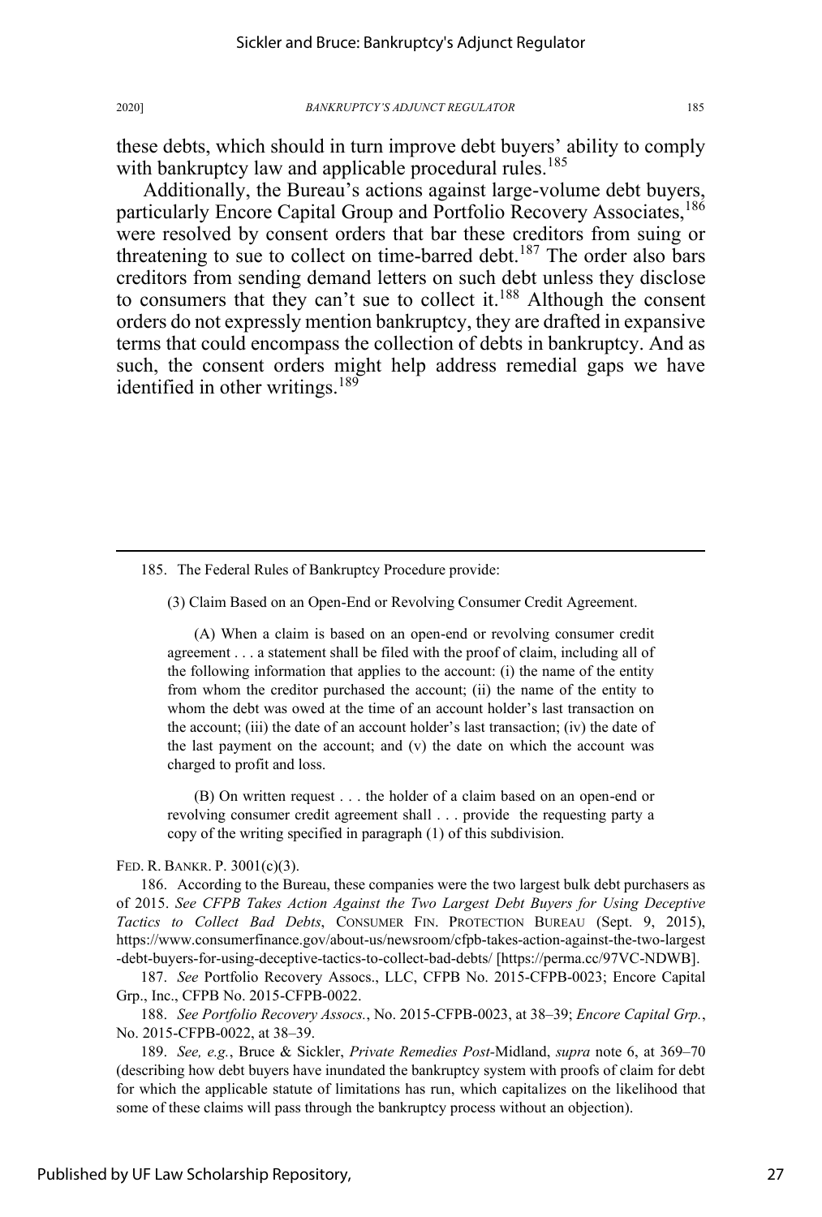these debts, which should in turn improve debt buyers' ability to comply with bankruptcy law and applicable procedural rules.[185]

Additionally, the Bureau's actions against large-volume debt buyers, particularly Encore Capital Group and Portfolio Recovery Associates,[186] were resolved by consent orders that bar these creditors from suing or threatening to sue to collect on time-barred debt.[187] The order also bars creditors from sending demand letters on such debt unless they disclose to consumers that they can't sue to collect it.[188] Although the consent orders do not expressly mention bankruptcy, they are drafted in expansive terms that could encompass the collection of debts in bankruptcy. And as such, the consent orders might help address remedial gaps we have identified in other writings.[189]

---

185. The Federal Rules of Bankruptcy Procedure provide:

> (3) Claim Based on an Open-End or Revolving Consumer Credit Agreement.
>
> (A) When a claim is based on an open-end or revolving consumer credit agreement . . . a statement shall be filed with the proof of claim, including all of the following information that applies to the account: (i) the name of the entity from whom the creditor purchased the account; (ii) the name of the entity to whom the debt was owed at the time of an account holder's last transaction on the account; (iii) the date of an account holder's last transaction; (iv) the date of the last payment on the account; and (v) the date on which the account was charged to profit and loss.
>
> (B) On written request . . . the holder of a claim based on an open-end or revolving consumer credit agreement shall . . . provide the requesting party a copy of the writing specified in paragraph (1) of this subdivision.

FED. R. BANKR. P. 3001(c)(3).

186. According to the Bureau, these companies were the two largest bulk debt purchasers as of 2015. *See CFPB Takes Action Against the Two Largest Debt Buyers for Using Deceptive Tactics to Collect Bad Debts*, CONSUMER FIN. PROTECTION BUREAU (Sept. 9, 2015), https://www.consumerfinance.gov/about-us/newsroom/cfpb-takes-action-against-the-two-largest-debt-buyers-for-using-deceptive-tactics-to-collect-bad-debts/ [https://perma.cc/97VC-NDWB].

187. *See* Portfolio Recovery Assocs., LLC, CFPB No. 2015-CFPB-0023; Encore Capital Grp., Inc., CFPB No. 2015-CFPB-0022.

188. *See Portfolio Recovery Assocs.*, No. 2015-CFPB-0023, at 38–39; *Encore Capital Grp.*, No. 2015-CFPB-0022, at 38–39.

189. *See, e.g.*, Bruce & Sickler, *Private Remedies Post-*Midland, *supra* note 6, at 369–70 (describing how debt buyers have inundated the bankruptcy system with proofs of claim for debt for which the applicable statute of limitations has run, which capitalizes on the likelihood that some of these claims will pass through the bankruptcy process without an objection).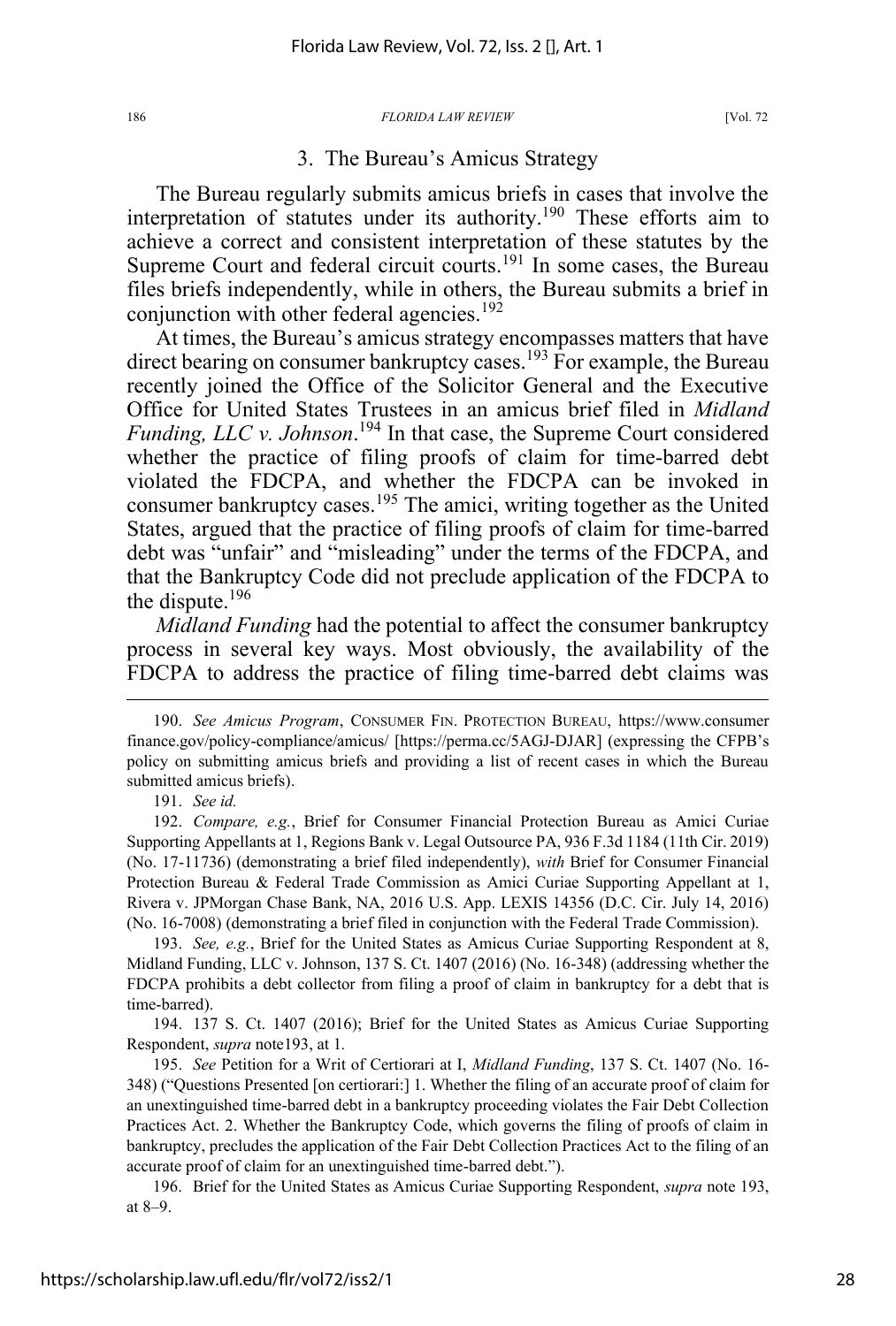### 3. The Bureau's Amicus Strategy

The Bureau regularly submits amicus briefs in cases that involve the interpretation of statutes under its authority.[190] These efforts aim to achieve a correct and consistent interpretation of these statutes by the Supreme Court and federal circuit courts.[191] In some cases, the Bureau files briefs independently, while in others, the Bureau submits a brief in conjunction with other federal agencies.[192]

At times, the Bureau's amicus strategy encompasses matters that have direct bearing on consumer bankruptcy cases.[193] For example, the Bureau recently joined the Office of the Solicitor General and the Executive Office for United States Trustees in an amicus brief filed in *Midland Funding, LLC v. Johnson*.[194] In that case, the Supreme Court considered whether the practice of filing proofs of claim for time-barred debt violated the FDCPA, and whether the FDCPA can be invoked in consumer bankruptcy cases.[195] The amici, writing together as the United States, argued that the practice of filing proofs of claim for time-barred debt was "unfair" and "misleading" under the terms of the FDCPA, and that the Bankruptcy Code did not preclude application of the FDCPA to the dispute.[196]

*Midland Funding* had the potential to affect the consumer bankruptcy process in several key ways. Most obviously, the availability of the FDCPA to address the practice of filing time-barred debt claims was

---

190. *See Amicus Program*, CONSUMER FIN. PROTECTION BUREAU, https://www.consumerfinance.gov/policy-compliance/amicus/ [https://perma.cc/5AGJ-DJAR] (expressing the CFPB's policy on submitting amicus briefs and providing a list of recent cases in which the Bureau submitted amicus briefs).

191. *See id.*

192. *Compare, e.g.*, Brief for Consumer Financial Protection Bureau as Amici Curiae Supporting Appellants at 1, Regions Bank v. Legal Outsource PA, 936 F.3d 1184 (11th Cir. 2019) (No. 17-11736) (demonstrating a brief filed independently), *with* Brief for Consumer Financial Protection Bureau & Federal Trade Commission as Amici Curiae Supporting Appellant at 1, Rivera v. JPMorgan Chase Bank, NA, 2016 U.S. App. LEXIS 14356 (D.C. Cir. July 14, 2016) (No. 16-7008) (demonstrating a brief filed in conjunction with the Federal Trade Commission).

193. *See, e.g.*, Brief for the United States as Amicus Curiae Supporting Respondent at 8, Midland Funding, LLC v. Johnson, 137 S. Ct. 1407 (2016) (No. 16-348) (addressing whether the FDCPA prohibits a debt collector from filing a proof of claim in bankruptcy for a debt that is time-barred).

194. 137 S. Ct. 1407 (2016); Brief for the United States as Amicus Curiae Supporting Respondent, *supra* note193, at 1.

195. *See* Petition for a Writ of Certiorari at I, *Midland Funding*, 137 S. Ct. 1407 (No. 16-348) ("Questions Presented [on certiorari:] 1. Whether the filing of an accurate proof of claim for an unextinguished time-barred debt in a bankruptcy proceeding violates the Fair Debt Collection Practices Act. 2. Whether the Bankruptcy Code, which governs the filing of proofs of claim in bankruptcy, precludes the application of the Fair Debt Collection Practices Act to the filing of an accurate proof of claim for an unextinguished time-barred debt.").

196. Brief for the United States as Amicus Curiae Supporting Respondent, *supra* note 193, at 8–9.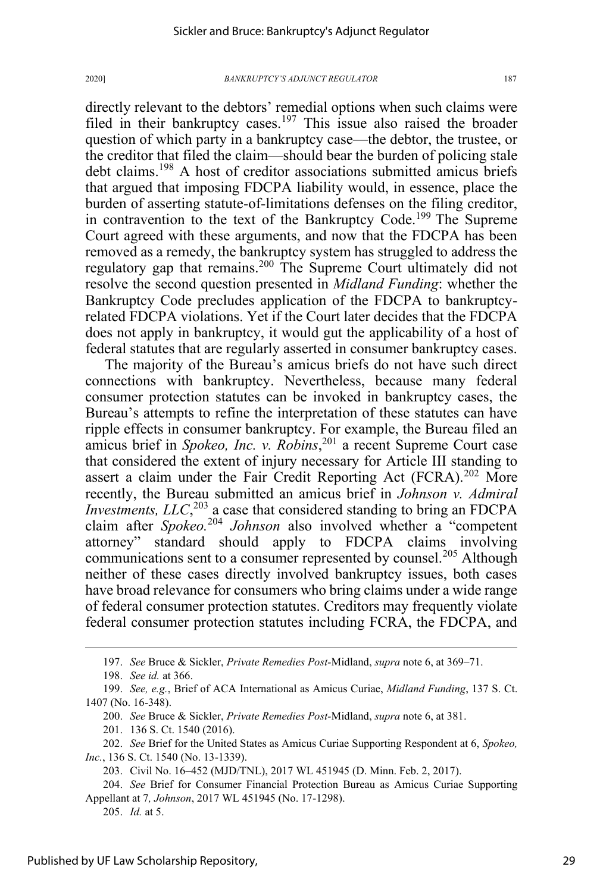directly relevant to the debtors' remedial options when such claims were filed in their bankruptcy cases.[197] This issue also raised the broader question of which party in a bankruptcy case—the debtor, the trustee, or the creditor that filed the claim—should bear the burden of policing stale debt claims.[198] A host of creditor associations submitted amicus briefs that argued that imposing FDCPA liability would, in essence, place the burden of asserting statute-of-limitations defenses on the filing creditor, in contravention to the text of the Bankruptcy Code.[199] The Supreme Court agreed with these arguments, and now that the FDCPA has been removed as a remedy, the bankruptcy system has struggled to address the regulatory gap that remains.[200] The Supreme Court ultimately did not resolve the second question presented in *Midland Funding*: whether the Bankruptcy Code precludes application of the FDCPA to bankruptcy-related FDCPA violations. Yet if the Court later decides that the FDCPA does not apply in bankruptcy, it would gut the applicability of a host of federal statutes that are regularly asserted in consumer bankruptcy cases.

The majority of the Bureau's amicus briefs do not have such direct connections with bankruptcy. Nevertheless, because many federal consumer protection statutes can be invoked in bankruptcy cases, the Bureau's attempts to refine the interpretation of these statutes can have ripple effects in consumer bankruptcy. For example, the Bureau filed an amicus brief in *Spokeo, Inc. v. Robins*,[201] a recent Supreme Court case that considered the extent of injury necessary for Article III standing to assert a claim under the Fair Credit Reporting Act (FCRA).[202] More recently, the Bureau submitted an amicus brief in *Johnson v. Admiral Investments, LLC*,[203] a case that considered standing to bring an FDCPA claim after *Spokeo*.[204] *Johnson* also involved whether a "competent attorney" standard should apply to FDCPA claims involving communications sent to a consumer represented by counsel.[205] Although neither of these cases directly involved bankruptcy issues, both cases have broad relevance for consumers who bring claims under a wide range of federal consumer protection statutes. Creditors may frequently violate federal consumer protection statutes including FCRA, the FDCPA, and

---

197. *See* Bruce & Sickler, *Private Remedies Post-*Midland, *supra* note 6, at 369–71.

198. *See id.* at 366.

199. *See, e.g.*, Brief of ACA International as Amicus Curiae, *Midland Funding*, 137 S. Ct. 1407 (No. 16-348).

200. *See* Bruce & Sickler, *Private Remedies Post-*Midland, *supra* note 6, at 381.

201. 136 S. Ct. 1540 (2016).

202. *See* Brief for the United States as Amicus Curiae Supporting Respondent at 6, *Spokeo, Inc.*, 136 S. Ct. 1540 (No. 13-1339).

203. Civil No. 16–452 (MJD/TNL), 2017 WL 451945 (D. Minn. Feb. 2, 2017).

204. *See* Brief for Consumer Financial Protection Bureau as Amicus Curiae Supporting Appellant at 7*, Johnson*, 2017 WL 451945 (No. 17-1298).

205. *Id.* at 5.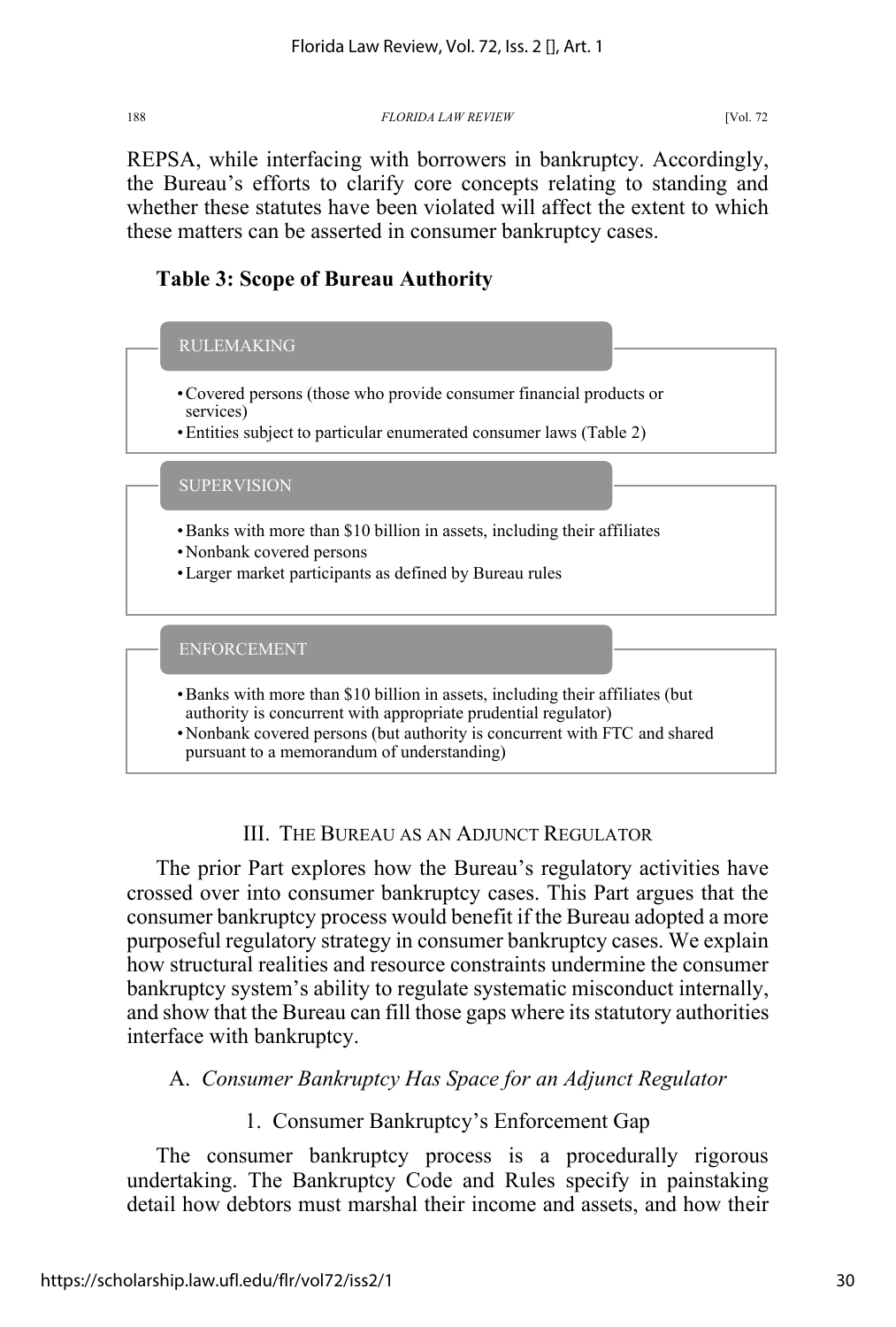REPSA, while interfacing with borrowers in bankruptcy. Accordingly, the Bureau's efforts to clarify core concepts relating to standing and whether these statutes have been violated will affect the extent to which these matters can be asserted in consumer bankruptcy cases.

**Table 3: Scope of Bureau Authority**

| RULEMAKING |
| --- |
| • Covered persons (those who provide consumer financial products or services)<br>• Entities subject to particular enumerated consumer laws (Table 2) |

| SUPERVISION |
| --- |
| • Banks with more than $10 billion in assets, including their affiliates<br>• Nonbank covered persons<br>• Larger market participants as defined by Bureau rules |

| ENFORCEMENT |
| --- |
| • Banks with more than $10 billion in assets, including their affiliates (but authority is concurrent with appropriate prudential regulator)<br>• Nonbank covered persons (but authority is concurrent with FTC and shared pursuant to a memorandum of understanding) |

## III. The Bureau as an Adjunct Regulator

The prior Part explores how the Bureau's regulatory activities have crossed over into consumer bankruptcy cases. This Part argues that the consumer bankruptcy process would benefit if the Bureau adopted a more purposeful regulatory strategy in consumer bankruptcy cases. We explain how structural realities and resource constraints undermine the consumer bankruptcy system's ability to regulate systematic misconduct internally, and show that the Bureau can fill those gaps where its statutory authorities interface with bankruptcy.

### A. *Consumer Bankruptcy Has Space for an Adjunct Regulator*

#### 1. Consumer Bankruptcy's Enforcement Gap

The consumer bankruptcy process is a procedurally rigorous undertaking. The Bankruptcy Code and Rules specify in painstaking detail how debtors must marshal their income and assets, and how their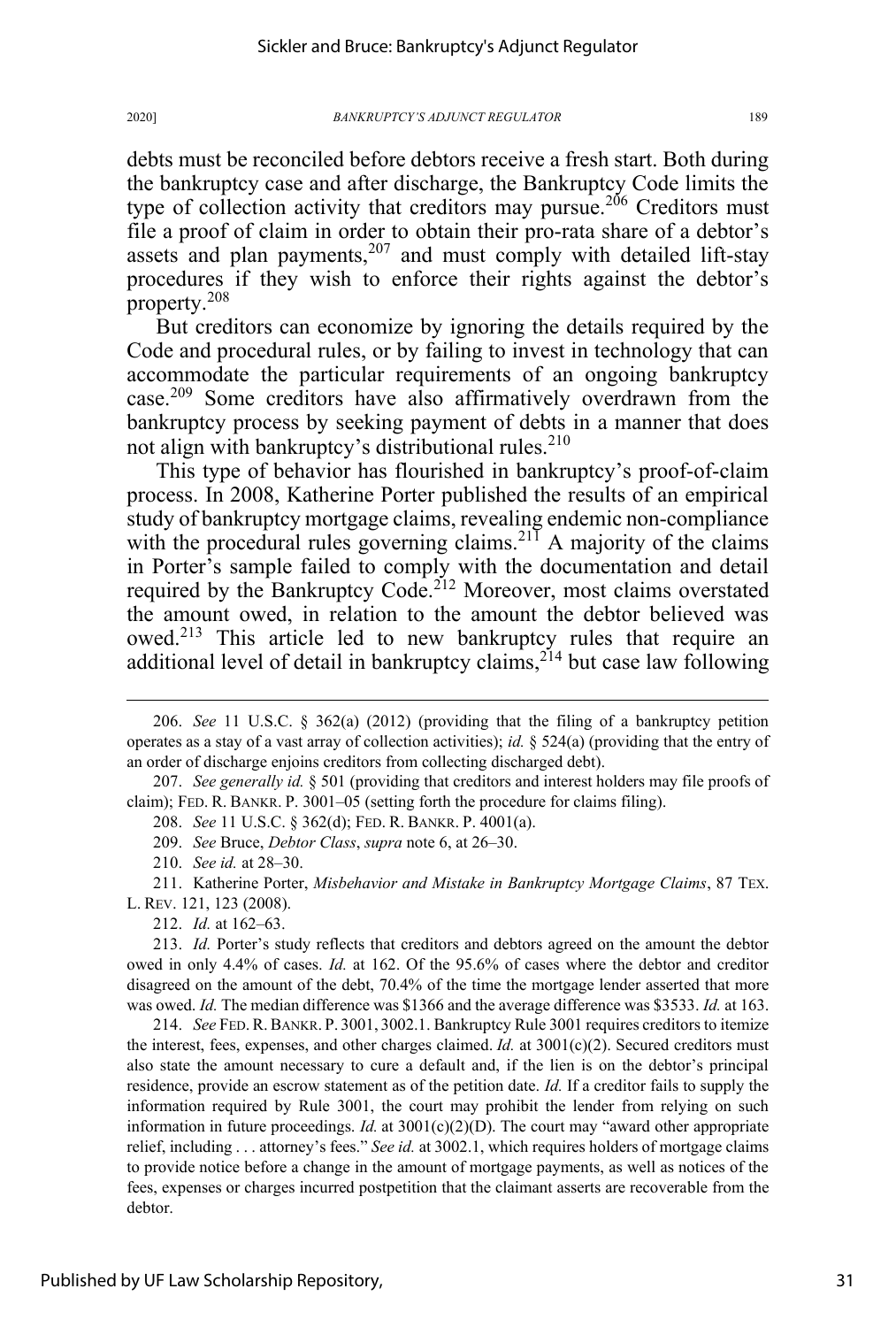debts must be reconciled before debtors receive a fresh start. Both during the bankruptcy case and after discharge, the Bankruptcy Code limits the type of collection activity that creditors may pursue.[206] Creditors must file a proof of claim in order to obtain their pro-rata share of a debtor's assets and plan payments,[207] and must comply with detailed lift-stay procedures if they wish to enforce their rights against the debtor's property.[208]

But creditors can economize by ignoring the details required by the Code and procedural rules, or by failing to invest in technology that can accommodate the particular requirements of an ongoing bankruptcy case.[209] Some creditors have also affirmatively overdrawn from the bankruptcy process by seeking payment of debts in a manner that does not align with bankruptcy's distributional rules.[210]

This type of behavior has flourished in bankruptcy's proof-of-claim process. In 2008, Katherine Porter published the results of an empirical study of bankruptcy mortgage claims, revealing endemic non-compliance with the procedural rules governing claims.[211] A majority of the claims in Porter's sample failed to comply with the documentation and detail required by the Bankruptcy Code.[212] Moreover, most claims overstated the amount owed, in relation to the amount the debtor believed was owed.[213] This article led to new bankruptcy rules that require an additional level of detail in bankruptcy claims,[214] but case law following

---

206. *See* 11 U.S.C. § 362(a) (2012) (providing that the filing of a bankruptcy petition operates as a stay of a vast array of collection activities); *id.* § 524(a) (providing that the entry of an order of discharge enjoins creditors from collecting discharged debt).

207. *See generally id.* § 501 (providing that creditors and interest holders may file proofs of claim); FED. R. BANKR. P. 3001–05 (setting forth the procedure for claims filing).

208. *See* 11 U.S.C. § 362(d); FED. R. BANKR. P. 4001(a).

209. *See* Bruce, *Debtor Class*, *supra* note 6, at 26–30.

210. *See id.* at 28–30.

211. Katherine Porter, *Misbehavior and Mistake in Bankruptcy Mortgage Claims*, 87 TEX. L. REV. 121, 123 (2008).

212. *Id.* at 162–63.

213. *Id.* Porter's study reflects that creditors and debtors agreed on the amount the debtor owed in only 4.4% of cases. *Id.* at 162. Of the 95.6% of cases where the debtor and creditor disagreed on the amount of the debt, 70.4% of the time the mortgage lender asserted that more was owed. *Id.* The median difference was $1366 and the average difference was $3533. *Id.* at 163.

214. *See* FED. R. BANKR. P. 3001, 3002.1. Bankruptcy Rule 3001 requires creditors to itemize the interest, fees, expenses, and other charges claimed. *Id.* at 3001(c)(2). Secured creditors must also state the amount necessary to cure a default and, if the lien is on the debtor's principal residence, provide an escrow statement as of the petition date. *Id.* If a creditor fails to supply the information required by Rule 3001, the court may prohibit the lender from relying on such information in future proceedings. *Id.* at 3001(c)(2)(D). The court may "award other appropriate relief, including . . . attorney's fees." *See id.* at 3002.1, which requires holders of mortgage claims to provide notice before a change in the amount of mortgage payments, as well as notices of the fees, expenses or charges incurred postpetition that the claimant asserts are recoverable from the debtor.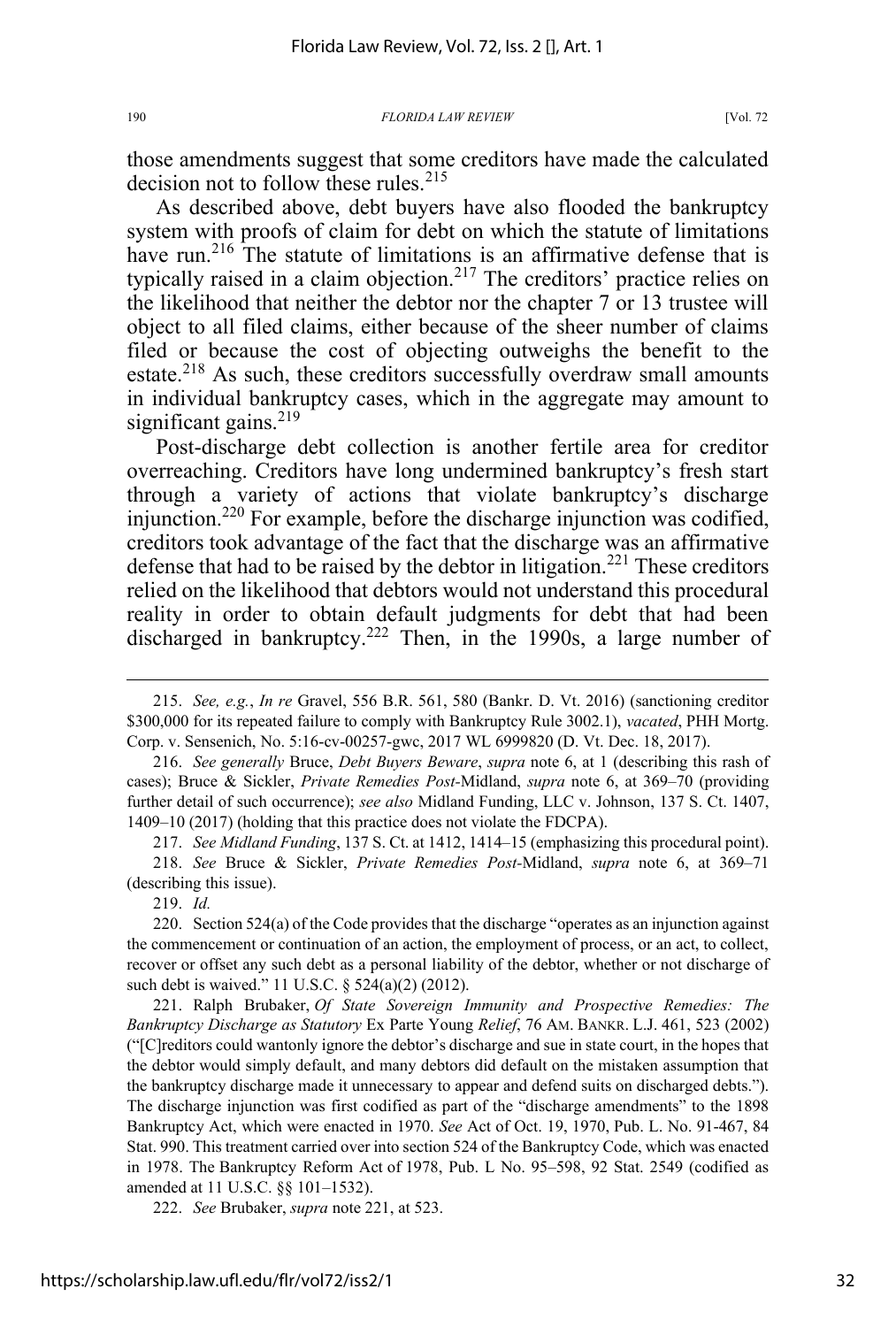those amendments suggest that some creditors have made the calculated decision not to follow these rules.[215]

As described above, debt buyers have also flooded the bankruptcy system with proofs of claim for debt on which the statute of limitations have run.[216] The statute of limitations is an affirmative defense that is typically raised in a claim objection.[217] The creditors' practice relies on the likelihood that neither the debtor nor the chapter 7 or 13 trustee will object to all filed claims, either because of the sheer number of claims filed or because the cost of objecting outweighs the benefit to the estate.[218] As such, these creditors successfully overdraw small amounts in individual bankruptcy cases, which in the aggregate may amount to significant gains.[219]

Post-discharge debt collection is another fertile area for creditor overreaching. Creditors have long undermined bankruptcy's fresh start through a variety of actions that violate bankruptcy's discharge injunction.[220] For example, before the discharge injunction was codified, creditors took advantage of the fact that the discharge was an affirmative defense that had to be raised by the debtor in litigation.[221] These creditors relied on the likelihood that debtors would not understand this procedural reality in order to obtain default judgments for debt that had been discharged in bankruptcy.[222] Then, in the 1990s, a large number of

---

215. *See, e.g.*, *In re* Gravel, 556 B.R. 561, 580 (Bankr. D. Vt. 2016) (sanctioning creditor $300,000 for its repeated failure to comply with Bankruptcy Rule 3002.1), *vacated*, PHH Mortg. Corp. v. Sensenich, No. 5:16-cv-00257-gwc, 2017 WL 6999820 (D. Vt. Dec. 18, 2017).

216. *See generally* Bruce, *Debt Buyers Beware*, *supra* note 6, at 1 (describing this rash of cases); Bruce & Sickler, *Private Remedies Post-*Midland, *supra* note 6, at 369–70 (providing further detail of such occurrence); *see also* Midland Funding, LLC v. Johnson, 137 S. Ct. 1407, 1409–10 (2017) (holding that this practice does not violate the FDCPA).

217. *See Midland Funding*, 137 S. Ct. at 1412, 1414–15 (emphasizing this procedural point).

218. *See* Bruce & Sickler, *Private Remedies Post-*Midland, *supra* note 6, at 369–71 (describing this issue).

219. *Id.*

220. Section 524(a) of the Code provides that the discharge "operates as an injunction against the commencement or continuation of an action, the employment of process, or an act, to collect, recover or offset any such debt as a personal liability of the debtor, whether or not discharge of such debt is waived." 11 U.S.C. § 524(a)(2) (2012).

221. Ralph Brubaker, *Of State Sovereign Immunity and Prospective Remedies: The Bankruptcy Discharge as Statutory* Ex Parte Young *Relief*, 76 AM. BANKR. L.J. 461, 523 (2002) ("[C]reditors could wantonly ignore the debtor's discharge and sue in state court, in the hopes that the debtor would simply default, and many debtors did default on the mistaken assumption that the bankruptcy discharge made it unnecessary to appear and defend suits on discharged debts."). The discharge injunction was first codified as part of the "discharge amendments" to the 1898 Bankruptcy Act, which were enacted in 1970. *See* Act of Oct. 19, 1970, Pub. L. No. 91-467, 84 Stat. 990. This treatment carried over into section 524 of the Bankruptcy Code, which was enacted in 1978. The Bankruptcy Reform Act of 1978, Pub. L No. 95–598, 92 Stat. 2549 (codified as amended at 11 U.S.C. §§ 101–1532).

222. *See* Brubaker, *supra* note 221, at 523.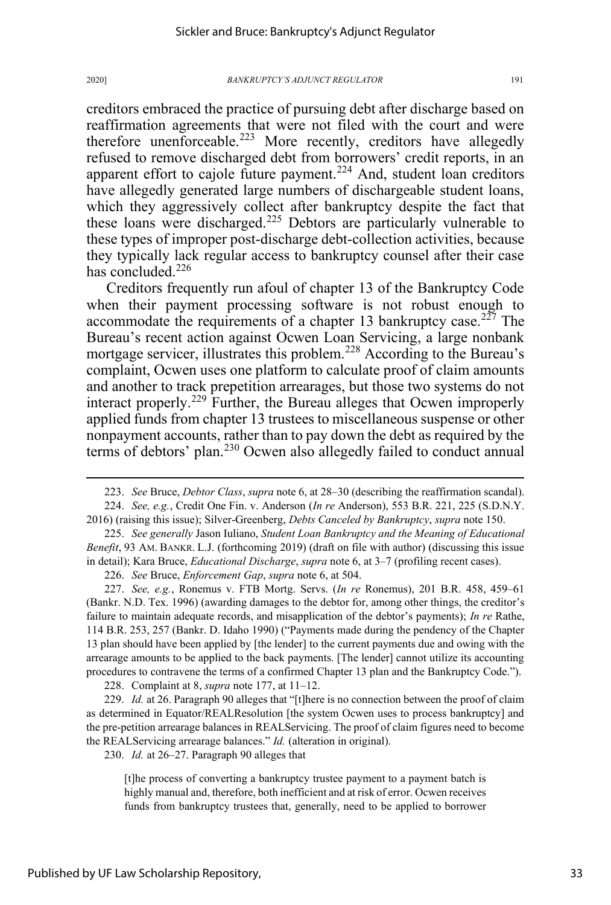creditors embraced the practice of pursuing debt after discharge based on reaffirmation agreements that were not filed with the court and were therefore unenforceable.[223] More recently, creditors have allegedly refused to remove discharged debt from borrowers' credit reports, in an apparent effort to cajole future payment.[224] And, student loan creditors have allegedly generated large numbers of dischargeable student loans, which they aggressively collect after bankruptcy despite the fact that these loans were discharged.[225] Debtors are particularly vulnerable to these types of improper post-discharge debt-collection activities, because they typically lack regular access to bankruptcy counsel after their case has concluded.[226]

Creditors frequently run afoul of chapter 13 of the Bankruptcy Code when their payment processing software is not robust enough to accommodate the requirements of a chapter 13 bankruptcy case.[227] The Bureau's recent action against Ocwen Loan Servicing, a large nonbank mortgage servicer, illustrates this problem.[228] According to the Bureau's complaint, Ocwen uses one platform to calculate proof of claim amounts and another to track prepetition arrearages, but those two systems do not interact properly.[229] Further, the Bureau alleges that Ocwen improperly applied funds from chapter 13 trustees to miscellaneous suspense or other nonpayment accounts, rather than to pay down the debt as required by the terms of debtors' plan.[230] Ocwen also allegedly failed to conduct annual

---

223. *See* Bruce, *Debtor Class*, *supra* note 6, at 28–30 (describing the reaffirmation scandal).

224. *See, e.g.*, Credit One Fin. v. Anderson (*In re* Anderson), 553 B.R. 221, 225 (S.D.N.Y. 2016) (raising this issue); Silver-Greenberg, *Debts Canceled by Bankruptcy*, *supra* note 150.

225. *See generally* Jason Iuliano, *Student Loan Bankruptcy and the Meaning of Educational Benefit*, 93 AM. BANKR. L.J. (forthcoming 2019) (draft on file with author) (discussing this issue in detail); Kara Bruce, *Educational Discharge*, *supra* note 6, at 3–7 (profiling recent cases).

226. *See* Bruce, *Enforcement Gap*, *supra* note 6, at 504.

227. *See, e.g.*, Ronemus v. FTB Mortg. Servs. (*In re* Ronemus), 201 B.R. 458, 459–61 (Bankr. N.D. Tex. 1996) (awarding damages to the debtor for, among other things, the creditor's failure to maintain adequate records, and misapplication of the debtor's payments); *In re* Rathe, 114 B.R. 253, 257 (Bankr. D. Idaho 1990) ("Payments made during the pendency of the Chapter 13 plan should have been applied by [the lender] to the current payments due and owing with the arrearage amounts to be applied to the back payments. [The lender] cannot utilize its accounting procedures to contravene the terms of a confirmed Chapter 13 plan and the Bankruptcy Code.").

228. Complaint at 8, *supra* note 177, at 11–12.

229. *Id.* at 26. Paragraph 90 alleges that "[t]here is no connection between the proof of claim as determined in Equator/REALResolution [the system Ocwen uses to process bankruptcy] and the pre-petition arrearage balances in REALServicing. The proof of claim figures need to become the REALServicing arrearage balances." *Id.* (alteration in original).

230. *Id.* at 26–27. Paragraph 90 alleges that

> [t]he process of converting a bankruptcy trustee payment to a payment batch is highly manual and, therefore, both inefficient and at risk of error. Ocwen receives funds from bankruptcy trustees that, generally, need to be applied to borrower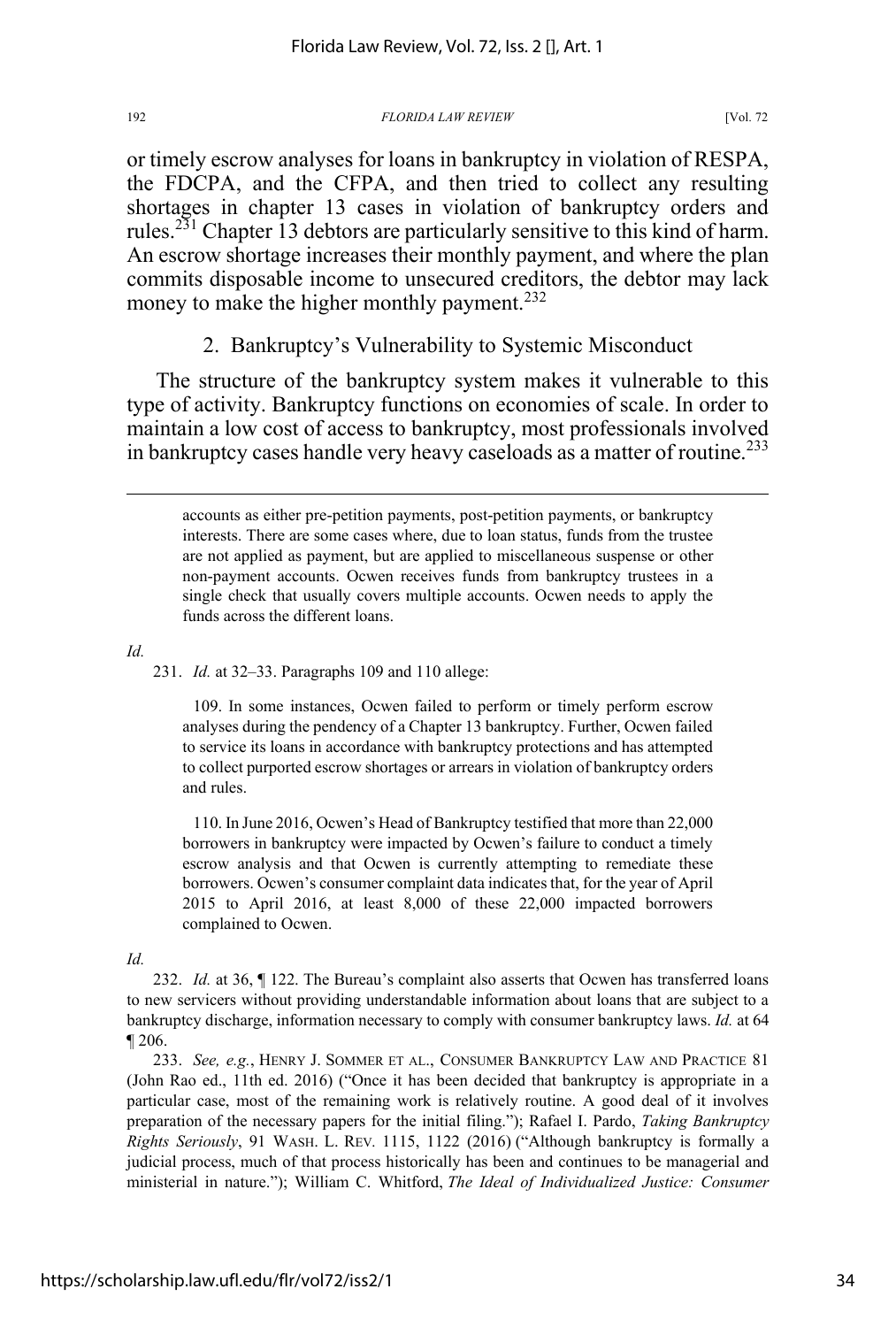or timely escrow analyses for loans in bankruptcy in violation of RESPA, the FDCPA, and the CFPA, and then tried to collect any resulting shortages in chapter 13 cases in violation of bankruptcy orders and rules.[231] Chapter 13 debtors are particularly sensitive to this kind of harm. An escrow shortage increases their monthly payment, and where the plan commits disposable income to unsecured creditors, the debtor may lack money to make the higher monthly payment.[232]

### 2. Bankruptcy's Vulnerability to Systemic Misconduct

The structure of the bankruptcy system makes it vulnerable to this type of activity. Bankruptcy functions on economies of scale. In order to maintain a low cost of access to bankruptcy, most professionals involved in bankruptcy cases handle very heavy caseloads as a matter of routine.[233]

---

> accounts as either pre-petition payments, post-petition payments, or bankruptcy interests. There are some cases where, due to loan status, funds from the trustee are not applied as payment, but are applied to miscellaneous suspense or other non-payment accounts. Ocwen receives funds from bankruptcy trustees in a single check that usually covers multiple accounts. Ocwen needs to apply the funds across the different loans.

*Id.*

231. *Id.* at 32–33. Paragraphs 109 and 110 allege:

> 109. In some instances, Ocwen failed to perform or timely perform escrow analyses during the pendency of a Chapter 13 bankruptcy. Further, Ocwen failed to service its loans in accordance with bankruptcy protections and has attempted to collect purported escrow shortages or arrears in violation of bankruptcy orders and rules.
>
> 110. In June 2016, Ocwen's Head of Bankruptcy testified that more than 22,000 borrowers in bankruptcy were impacted by Ocwen's failure to conduct a timely escrow analysis and that Ocwen is currently attempting to remediate these borrowers. Ocwen's consumer complaint data indicates that, for the year of April 2015 to April 2016, at least 8,000 of these 22,000 impacted borrowers complained to Ocwen.

*Id.*

232. *Id.* at 36, ¶ 122. The Bureau's complaint also asserts that Ocwen has transferred loans to new servicers without providing understandable information about loans that are subject to a bankruptcy discharge, information necessary to comply with consumer bankruptcy laws. *Id.* at 64 ¶ 206.

233. *See, e.g.*, HENRY J. SOMMER ET AL., CONSUMER BANKRUPTCY LAW AND PRACTICE 81 (John Rao ed., 11th ed. 2016) ("Once it has been decided that bankruptcy is appropriate in a particular case, most of the remaining work is relatively routine. A good deal of it involves preparation of the necessary papers for the initial filing."); Rafael I. Pardo, *Taking Bankruptcy Rights Seriously*, 91 WASH. L. REV. 1115, 1122 (2016) ("Although bankruptcy is formally a judicial process, much of that process historically has been and continues to be managerial and ministerial in nature."); William C. Whitford, *The Ideal of Individualized Justice: Consumer*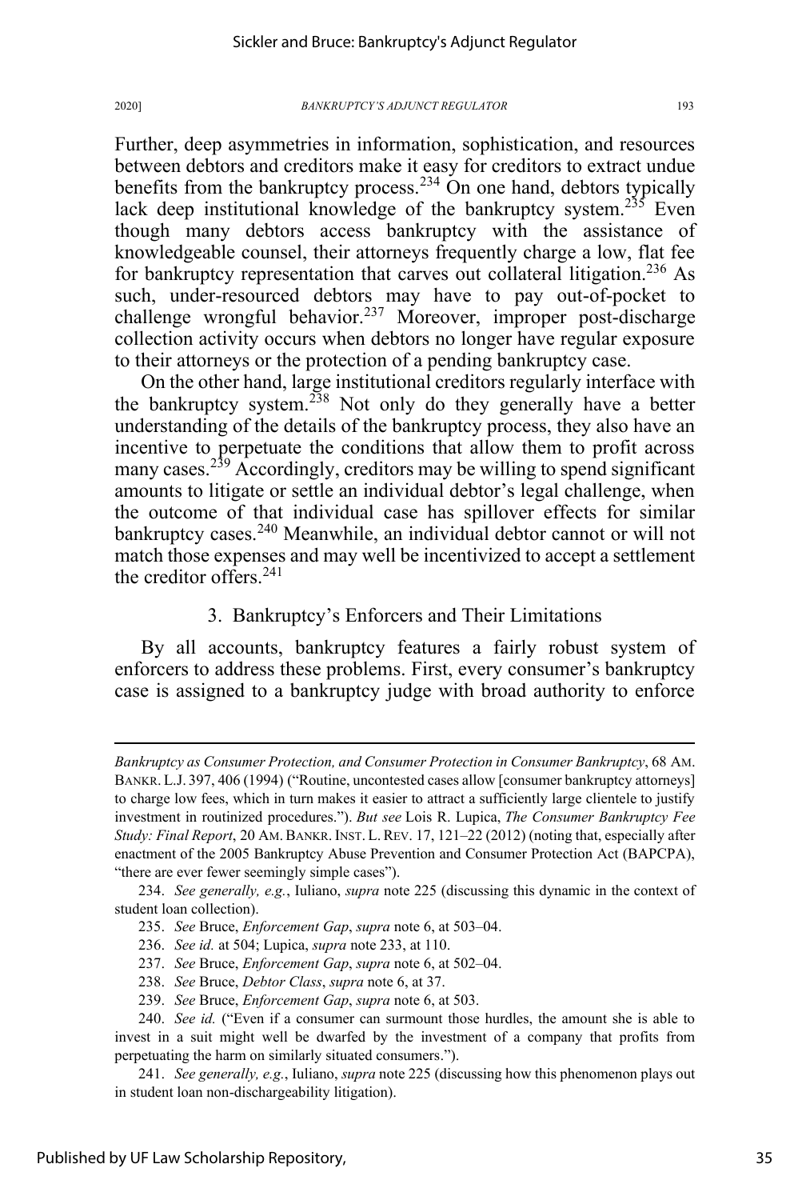Further, deep asymmetries in information, sophistication, and resources between debtors and creditors make it easy for creditors to extract undue benefits from the bankruptcy process.[234] On one hand, debtors typically lack deep institutional knowledge of the bankruptcy system.[235] Even though many debtors access bankruptcy with the assistance of knowledgeable counsel, their attorneys frequently charge a low, flat fee for bankruptcy representation that carves out collateral litigation.[236] As such, under-resourced debtors may have to pay out-of-pocket to challenge wrongful behavior.[237] Moreover, improper post-discharge collection activity occurs when debtors no longer have regular exposure to their attorneys or the protection of a pending bankruptcy case.

On the other hand, large institutional creditors regularly interface with the bankruptcy system.[238] Not only do they generally have a better understanding of the details of the bankruptcy process, they also have an incentive to perpetuate the conditions that allow them to profit across many cases.[239] Accordingly, creditors may be willing to spend significant amounts to litigate or settle an individual debtor's legal challenge, when the outcome of that individual case has spillover effects for similar bankruptcy cases.[240] Meanwhile, an individual debtor cannot or will not match those expenses and may well be incentivized to accept a settlement the creditor offers.[241]

### 3. Bankruptcy's Enforcers and Their Limitations

By all accounts, bankruptcy features a fairly robust system of enforcers to address these problems. First, every consumer's bankruptcy case is assigned to a bankruptcy judge with broad authority to enforce

---

*Bankruptcy as Consumer Protection, and Consumer Protection in Consumer Bankruptcy*, 68 AM. BANKR. L.J. 397, 406 (1994) ("Routine, uncontested cases allow [consumer bankruptcy attorneys] to charge low fees, which in turn makes it easier to attract a sufficiently large clientele to justify investment in routinized procedures."). *But see* Lois R. Lupica, *The Consumer Bankruptcy Fee Study: Final Report*, 20 AM. BANKR. INST. L. REV. 17, 121–22 (2012) (noting that, especially after enactment of the 2005 Bankruptcy Abuse Prevention and Consumer Protection Act (BAPCPA), "there are ever fewer seemingly simple cases").

234. *See generally, e.g.*, Iuliano, *supra* note 225 (discussing this dynamic in the context of student loan collection).

235. *See* Bruce, *Enforcement Gap*, *supra* note 6, at 503–04.

236. *See id.* at 504; Lupica, *supra* note 233, at 110.

237. *See* Bruce, *Enforcement Gap*, *supra* note 6, at 502–04.

238. *See* Bruce, *Debtor Class*, *supra* note 6, at 37.

239. *See* Bruce, *Enforcement Gap*, *supra* note 6, at 503.

240. *See id.* ("Even if a consumer can surmount those hurdles, the amount she is able to invest in a suit might well be dwarfed by the investment of a company that profits from perpetuating the harm on similarly situated consumers.").

241. *See generally, e.g.*, Iuliano, *supra* note 225 (discussing how this phenomenon plays out in student loan non-dischargeability litigation).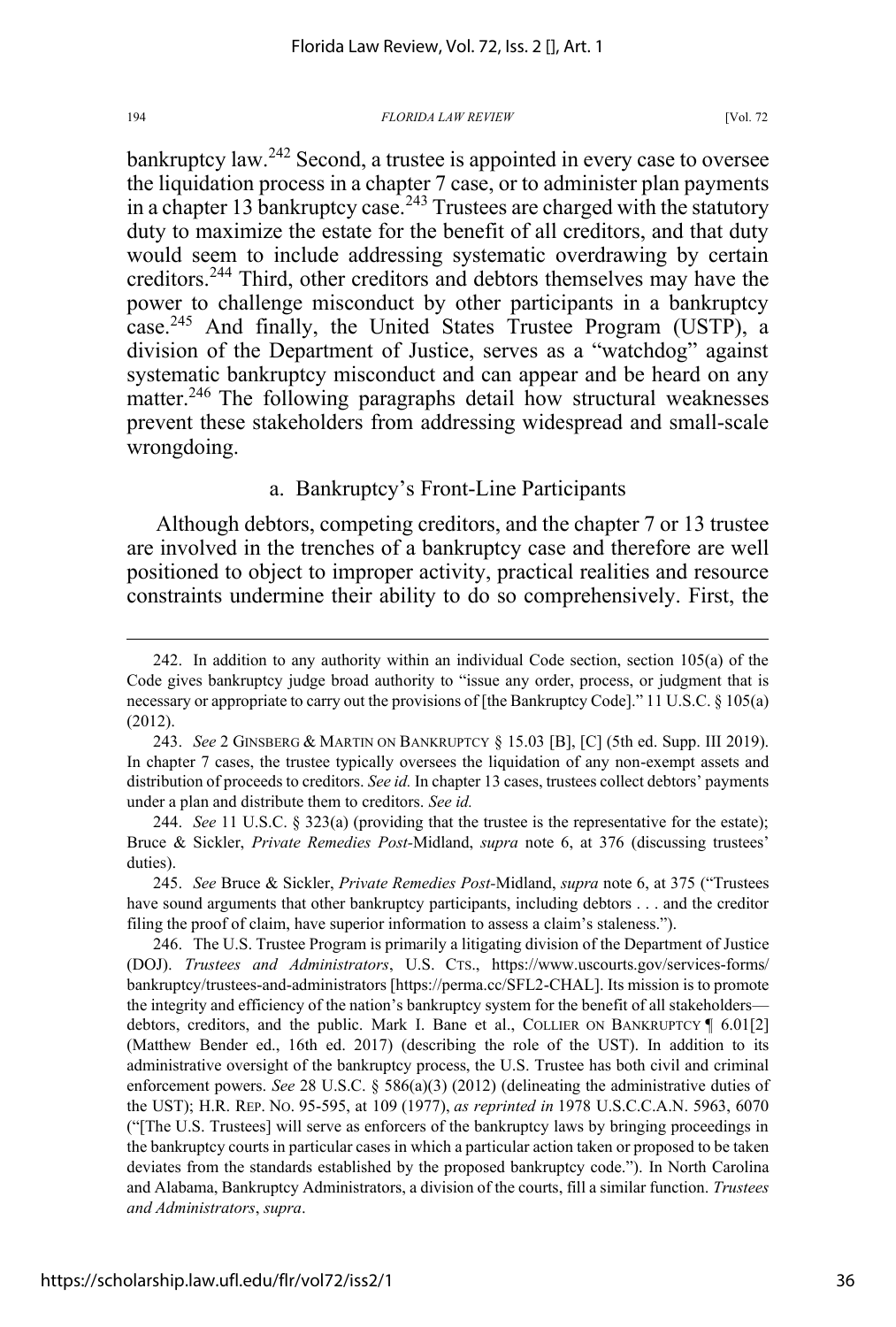bankruptcy law.[242] Second, a trustee is appointed in every case to oversee the liquidation process in a chapter 7 case, or to administer plan payments in a chapter 13 bankruptcy case.[243] Trustees are charged with the statutory duty to maximize the estate for the benefit of all creditors, and that duty would seem to include addressing systematic overdrawing by certain creditors.[244] Third, other creditors and debtors themselves may have the power to challenge misconduct by other participants in a bankruptcy case.[245] And finally, the United States Trustee Program (USTP), a division of the Department of Justice, serves as a "watchdog" against systematic bankruptcy misconduct and can appear and be heard on any matter.[246] The following paragraphs detail how structural weaknesses prevent these stakeholders from addressing widespread and small-scale wrongdoing.

### a. Bankruptcy's Front-Line Participants

Although debtors, competing creditors, and the chapter 7 or 13 trustee are involved in the trenches of a bankruptcy case and therefore are well positioned to object to improper activity, practical realities and resource constraints undermine their ability to do so comprehensively. First, the

---

242. In addition to any authority within an individual Code section, section 105(a) of the Code gives bankruptcy judge broad authority to "issue any order, process, or judgment that is necessary or appropriate to carry out the provisions of [the Bankruptcy Code]." 11 U.S.C. § 105(a) (2012).

243. *See* 2 GINSBERG & MARTIN ON BANKRUPTCY § 15.03 [B], [C] (5th ed. Supp. III 2019). In chapter 7 cases, the trustee typically oversees the liquidation of any non-exempt assets and distribution of proceeds to creditors. *See id.* In chapter 13 cases, trustees collect debtors' payments under a plan and distribute them to creditors. *See id.*

244. *See* 11 U.S.C. § 323(a) (providing that the trustee is the representative for the estate); Bruce & Sickler, *Private Remedies Post-*Midland, *supra* note 6, at 376 (discussing trustees' duties).

245. *See* Bruce & Sickler, *Private Remedies Post-*Midland, *supra* note 6, at 375 ("Trustees have sound arguments that other bankruptcy participants, including debtors . . . and the creditor filing the proof of claim, have superior information to assess a claim's staleness.").

246. The U.S. Trustee Program is primarily a litigating division of the Department of Justice (DOJ). *Trustees and Administrators*, U.S. CTS., https://www.uscourts.gov/services-forms/bankruptcy/trustees-and-administrators [https://perma.cc/SFL2-CHAL]. Its mission is to promote the integrity and efficiency of the nation's bankruptcy system for the benefit of all stakeholders—debtors, creditors, and the public. Mark I. Bane et al., COLLIER ON BANKRUPTCY ¶ 6.01[2] (Matthew Bender ed., 16th ed. 2017) (describing the role of the UST). In addition to its administrative oversight of the bankruptcy process, the U.S. Trustee has both civil and criminal enforcement powers. *See* 28 U.S.C. § 586(a)(3) (2012) (delineating the administrative duties of the UST); H.R. REP. NO. 95-595, at 109 (1977), *as reprinted in* 1978 U.S.C.C.A.N. 5963, 6070 ("[The U.S. Trustees] will serve as enforcers of the bankruptcy laws by bringing proceedings in the bankruptcy courts in particular cases in which a particular action taken or proposed to be taken deviates from the standards established by the proposed bankruptcy code."). In North Carolina and Alabama, Bankruptcy Administrators, a division of the courts, fill a similar function. *Trustees and Administrators*, *supra*.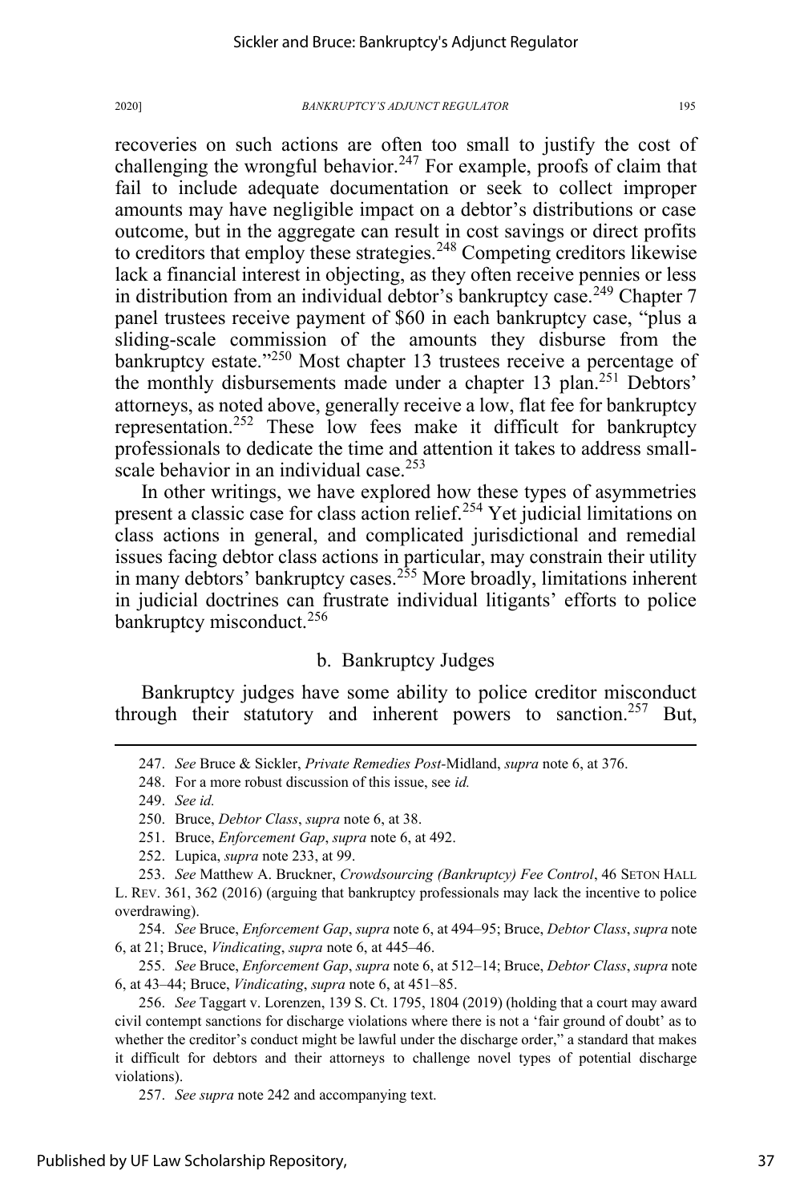recoveries on such actions are often too small to justify the cost of challenging the wrongful behavior.[247] For example, proofs of claim that fail to include adequate documentation or seek to collect improper amounts may have negligible impact on a debtor's distributions or case outcome, but in the aggregate can result in cost savings or direct profits to creditors that employ these strategies.[248] Competing creditors likewise lack a financial interest in objecting, as they often receive pennies or less in distribution from an individual debtor's bankruptcy case.[249] Chapter 7 panel trustees receive payment of $60 in each bankruptcy case, "plus a sliding-scale commission of the amounts they disburse from the bankruptcy estate."[250] Most chapter 13 trustees receive a percentage of the monthly disbursements made under a chapter 13 plan.[251] Debtors' attorneys, as noted above, generally receive a low, flat fee for bankruptcy representation.[252] These low fees make it difficult for bankruptcy professionals to dedicate the time and attention it takes to address small-scale behavior in an individual case.[253]

In other writings, we have explored how these types of asymmetries present a classic case for class action relief.[254] Yet judicial limitations on class actions in general, and complicated jurisdictional and remedial issues facing debtor class actions in particular, may constrain their utility in many debtors' bankruptcy cases.[255] More broadly, limitations inherent in judicial doctrines can frustrate individual litigants' efforts to police bankruptcy misconduct.[256]

### b. Bankruptcy Judges

Bankruptcy judges have some ability to police creditor misconduct through their statutory and inherent powers to sanction.[257] But,

---

247. *See* Bruce & Sickler, *Private Remedies Post-*Midland, *supra* note 6, at 376.

248. For a more robust discussion of this issue, see *id.*

249. *See id.*

250. Bruce, *Debtor Class*, *supra* note 6, at 38.

251. Bruce, *Enforcement Gap*, *supra* note 6, at 492.

252. Lupica, *supra* note 233, at 99.

253. *See* Matthew A. Bruckner, *Crowdsourcing (Bankruptcy) Fee Control*, 46 SETON HALL L. REV. 361, 362 (2016) (arguing that bankruptcy professionals may lack the incentive to police overdrawing).

254. *See* Bruce, *Enforcement Gap*, *supra* note 6, at 494–95; Bruce, *Debtor Class*, *supra* note 6, at 21; Bruce, *Vindicating*, *supra* note 6, at 445–46.

255. *See* Bruce, *Enforcement Gap*, *supra* note 6, at 512–14; Bruce, *Debtor Class*, *supra* note 6, at 43–44; Bruce, *Vindicating*, *supra* note 6, at 451–85.

256. *See* Taggart v. Lorenzen, 139 S. Ct. 1795, 1804 (2019) (holding that a court may award civil contempt sanctions for discharge violations where there is not a 'fair ground of doubt' as to whether the creditor's conduct might be lawful under the discharge order," a standard that makes it difficult for debtors and their attorneys to challenge novel types of potential discharge violations).

257. *See supra* note 242 and accompanying text.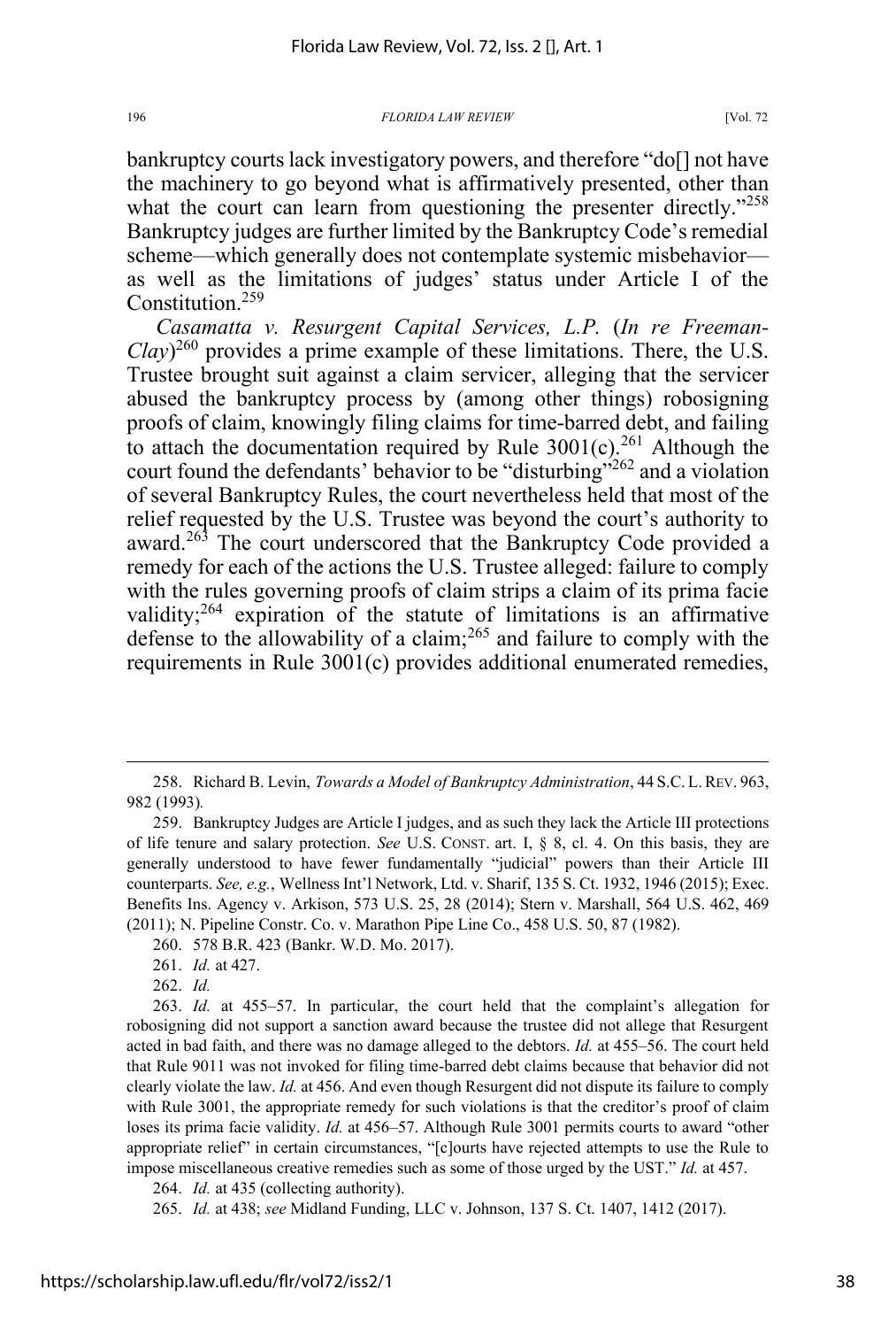bankruptcy courts lack investigatory powers, and therefore "do[] not have the machinery to go beyond what is affirmatively presented, other than what the court can learn from questioning the presenter directly."[258] Bankruptcy judges are further limited by the Bankruptcy Code's remedial scheme—which generally does not contemplate systemic misbehavior—as well as the limitations of judges' status under Article I of the Constitution.[259]

*Casamatta v. Resurgent Capital Services, L.P.* (*In re Freeman-Clay*)[260] provides a prime example of these limitations. There, the U.S. Trustee brought suit against a claim servicer, alleging that the servicer abused the bankruptcy process by (among other things) robosigning proofs of claim, knowingly filing claims for time-barred debt, and failing to attach the documentation required by Rule 3001(c).[261] Although the court found the defendants' behavior to be "disturbing"[262] and a violation of several Bankruptcy Rules, the court nevertheless held that most of the relief requested by the U.S. Trustee was beyond the court's authority to award.[263] The court underscored that the Bankruptcy Code provided a remedy for each of the actions the U.S. Trustee alleged: failure to comply with the rules governing proofs of claim strips a claim of its prima facie validity;[264] expiration of the statute of limitations is an affirmative defense to the allowability of a claim;[265] and failure to comply with the requirements in Rule 3001(c) provides additional enumerated remedies,

---

258. Richard B. Levin, *Towards a Model of Bankruptcy Administration*, 44 S.C. L. REV. 963, 982 (1993).

259. Bankruptcy Judges are Article I judges, and as such they lack the Article III protections of life tenure and salary protection. *See* U.S. CONST. art. I, § 8, cl. 4. On this basis, they are generally understood to have fewer fundamentally "judicial" powers than their Article III counterparts. *See, e.g.*, Wellness Int'l Network, Ltd. v. Sharif, 135 S. Ct. 1932, 1946 (2015); Exec. Benefits Ins. Agency v. Arkison, 573 U.S. 25, 28 (2014); Stern v. Marshall, 564 U.S. 462, 469 (2011); N. Pipeline Constr. Co. v. Marathon Pipe Line Co., 458 U.S. 50, 87 (1982).

260. 578 B.R. 423 (Bankr. W.D. Mo. 2017).

261. *Id.* at 427.

262. *Id.*

263. *Id.* at 455–57. In particular, the court held that the complaint's allegation for robosigning did not support a sanction award because the trustee did not allege that Resurgent acted in bad faith, and there was no damage alleged to the debtors. *Id.* at 455–56. The court held that Rule 9011 was not invoked for filing time-barred debt claims because that behavior did not clearly violate the law. *Id.* at 456. And even though Resurgent did not dispute its failure to comply with Rule 3001, the appropriate remedy for such violations is that the creditor's proof of claim loses its prima facie validity. *Id.* at 456–57. Although Rule 3001 permits courts to award "other appropriate relief" in certain circumstances, "[c]ourts have rejected attempts to use the Rule to impose miscellaneous creative remedies such as some of those urged by the UST." *Id.* at 457.

264. *Id.* at 435 (collecting authority).

265. *Id.* at 438; *see* Midland Funding, LLC v. Johnson, 137 S. Ct. 1407, 1412 (2017).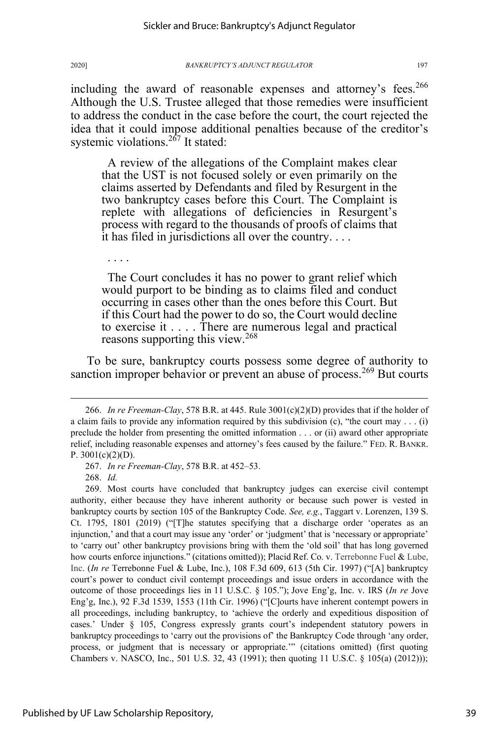including the award of reasonable expenses and attorney's fees.[266] Although the U.S. Trustee alleged that those remedies were insufficient to address the conduct in the case before the court, the court rejected the idea that it could impose additional penalties because of the creditor's systemic violations.[267] It stated:

> A review of the allegations of the Complaint makes clear that the UST is not focused solely or even primarily on the claims asserted by Defendants and filed by Resurgent in the two bankruptcy cases before this Court. The Complaint is replete with allegations of deficiencies in Resurgent's process with regard to the thousands of proofs of claims that it has filed in jurisdictions all over the country. . . .
>
> . . . .
>
> The Court concludes it has no power to grant relief which would purport to be binding as to claims filed and conduct occurring in cases other than the ones before this Court. But if this Court had the power to do so, the Court would decline to exercise it . . . . There are numerous legal and practical reasons supporting this view.[268]

To be sure, bankruptcy courts possess some degree of authority to sanction improper behavior or prevent an abuse of process.[269] But courts

---

266. *In re Freeman-Clay*, 578 B.R. at 445. Rule 3001(c)(2)(D) provides that if the holder of a claim fails to provide any information required by this subdivision (c), "the court may . . . (i) preclude the holder from presenting the omitted information . . . or (ii) award other appropriate relief, including reasonable expenses and attorney's fees caused by the failure." FED. R. BANKR. P. 3001(c)(2)(D).

267. *In re Freeman-Clay*, 578 B.R. at 452–53.

268. *Id.*

269. Most courts have concluded that bankruptcy judges can exercise civil contempt authority, either because they have inherent authority or because such power is vested in bankruptcy courts by section 105 of the Bankruptcy Code. *See, e.g.*, Taggart v. Lorenzen, 139 S. Ct. 1795, 1801 (2019) ("[T]he statutes specifying that a discharge order 'operates as an injunction,' and that a court may issue any 'order' or 'judgment' that is 'necessary or appropriate' to 'carry out' other bankruptcy provisions bring with them the 'old soil' that has long governed how courts enforce injunctions." (citations omitted)); Placid Ref. Co. v. Terrebonne Fuel & Lube, Inc. (*In re* Terrebonne Fuel & Lube, Inc.), 108 F.3d 609, 613 (5th Cir. 1997) ("[A] bankruptcy court's power to conduct civil contempt proceedings and issue orders in accordance with the outcome of those proceedings lies in 11 U.S.C. § 105."); Jove Eng'g, Inc. v. IRS (*In re* Jove Eng'g, Inc.), 92 F.3d 1539, 1553 (11th Cir. 1996) ("[C]ourts have inherent contempt powers in all proceedings, including bankruptcy, to 'achieve the orderly and expeditious disposition of cases.' Under § 105, Congress expressly grants court's independent statutory powers in bankruptcy proceedings to 'carry out the provisions of' the Bankruptcy Code through 'any order, process, or judgment that is necessary or appropriate.'" (citations omitted) (first quoting Chambers v. NASCO, Inc., 501 U.S. 32, 43 (1991); then quoting 11 U.S.C. § 105(a) (2012)));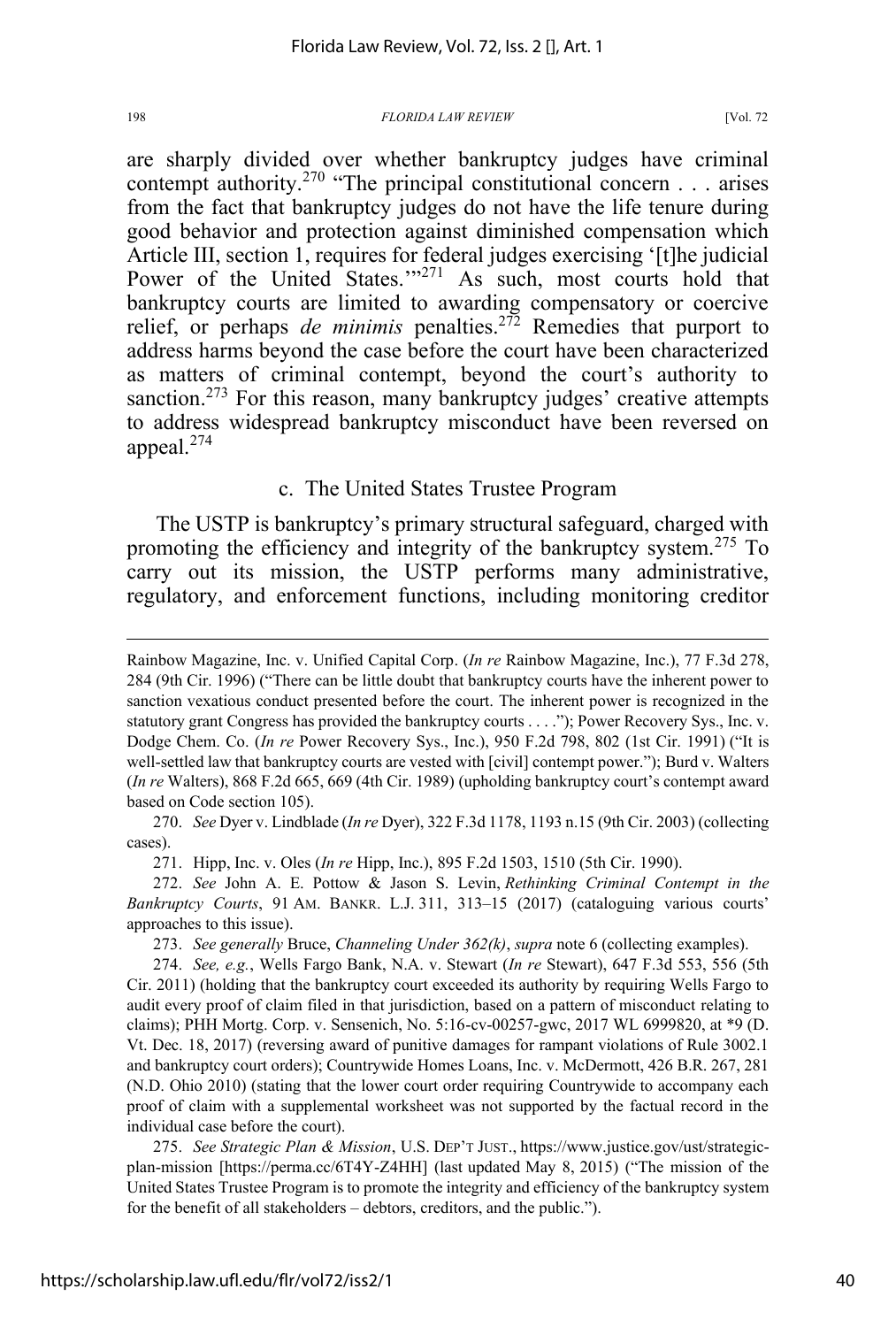are sharply divided over whether bankruptcy judges have criminal contempt authority.[270] "The principal constitutional concern . . . arises from the fact that bankruptcy judges do not have the life tenure during good behavior and protection against diminished compensation which Article III, section 1, requires for federal judges exercising '[t]he judicial Power of the United States.'"[271] As such, most courts hold that bankruptcy courts are limited to awarding compensatory or coercive relief, or perhaps *de minimis* penalties.[272] Remedies that purport to address harms beyond the case before the court have been characterized as matters of criminal contempt, beyond the court's authority to sanction.[273] For this reason, many bankruptcy judges' creative attempts to address widespread bankruptcy misconduct have been reversed on appeal.[274]

### c. The United States Trustee Program

The USTP is bankruptcy's primary structural safeguard, charged with promoting the efficiency and integrity of the bankruptcy system.[275] To carry out its mission, the USTP performs many administrative, regulatory, and enforcement functions, including monitoring creditor

---

Rainbow Magazine, Inc. v. Unified Capital Corp. (*In re* Rainbow Magazine, Inc.), 77 F.3d 278, 284 (9th Cir. 1996) ("There can be little doubt that bankruptcy courts have the inherent power to sanction vexatious conduct presented before the court. The inherent power is recognized in the statutory grant Congress has provided the bankruptcy courts . . . ."); Power Recovery Sys., Inc. v. Dodge Chem. Co. (*In re* Power Recovery Sys., Inc.), 950 F.2d 798, 802 (1st Cir. 1991) ("It is well-settled law that bankruptcy courts are vested with [civil] contempt power."); Burd v. Walters (*In re* Walters), 868 F.2d 665, 669 (4th Cir. 1989) (upholding bankruptcy court's contempt award based on Code section 105).

270. *See* Dyer v. Lindblade (*In re* Dyer), 322 F.3d 1178, 1193 n.15 (9th Cir. 2003) (collecting cases).

271. Hipp, Inc. v. Oles (*In re* Hipp, Inc.), 895 F.2d 1503, 1510 (5th Cir. 1990).

272. *See* John A. E. Pottow & Jason S. Levin, *Rethinking Criminal Contempt in the Bankruptcy Courts*, 91 AM. BANKR. L.J. 311, 313–15 (2017) (cataloguing various courts' approaches to this issue).

273. *See generally* Bruce, *Channeling Under 362(k)*, *supra* note 6 (collecting examples).

274. *See, e.g.*, Wells Fargo Bank, N.A. v. Stewart (*In re* Stewart), 647 F.3d 553, 556 (5th Cir. 2011) (holding that the bankruptcy court exceeded its authority by requiring Wells Fargo to audit every proof of claim filed in that jurisdiction, based on a pattern of misconduct relating to claims); PHH Mortg. Corp. v. Sensenich, No. 5:16-cv-00257-gwc, 2017 WL 6999820, at *9 (D. Vt. Dec. 18, 2017) (reversing award of punitive damages for rampant violations of Rule 3002.1 and bankruptcy court orders); Countrywide Homes Loans, Inc. v. McDermott, 426 B.R. 267, 281 (N.D. Ohio 2010) (stating that the lower court order requiring Countrywide to accompany each proof of claim with a supplemental worksheet was not supported by the factual record in the individual case before the court).

275. *See Strategic Plan & Mission*, U.S. DEP'T JUST., https://www.justice.gov/ust/strategic-plan-mission [https://perma.cc/6T4Y-Z4HH] (last updated May 8, 2015) ("The mission of the United States Trustee Program is to promote the integrity and efficiency of the bankruptcy system for the benefit of all stakeholders – debtors, creditors, and the public.").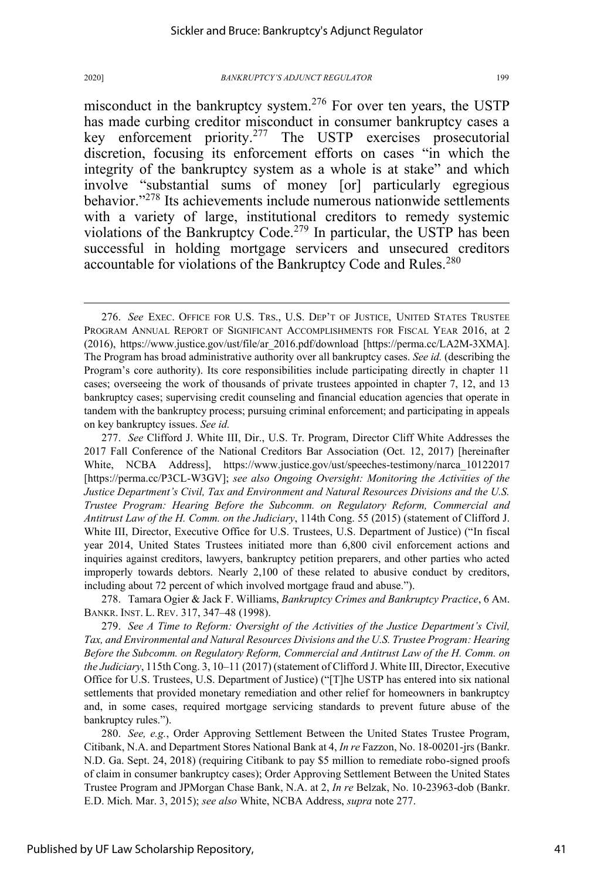misconduct in the bankruptcy system.[276] For over ten years, the USTP has made curbing creditor misconduct in consumer bankruptcy cases a key enforcement priority.[277] The USTP exercises prosecutorial discretion, focusing its enforcement efforts on cases "in which the integrity of the bankruptcy system as a whole is at stake" and which involve "substantial sums of money [or] particularly egregious behavior."[278] Its achievements include numerous nationwide settlements with a variety of large, institutional creditors to remedy systemic violations of the Bankruptcy Code.[279] In particular, the USTP has been successful in holding mortgage servicers and unsecured creditors accountable for violations of the Bankruptcy Code and Rules.[280]

---

276. *See* EXEC. OFFICE FOR U.S. TRS., U.S. DEP'T OF JUSTICE, UNITED STATES TRUSTEE PROGRAM ANNUAL REPORT OF SIGNIFICANT ACCOMPLISHMENTS FOR FISCAL YEAR 2016, at 2 (2016), https://www.justice.gov/ust/file/ar_2016.pdf/download [https://perma.cc/LA2M-3XMA]. The Program has broad administrative authority over all bankruptcy cases. *See id.* (describing the Program's core authority). Its core responsibilities include participating directly in chapter 11 cases; overseeing the work of thousands of private trustees appointed in chapter 7, 12, and 13 bankruptcy cases; supervising credit counseling and financial education agencies that operate in tandem with the bankruptcy process; pursuing criminal enforcement; and participating in appeals on key bankruptcy issues. *See id.*

277. *See* Clifford J. White III, Dir., U.S. Tr. Program, Director Cliff White Addresses the 2017 Fall Conference of the National Creditors Bar Association (Oct. 12, 2017) [hereinafter White, NCBA Address], https://www.justice.gov/ust/speeches-testimony/narca_10122017 [https://perma.cc/P3CL-W3GV]; *see also Ongoing Oversight: Monitoring the Activities of the Justice Department's Civil, Tax and Environment and Natural Resources Divisions and the U.S. Trustee Program: Hearing Before the Subcomm. on Regulatory Reform, Commercial and Antitrust Law of the H. Comm. on the Judiciary*, 114th Cong. 55 (2015) (statement of Clifford J. White III, Director, Executive Office for U.S. Trustees, U.S. Department of Justice) ("In fiscal year 2014, United States Trustees initiated more than 6,800 civil enforcement actions and inquiries against creditors, lawyers, bankruptcy petition preparers, and other parties who acted improperly towards debtors. Nearly 2,100 of these related to abusive conduct by creditors, including about 72 percent of which involved mortgage fraud and abuse.").

278. Tamara Ogier & Jack F. Williams, *Bankruptcy Crimes and Bankruptcy Practice*, 6 AM. BANKR. INST. L. REV. 317, 347–48 (1998).

279. *See A Time to Reform: Oversight of the Activities of the Justice Department's Civil, Tax, and Environmental and Natural Resources Divisions and the U.S. Trustee Program: Hearing Before the Subcomm. on Regulatory Reform, Commercial and Antitrust Law of the H. Comm. on the Judiciary*, 115th Cong. 3, 10–11 (2017) (statement of Clifford J. White III, Director, Executive Office for U.S. Trustees, U.S. Department of Justice) ("[T]he USTP has entered into six national settlements that provided monetary remediation and other relief for homeowners in bankruptcy and, in some cases, required mortgage servicing standards to prevent future abuse of the bankruptcy rules.").

280. *See, e.g.*, Order Approving Settlement Between the United States Trustee Program, Citibank, N.A. and Department Stores National Bank at 4, *In re* Fazzon, No. 18-00201-jrs (Bankr. N.D. Ga. Sept. 24, 2018) (requiring Citibank to pay $5 million to remediate robo-signed proofs of claim in consumer bankruptcy cases); Order Approving Settlement Between the United States Trustee Program and JPMorgan Chase Bank, N.A. at 2, *In re* Belzak, No. 10-23963-dob (Bankr. E.D. Mich. Mar. 3, 2015); *see also* White, NCBA Address, *supra* note 277.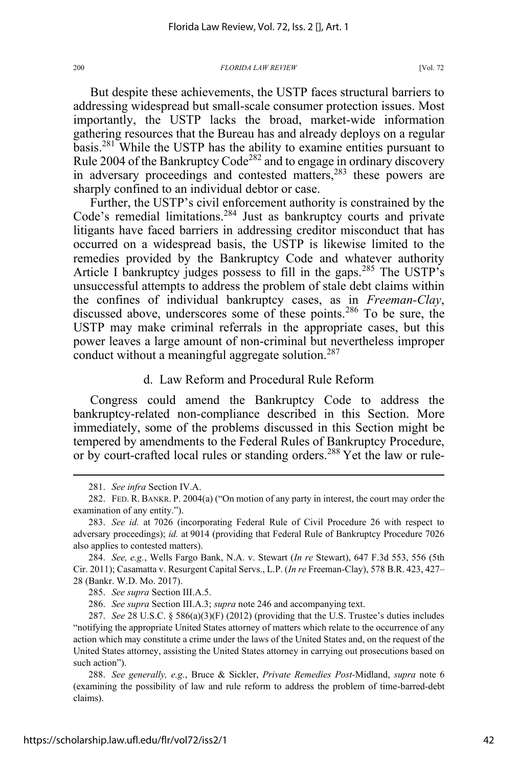But despite these achievements, the USTP faces structural barriers to addressing widespread but small-scale consumer protection issues. Most importantly, the USTP lacks the broad, market-wide information gathering resources that the Bureau has and already deploys on a regular basis.[281] While the USTP has the ability to examine entities pursuant to Rule 2004 of the Bankruptcy Code[282] and to engage in ordinary discovery in adversary proceedings and contested matters,[283] these powers are sharply confined to an individual debtor or case.

Further, the USTP's civil enforcement authority is constrained by the Code's remedial limitations.[284] Just as bankruptcy courts and private litigants have faced barriers in addressing creditor misconduct that has occurred on a widespread basis, the USTP is likewise limited to the remedies provided by the Bankruptcy Code and whatever authority Article I bankruptcy judges possess to fill in the gaps.[285] The USTP's unsuccessful attempts to address the problem of stale debt claims within the confines of individual bankruptcy cases, as in *Freeman-Clay*, discussed above, underscores some of these points.[286] To be sure, the USTP may make criminal referrals in the appropriate cases, but this power leaves a large amount of non-criminal but nevertheless improper conduct without a meaningful aggregate solution.[287]

### d. Law Reform and Procedural Rule Reform

Congress could amend the Bankruptcy Code to address the bankruptcy-related non-compliance described in this Section. More immediately, some of the problems discussed in this Section might be tempered by amendments to the Federal Rules of Bankruptcy Procedure, or by court-crafted local rules or standing orders.[288] Yet the law or rule-

---

281. *See infra* Section IV.A.

282. FED. R. BANKR. P. 2004(a) ("On motion of any party in interest, the court may order the examination of any entity.").

283. *See id.* at 7026 (incorporating Federal Rule of Civil Procedure 26 with respect to adversary proceedings); *id.* at 9014 (providing that Federal Rule of Bankruptcy Procedure 7026 also applies to contested matters).

284. *See, e.g.*, Wells Fargo Bank, N.A. v. Stewart (*In re* Stewart), 647 F.3d 553, 556 (5th Cir. 2011); Casamatta v. Resurgent Capital Servs., L.P. (*In re* Freeman-Clay), 578 B.R. 423, 427–28 (Bankr. W.D. Mo. 2017).

285. *See supra* Section III.A.5.

286. *See supra* Section III.A.3; *supra* note 246 and accompanying text.

287. *See* 28 U.S.C. § 586(a)(3)(F) (2012) (providing that the U.S. Trustee's duties includes "notifying the appropriate United States attorney of matters which relate to the occurrence of any action which may constitute a crime under the laws of the United States and, on the request of the United States attorney, assisting the United States attorney in carrying out prosecutions based on such action").

288. *See generally, e.g.*, Bruce & Sickler, *Private Remedies Post-*Midland, *supra* note 6 (examining the possibility of law and rule reform to address the problem of time-barred-debt claims).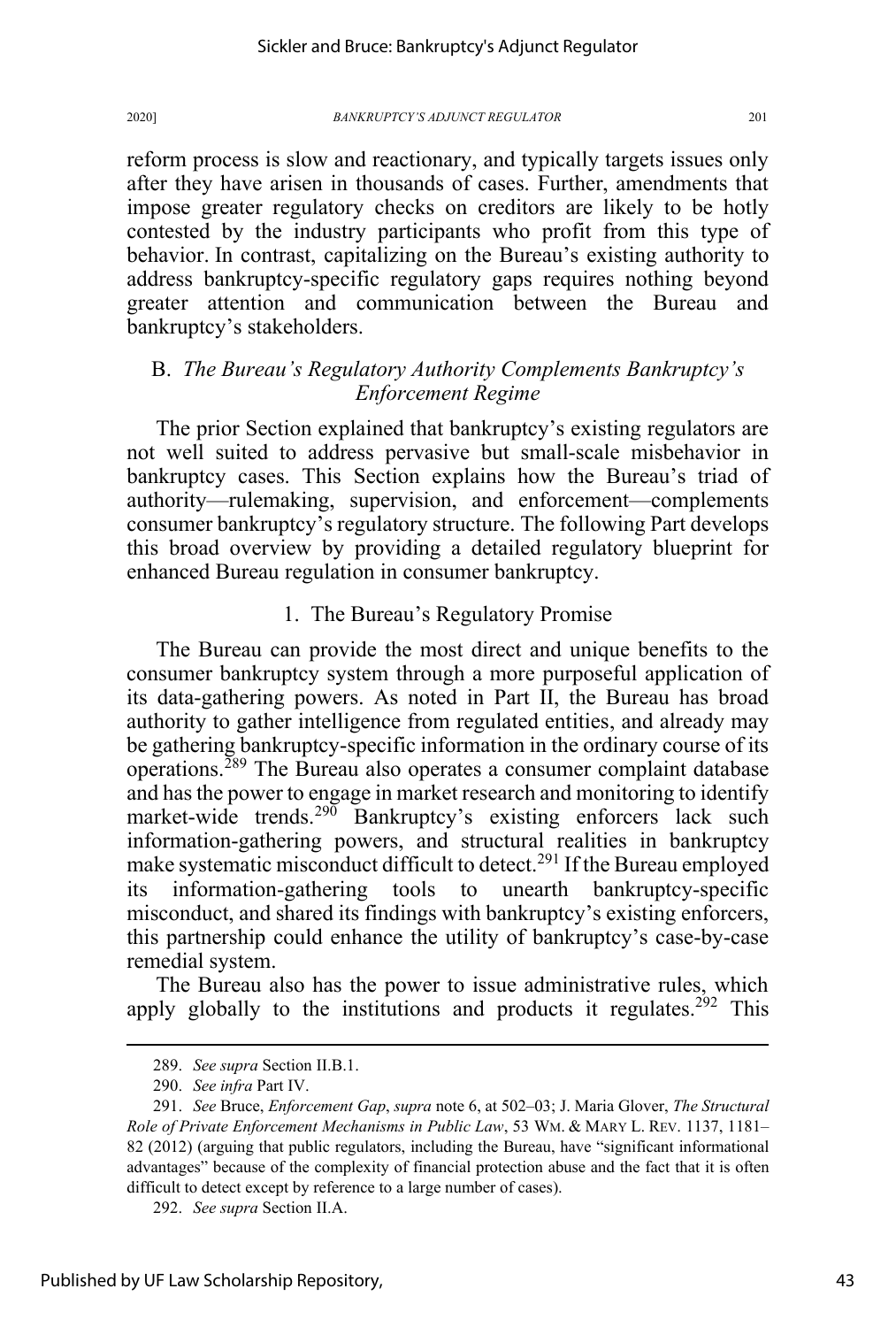reform process is slow and reactionary, and typically targets issues only after they have arisen in thousands of cases. Further, amendments that impose greater regulatory checks on creditors are likely to be hotly contested by the industry participants who profit from this type of behavior. In contrast, capitalizing on the Bureau's existing authority to address bankruptcy-specific regulatory gaps requires nothing beyond greater attention and communication between the Bureau and bankruptcy's stakeholders.

### B. *The Bureau's Regulatory Authority Complements Bankruptcy's Enforcement Regime*

The prior Section explained that bankruptcy's existing regulators are not well suited to address pervasive but small-scale misbehavior in bankruptcy cases. This Section explains how the Bureau's triad of authority—rulemaking, supervision, and enforcement—complements consumer bankruptcy's regulatory structure. The following Part develops this broad overview by providing a detailed regulatory blueprint for enhanced Bureau regulation in consumer bankruptcy.

#### 1. The Bureau's Regulatory Promise

The Bureau can provide the most direct and unique benefits to the consumer bankruptcy system through a more purposeful application of its data-gathering powers. As noted in Part II, the Bureau has broad authority to gather intelligence from regulated entities, and already may be gathering bankruptcy-specific information in the ordinary course of its operations.[289] The Bureau also operates a consumer complaint database and has the power to engage in market research and monitoring to identify market-wide trends.[290] Bankruptcy's existing enforcers lack such information-gathering powers, and structural realities in bankruptcy make systematic misconduct difficult to detect.[291] If the Bureau employed its information-gathering tools to unearth bankruptcy-specific misconduct, and shared its findings with bankruptcy's existing enforcers, this partnership could enhance the utility of bankruptcy's case-by-case remedial system.

The Bureau also has the power to issue administrative rules, which apply globally to the institutions and products it regulates.[292] This

---

289. *See supra* Section II.B.1.

290. *See infra* Part IV.

291. *See* Bruce, *Enforcement Gap*, *supra* note 6, at 502–03; J. Maria Glover, *The Structural Role of Private Enforcement Mechanisms in Public Law*, 53 WM. & MARY L. REV. 1137, 1181–82 (2012) (arguing that public regulators, including the Bureau, have "significant informational advantages" because of the complexity of financial protection abuse and the fact that it is often difficult to detect except by reference to a large number of cases).

292. *See supra* Section II.A.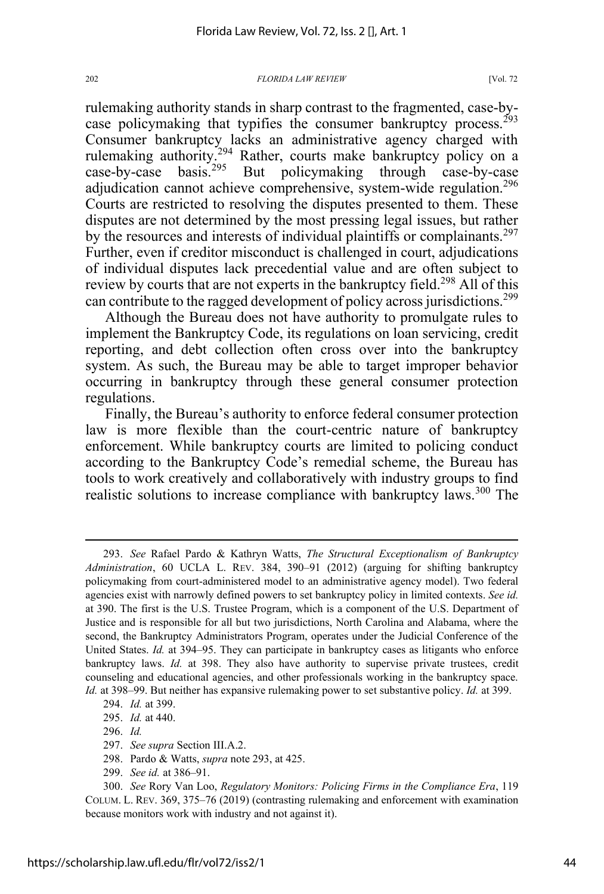rulemaking authority stands in sharp contrast to the fragmented, case-by-case policymaking that typifies the consumer bankruptcy process.[293] Consumer bankruptcy lacks an administrative agency charged with rulemaking authority.[294] Rather, courts make bankruptcy policy on a case-by-case basis.[295] But policymaking through case-by-case adjudication cannot achieve comprehensive, system-wide regulation.[296] Courts are restricted to resolving the disputes presented to them. These disputes are not determined by the most pressing legal issues, but rather by the resources and interests of individual plaintiffs or complainants.[297] Further, even if creditor misconduct is challenged in court, adjudications of individual disputes lack precedential value and are often subject to review by courts that are not experts in the bankruptcy field.[298] All of this can contribute to the ragged development of policy across jurisdictions.[299]

Although the Bureau does not have authority to promulgate rules to implement the Bankruptcy Code, its regulations on loan servicing, credit reporting, and debt collection often cross over into the bankruptcy system. As such, the Bureau may be able to target improper behavior occurring in bankruptcy through these general consumer protection regulations.

Finally, the Bureau's authority to enforce federal consumer protection law is more flexible than the court-centric nature of bankruptcy enforcement. While bankruptcy courts are limited to policing conduct according to the Bankruptcy Code's remedial scheme, the Bureau has tools to work creatively and collaboratively with industry groups to find realistic solutions to increase compliance with bankruptcy laws.[300] The

---

293. *See* Rafael Pardo & Kathryn Watts, *The Structural Exceptionalism of Bankruptcy Administration*, 60 UCLA L. REV. 384, 390–91 (2012) (arguing for shifting bankruptcy policymaking from court-administered model to an administrative agency model). Two federal agencies exist with narrowly defined powers to set bankruptcy policy in limited contexts. *See id.* at 390. The first is the U.S. Trustee Program, which is a component of the U.S. Department of Justice and is responsible for all but two jurisdictions, North Carolina and Alabama, where the second, the Bankruptcy Administrators Program, operates under the Judicial Conference of the United States. *Id.* at 394–95. They can participate in bankruptcy cases as litigants who enforce bankruptcy laws. *Id.* at 398. They also have authority to supervise private trustees, credit counseling and educational agencies, and other professionals working in the bankruptcy space. *Id.* at 398–99. But neither has expansive rulemaking power to set substantive policy. *Id.* at 399.

294. *Id.* at 399.

295. *Id.* at 440.

296. *Id.*

297. *See supra* Section III.A.2.

298. Pardo & Watts, *supra* note 293, at 425.

299. *See id.* at 386–91.

300. *See* Rory Van Loo, *Regulatory Monitors: Policing Firms in the Compliance Era*, 119 COLUM. L. REV. 369, 375–76 (2019) (contrasting rulemaking and enforcement with examination because monitors work with industry and not against it).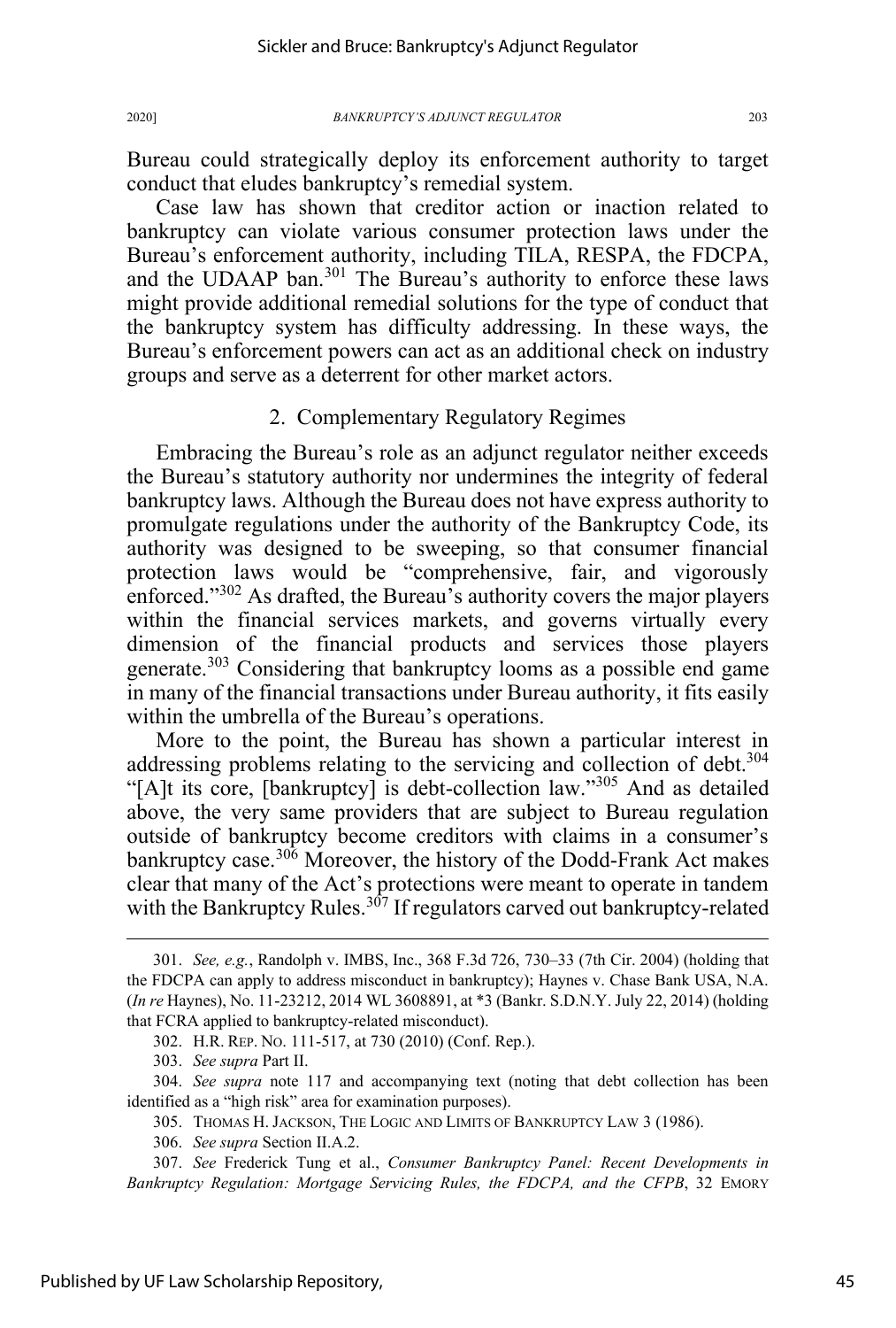Bureau could strategically deploy its enforcement authority to target conduct that eludes bankruptcy's remedial system.

Case law has shown that creditor action or inaction related to bankruptcy can violate various consumer protection laws under the Bureau's enforcement authority, including TILA, RESPA, the FDCPA, and the UDAAP ban.[301] The Bureau's authority to enforce these laws might provide additional remedial solutions for the type of conduct that the bankruptcy system has difficulty addressing. In these ways, the Bureau's enforcement powers can act as an additional check on industry groups and serve as a deterrent for other market actors.

### 2. Complementary Regulatory Regimes

Embracing the Bureau's role as an adjunct regulator neither exceeds the Bureau's statutory authority nor undermines the integrity of federal bankruptcy laws. Although the Bureau does not have express authority to promulgate regulations under the authority of the Bankruptcy Code, its authority was designed to be sweeping, so that consumer financial protection laws would be "comprehensive, fair, and vigorously enforced."[302] As drafted, the Bureau's authority covers the major players within the financial services markets, and governs virtually every dimension of the financial products and services those players generate.[303] Considering that bankruptcy looms as a possible end game in many of the financial transactions under Bureau authority, it fits easily within the umbrella of the Bureau's operations.

More to the point, the Bureau has shown a particular interest in addressing problems relating to the servicing and collection of debt.[304] "[A]t its core, [bankruptcy] is debt-collection law."[305] And as detailed above, the very same providers that are subject to Bureau regulation outside of bankruptcy become creditors with claims in a consumer's bankruptcy case.[306] Moreover, the history of the Dodd-Frank Act makes clear that many of the Act's protections were meant to operate in tandem with the Bankruptcy Rules.[307] If regulators carved out bankruptcy-related

---

301. *See, e.g.*, Randolph v. IMBS, Inc., 368 F.3d 726, 730–33 (7th Cir. 2004) (holding that the FDCPA can apply to address misconduct in bankruptcy); Haynes v. Chase Bank USA, N.A. (*In re* Haynes), No. 11-23212, 2014 WL 3608891, at *3 (Bankr. S.D.N.Y. July 22, 2014) (holding that FCRA applied to bankruptcy-related misconduct).

302. H.R. REP. NO. 111-517, at 730 (2010) (Conf. Rep.).

303. *See supra* Part II.

304. *See supra* note 117 and accompanying text (noting that debt collection has been identified as a "high risk" area for examination purposes).

305. THOMAS H. JACKSON, THE LOGIC AND LIMITS OF BANKRUPTCY LAW 3 (1986).

306. *See supra* Section II.A.2.

307. *See* Frederick Tung et al., *Consumer Bankruptcy Panel: Recent Developments in Bankruptcy Regulation: Mortgage Servicing Rules, the FDCPA, and the CFPB*, 32 EMORY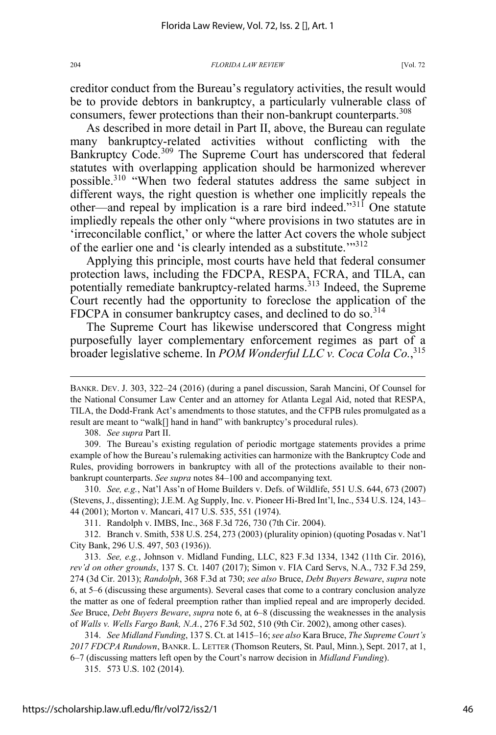creditor conduct from the Bureau's regulatory activities, the result would be to provide debtors in bankruptcy, a particularly vulnerable class of consumers, fewer protections than their non-bankrupt counterparts.[308]

As described in more detail in Part II, above, the Bureau can regulate many bankruptcy-related activities without conflicting with the Bankruptcy Code.[309] The Supreme Court has underscored that federal statutes with overlapping application should be harmonized wherever possible.[310] "When two federal statutes address the same subject in different ways, the right question is whether one implicitly repeals the other—and repeal by implication is a rare bird indeed."[311] One statute impliedly repeals the other only "where provisions in two statutes are in 'irreconcilable conflict,' or where the latter Act covers the whole subject of the earlier one and 'is clearly intended as a substitute.'"[312]

Applying this principle, most courts have held that federal consumer protection laws, including the FDCPA, RESPA, FCRA, and TILA, can potentially remediate bankruptcy-related harms.[313] Indeed, the Supreme Court recently had the opportunity to foreclose the application of the FDCPA in consumer bankruptcy cases, and declined to do so.[314]

The Supreme Court has likewise underscored that Congress might purposefully layer complementary enforcement regimes as part of a broader legislative scheme. In *POM Wonderful LLC v. Coca Cola Co.*,[315]

---

BANKR. DEV. J. 303, 322–24 (2016) (during a panel discussion, Sarah Mancini, Of Counsel for the National Consumer Law Center and an attorney for Atlanta Legal Aid, noted that RESPA, TILA, the Dodd-Frank Act's amendments to those statutes, and the CFPB rules promulgated as a result are meant to "walk[] hand in hand" with bankruptcy's procedural rules).

308. *See supra* Part II.

309. The Bureau's existing regulation of periodic mortgage statements provides a prime example of how the Bureau's rulemaking activities can harmonize with the Bankruptcy Code and Rules, providing borrowers in bankruptcy with all of the protections available to their non-bankrupt counterparts. *See supra* notes 84–100 and accompanying text.

310. *See, e.g.*, Nat'l Ass'n of Home Builders v. Defs. of Wildlife, 551 U.S. 644, 673 (2007) (Stevens, J., dissenting); J.E.M. Ag Supply, Inc. v. Pioneer Hi-Bred Int'l, Inc., 534 U.S. 124, 143–44 (2001); Morton v. Mancari, 417 U.S. 535, 551 (1974).

311. Randolph v. IMBS, Inc., 368 F.3d 726, 730 (7th Cir. 2004).

312. Branch v. Smith, 538 U.S. 254, 273 (2003) (plurality opinion) (quoting Posadas v. Nat'l City Bank, 296 U.S. 497, 503 (1936)).

313. *See, e.g.*, Johnson v. Midland Funding, LLC, 823 F.3d 1334, 1342 (11th Cir. 2016), *rev'd on other grounds*, 137 S. Ct. 1407 (2017); Simon v. FIA Card Servs, N.A., 732 F.3d 259, 274 (3d Cir. 2013); *Randolph*, 368 F.3d at 730; *see also* Bruce, *Debt Buyers Beware*, *supra* note 6, at 5–6 (discussing these arguments). Several cases that come to a contrary conclusion analyze the matter as one of federal preemption rather than implied repeal and are improperly decided. *See* Bruce, *Debt Buyers Beware*, *supra* note 6, at 6–8 (discussing the weaknesses in the analysis of *Walls v. Wells Fargo Bank, N.A.*, 276 F.3d 502, 510 (9th Cir. 2002), among other cases).

314. *See Midland Funding*, 137 S. Ct. at 1415–16; *see also* Kara Bruce, *The Supreme Court's 2017 FDCPA Rundown*, BANKR. L. LETTER (Thomson Reuters, St. Paul, Minn.), Sept. 2017, at 1, 6–7 (discussing matters left open by the Court's narrow decision in *Midland Funding*).

315. 573 U.S. 102 (2014).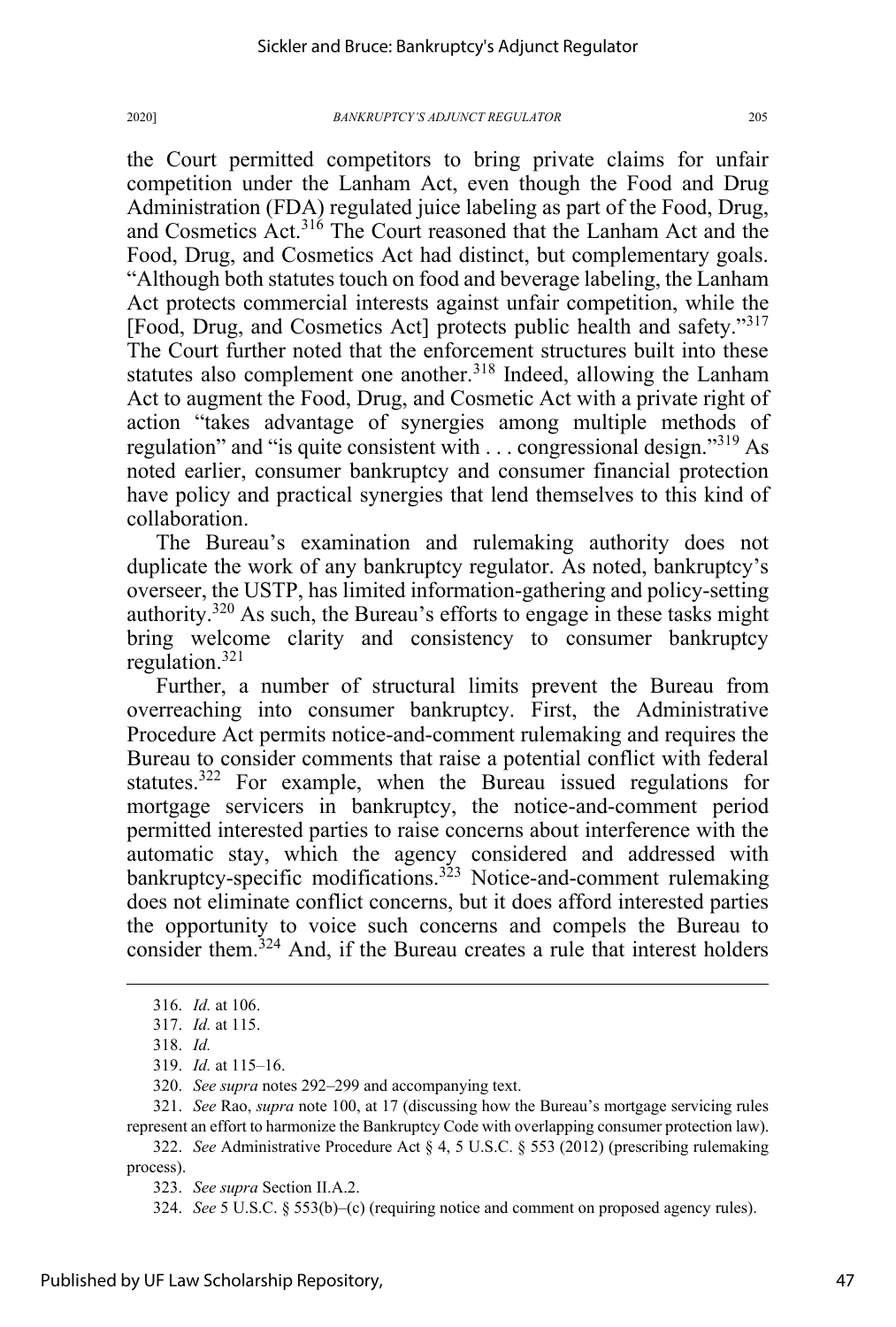the Court permitted competitors to bring private claims for unfair competition under the Lanham Act, even though the Food and Drug Administration (FDA) regulated juice labeling as part of the Food, Drug, and Cosmetics Act.[316] The Court reasoned that the Lanham Act and the Food, Drug, and Cosmetics Act had distinct, but complementary goals. "Although both statutes touch on food and beverage labeling, the Lanham Act protects commercial interests against unfair competition, while the [Food, Drug, and Cosmetics Act] protects public health and safety."[317] The Court further noted that the enforcement structures built into these statutes also complement one another.[318] Indeed, allowing the Lanham Act to augment the Food, Drug, and Cosmetic Act with a private right of action "takes advantage of synergies among multiple methods of regulation" and "is quite consistent with . . . congressional design."[319] As noted earlier, consumer bankruptcy and consumer financial protection have policy and practical synergies that lend themselves to this kind of collaboration.

The Bureau's examination and rulemaking authority does not duplicate the work of any bankruptcy regulator. As noted, bankruptcy's overseer, the USTP, has limited information-gathering and policy-setting authority.[320] As such, the Bureau's efforts to engage in these tasks might bring welcome clarity and consistency to consumer bankruptcy regulation.[321]

Further, a number of structural limits prevent the Bureau from overreaching into consumer bankruptcy. First, the Administrative Procedure Act permits notice-and-comment rulemaking and requires the Bureau to consider comments that raise a potential conflict with federal statutes.[322] For example, when the Bureau issued regulations for mortgage servicers in bankruptcy, the notice-and-comment period permitted interested parties to raise concerns about interference with the automatic stay, which the agency considered and addressed with bankruptcy-specific modifications.[323] Notice-and-comment rulemaking does not eliminate conflict concerns, but it does afford interested parties the opportunity to voice such concerns and compels the Bureau to consider them.[324] And, if the Bureau creates a rule that interest holders

---

316. *Id.* at 106.

317. *Id.* at 115.

318. *Id.*

319. *Id.* at 115–16.

320. *See supra* notes 292–299 and accompanying text.

321. *See* Rao, *supra* note 100, at 17 (discussing how the Bureau's mortgage servicing rules represent an effort to harmonize the Bankruptcy Code with overlapping consumer protection law).

322. *See* Administrative Procedure Act § 4, 5 U.S.C. § 553 (2012) (prescribing rulemaking process).

323. *See supra* Section II.A.2.

324. *See* 5 U.S.C. § 553(b)–(c) (requiring notice and comment on proposed agency rules).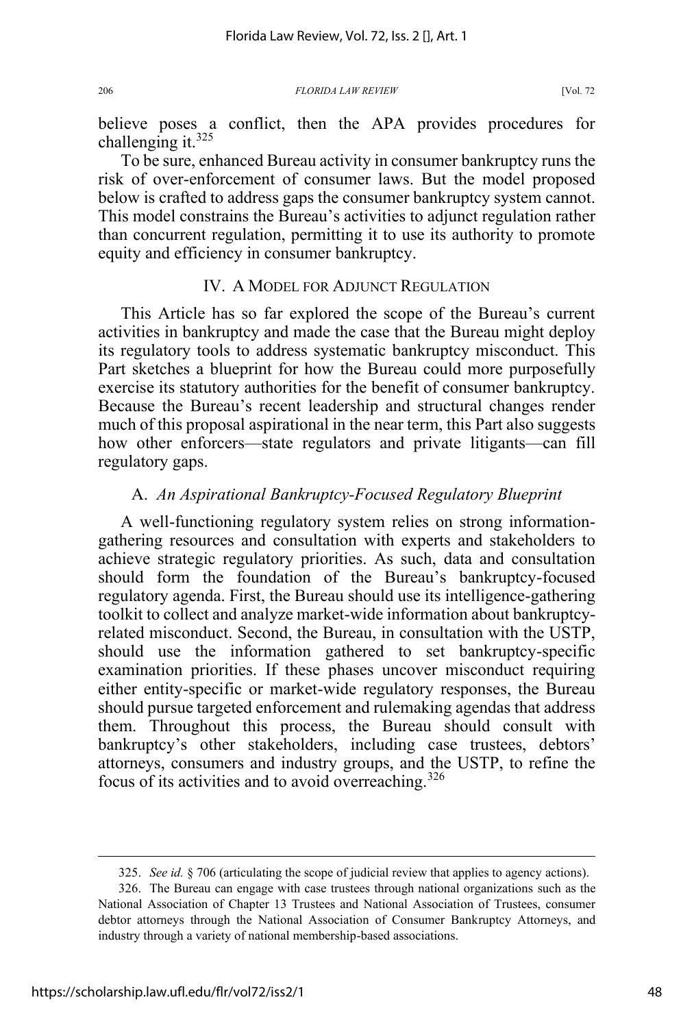believe poses a conflict, then the APA provides procedures for challenging it.[325]

To be sure, enhanced Bureau activity in consumer bankruptcy runs the risk of over-enforcement of consumer laws. But the model proposed below is crafted to address gaps the consumer bankruptcy system cannot. This model constrains the Bureau's activities to adjunct regulation rather than concurrent regulation, permitting it to use its authority to promote equity and efficiency in consumer bankruptcy.

## IV. A Model for Adjunct Regulation

This Article has so far explored the scope of the Bureau's current activities in bankruptcy and made the case that the Bureau might deploy its regulatory tools to address systematic bankruptcy misconduct. This Part sketches a blueprint for how the Bureau could more purposefully exercise its statutory authorities for the benefit of consumer bankruptcy. Because the Bureau's recent leadership and structural changes render much of this proposal aspirational in the near term, this Part also suggests how other enforcers—state regulators and private litigants—can fill regulatory gaps.

### A. *An Aspirational Bankruptcy-Focused Regulatory Blueprint*

A well-functioning regulatory system relies on strong information-gathering resources and consultation with experts and stakeholders to achieve strategic regulatory priorities. As such, data and consultation should form the foundation of the Bureau's bankruptcy-focused regulatory agenda. First, the Bureau should use its intelligence-gathering toolkit to collect and analyze market-wide information about bankruptcy-related misconduct. Second, the Bureau, in consultation with the USTP, should use the information gathered to set bankruptcy-specific examination priorities. If these phases uncover misconduct requiring either entity-specific or market-wide regulatory responses, the Bureau should pursue targeted enforcement and rulemaking agendas that address them. Throughout this process, the Bureau should consult with bankruptcy's other stakeholders, including case trustees, debtors' attorneys, consumers and industry groups, and the USTP, to refine the focus of its activities and to avoid overreaching.[326]

---

325. *See id.* § 706 (articulating the scope of judicial review that applies to agency actions).

326. The Bureau can engage with case trustees through national organizations such as the National Association of Chapter 13 Trustees and National Association of Trustees, consumer debtor attorneys through the National Association of Consumer Bankruptcy Attorneys, and industry through a variety of national membership-based associations.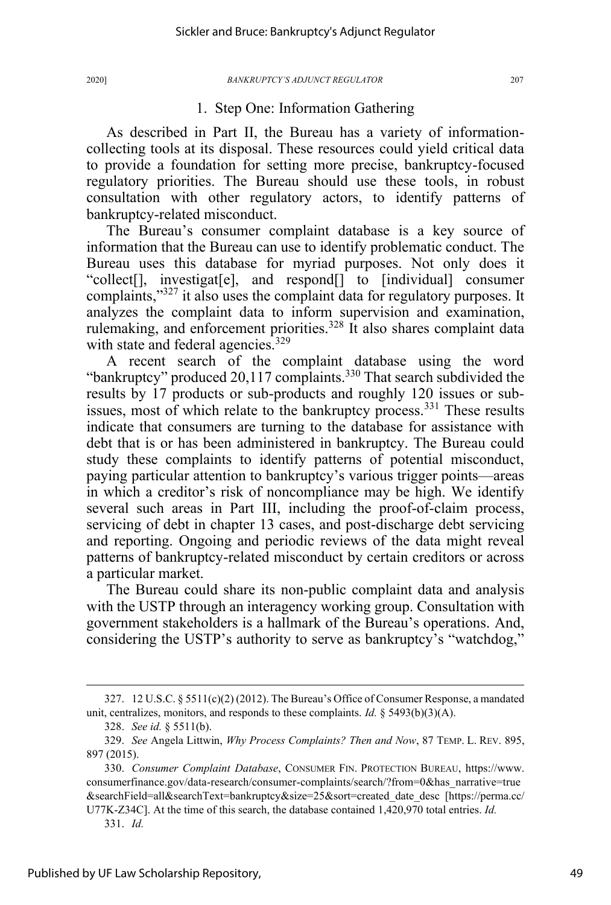### 1. Step One: Information Gathering

As described in Part II, the Bureau has a variety of information-collecting tools at its disposal. These resources could yield critical data to provide a foundation for setting more precise, bankruptcy-focused regulatory priorities. The Bureau should use these tools, in robust consultation with other regulatory actors, to identify patterns of bankruptcy-related misconduct.

The Bureau's consumer complaint database is a key source of information that the Bureau can use to identify problematic conduct. The Bureau uses this database for myriad purposes. Not only does it "collect[], investigat[e], and respond[] to [individual] consumer complaints,"[327] it also uses the complaint data for regulatory purposes. It analyzes the complaint data to inform supervision and examination, rulemaking, and enforcement priorities.[328] It also shares complaint data with state and federal agencies.[329]

A recent search of the complaint database using the word "bankruptcy" produced 20,117 complaints.[330] That search subdivided the results by 17 products or sub-products and roughly 120 issues or sub-issues, most of which relate to the bankruptcy process.[331] These results indicate that consumers are turning to the database for assistance with debt that is or has been administered in bankruptcy. The Bureau could study these complaints to identify patterns of potential misconduct, paying particular attention to bankruptcy's various trigger points—areas in which a creditor's risk of noncompliance may be high. We identify several such areas in Part III, including the proof-of-claim process, servicing of debt in chapter 13 cases, and post-discharge debt servicing and reporting. Ongoing and periodic reviews of the data might reveal patterns of bankruptcy-related misconduct by certain creditors or across a particular market.

The Bureau could share its non-public complaint data and analysis with the USTP through an interagency working group. Consultation with government stakeholders is a hallmark of the Bureau's operations. And, considering the USTP's authority to serve as bankruptcy's "watchdog,"

---

327. 12 U.S.C. § 5511(c)(2) (2012). The Bureau's Office of Consumer Response, a mandated unit, centralizes, monitors, and responds to these complaints. *Id.* § 5493(b)(3)(A).

328. *See id.* § 5511(b).

329. *See* Angela Littwin, *Why Process Complaints? Then and Now*, 87 TEMP. L. REV. 895, 897 (2015).

330. *Consumer Complaint Database*, CONSUMER FIN. PROTECTION BUREAU, https://www.consumerfinance.gov/data-research/consumer-complaints/search/?from=0&has_narrative=true&searchField=all&searchText=bankruptcy&size=25&sort=created_date_desc [https://perma.cc/U77K-Z34C]. At the time of this search, the database contained 1,420,970 total entries. *Id.*

331. *Id.*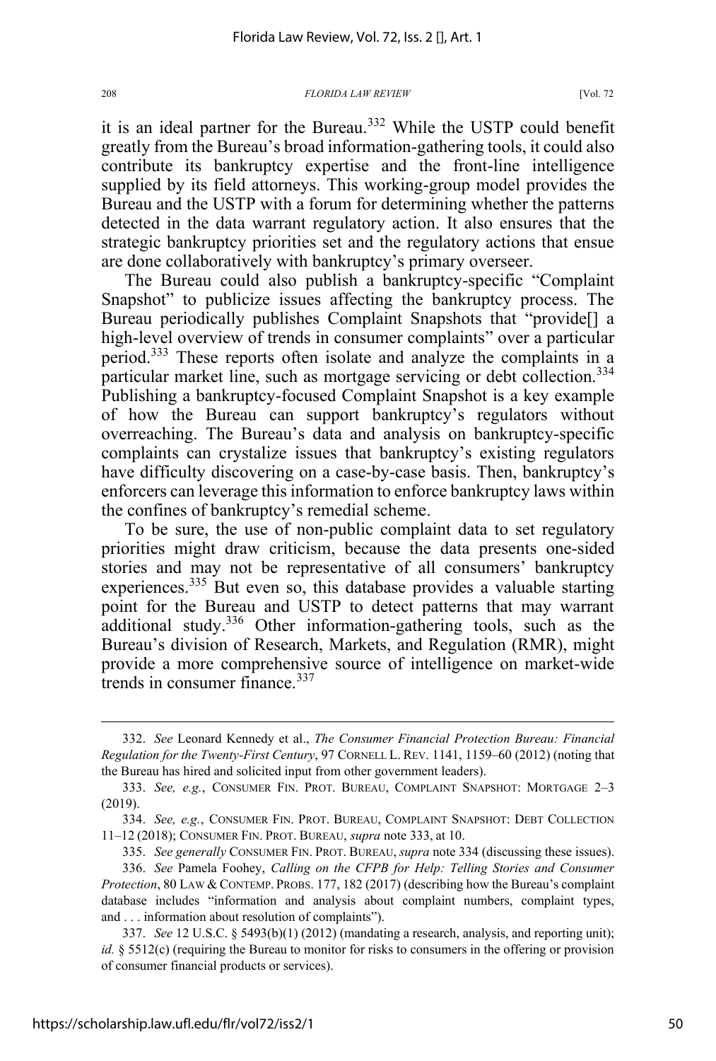it is an ideal partner for the Bureau.[332] While the USTP could benefit greatly from the Bureau's broad information-gathering tools, it could also contribute its bankruptcy expertise and the front-line intelligence supplied by its field attorneys. This working-group model provides the Bureau and the USTP with a forum for determining whether the patterns detected in the data warrant regulatory action. It also ensures that the strategic bankruptcy priorities set and the regulatory actions that ensue are done collaboratively with bankruptcy's primary overseer.

The Bureau could also publish a bankruptcy-specific "Complaint Snapshot" to publicize issues affecting the bankruptcy process. The Bureau periodically publishes Complaint Snapshots that "provide[] a high-level overview of trends in consumer complaints" over a particular period.[333] These reports often isolate and analyze the complaints in a particular market line, such as mortgage servicing or debt collection.[334] Publishing a bankruptcy-focused Complaint Snapshot is a key example of how the Bureau can support bankruptcy's regulators without overreaching. The Bureau's data and analysis on bankruptcy-specific complaints can crystalize issues that bankruptcy's existing regulators have difficulty discovering on a case-by-case basis. Then, bankruptcy's enforcers can leverage this information to enforce bankruptcy laws within the confines of bankruptcy's remedial scheme.

To be sure, the use of non-public complaint data to set regulatory priorities might draw criticism, because the data presents one-sided stories and may not be representative of all consumers' bankruptcy experiences.[335] But even so, this database provides a valuable starting point for the Bureau and USTP to detect patterns that may warrant additional study.[336] Other information-gathering tools, such as the Bureau's division of Research, Markets, and Regulation (RMR), might provide a more comprehensive source of intelligence on market-wide trends in consumer finance.[337]

---

332. *See* Leonard Kennedy et al., *The Consumer Financial Protection Bureau: Financial Regulation for the Twenty-First Century*, 97 CORNELL L. REV. 1141, 1159–60 (2012) (noting that the Bureau has hired and solicited input from other government leaders).

333. *See, e.g.*, CONSUMER FIN. PROT. BUREAU, COMPLAINT SNAPSHOT: MORTGAGE 2–3 (2019).

334. *See, e.g.*, CONSUMER FIN. PROT. BUREAU, COMPLAINT SNAPSHOT: DEBT COLLECTION 11–12 (2018); CONSUMER FIN. PROT. BUREAU, *supra* note 333, at 10.

335. *See generally* CONSUMER FIN. PROT. BUREAU, *supra* note 334 (discussing these issues).

336. *See* Pamela Foohey, *Calling on the CFPB for Help: Telling Stories and Consumer Protection*, 80 LAW & CONTEMP. PROBS. 177, 182 (2017) (describing how the Bureau's complaint database includes "information and analysis about complaint numbers, complaint types, and . . . information about resolution of complaints").

337. *See* 12 U.S.C. § 5493(b)(1) (2012) (mandating a research, analysis, and reporting unit); *id.* § 5512(c) (requiring the Bureau to monitor for risks to consumers in the offering or provision of consumer financial products or services).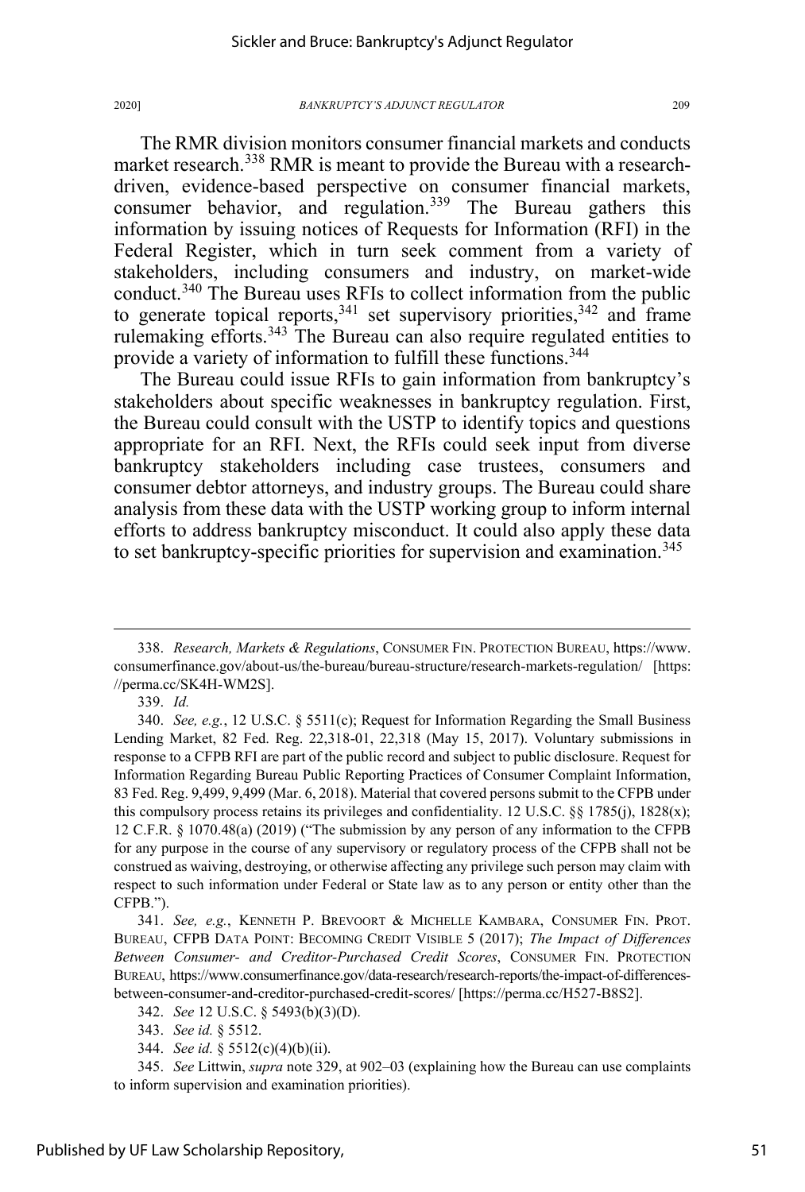The RMR division monitors consumer financial markets and conducts market research.[338] RMR is meant to provide the Bureau with a research-driven, evidence-based perspective on consumer financial markets, consumer behavior, and regulation.[339] The Bureau gathers this information by issuing notices of Requests for Information (RFI) in the Federal Register, which in turn seek comment from a variety of stakeholders, including consumers and industry, on market-wide conduct.[340] The Bureau uses RFIs to collect information from the public to generate topical reports,[341] set supervisory priorities,[342] and frame rulemaking efforts.[343] The Bureau can also require regulated entities to provide a variety of information to fulfill these functions.[344]

The Bureau could issue RFIs to gain information from bankruptcy's stakeholders about specific weaknesses in bankruptcy regulation. First, the Bureau could consult with the USTP to identify topics and questions appropriate for an RFI. Next, the RFIs could seek input from diverse bankruptcy stakeholders including case trustees, consumers and consumer debtor attorneys, and industry groups. The Bureau could share analysis from these data with the USTP working group to inform internal efforts to address bankruptcy misconduct. It could also apply these data to set bankruptcy-specific priorities for supervision and examination.[345]

---

338. *Research, Markets & Regulations*, CONSUMER FIN. PROTECTION BUREAU, https://www.consumerfinance.gov/about-us/the-bureau/bureau-structure/research-markets-regulation/ [https://perma.cc/SK4H-WM2S].

339. *Id.*

340. *See, e.g.*, 12 U.S.C. § 5511(c); Request for Information Regarding the Small Business Lending Market, 82 Fed. Reg. 22,318-01, 22,318 (May 15, 2017). Voluntary submissions in response to a CFPB RFI are part of the public record and subject to public disclosure. Request for Information Regarding Bureau Public Reporting Practices of Consumer Complaint Information, 83 Fed. Reg. 9,499, 9,499 (Mar. 6, 2018). Material that covered persons submit to the CFPB under this compulsory process retains its privileges and confidentiality. 12 U.S.C. §§ 1785(j), 1828(x); 12 C.F.R. § 1070.48(a) (2019) ("The submission by any person of any information to the CFPB for any purpose in the course of any supervisory or regulatory process of the CFPB shall not be construed as waiving, destroying, or otherwise affecting any privilege such person may claim with respect to such information under Federal or State law as to any person or entity other than the CFPB.").

341. *See, e.g.*, KENNETH P. BREVOORT & MICHELLE KAMBARA, CONSUMER FIN. PROT. BUREAU, CFPB DATA POINT: BECOMING CREDIT VISIBLE 5 (2017); *The Impact of Differences Between Consumer- and Creditor-Purchased Credit Scores*, CONSUMER FIN. PROTECTION BUREAU, https://www.consumerfinance.gov/data-research/research-reports/the-impact-of-differences-between-consumer-and-creditor-purchased-credit-scores/ [https://perma.cc/H527-B8S2].

342. *See* 12 U.S.C. § 5493(b)(3)(D).

343. *See id.* § 5512.

344. *See id.* § 5512(c)(4)(b)(ii).

345. *See* Littwin, *supra* note 329, at 902–03 (explaining how the Bureau can use complaints to inform supervision and examination priorities).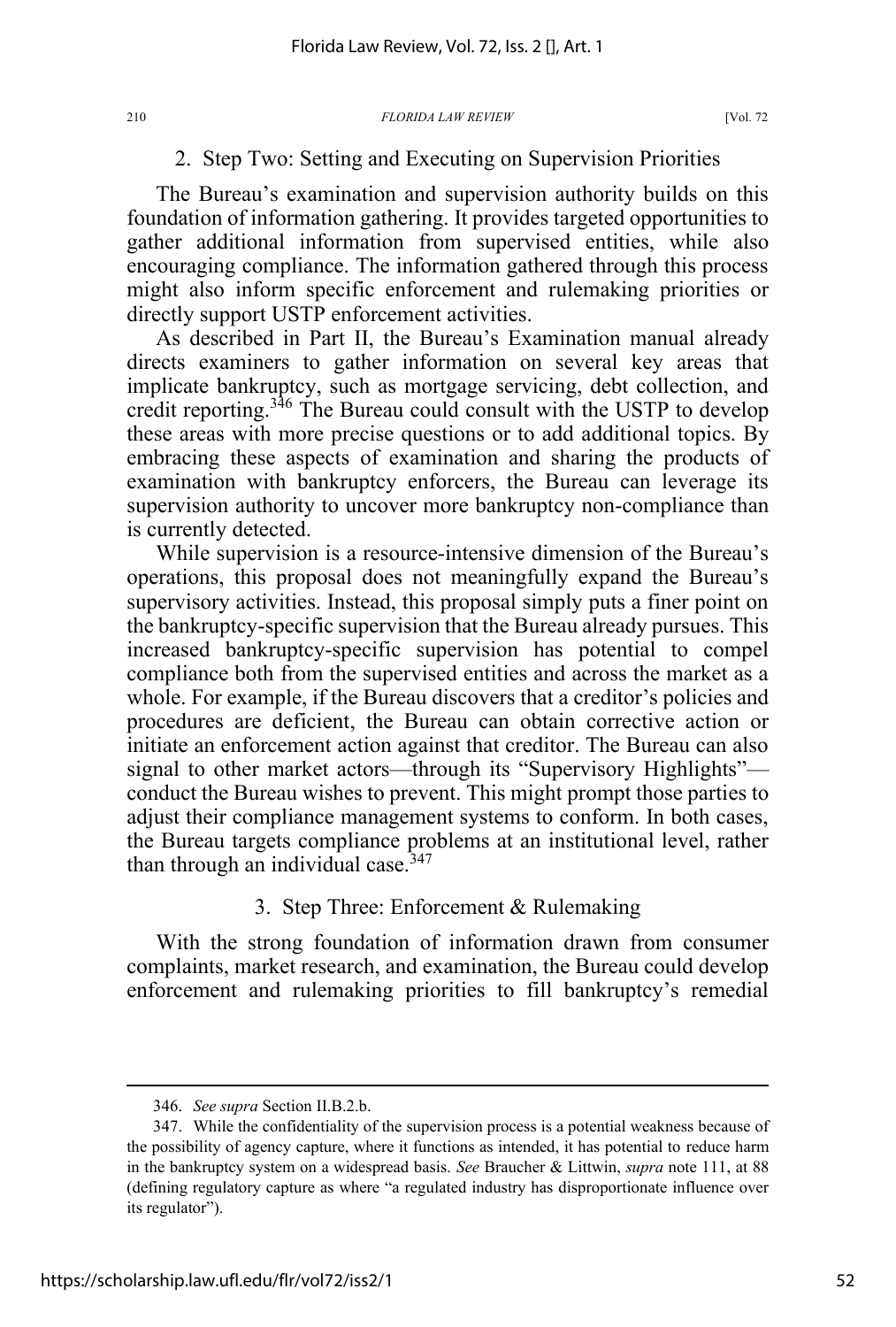### 2. Step Two: Setting and Executing on Supervision Priorities

The Bureau's examination and supervision authority builds on this foundation of information gathering. It provides targeted opportunities to gather additional information from supervised entities, while also encouraging compliance. The information gathered through this process might also inform specific enforcement and rulemaking priorities or directly support USTP enforcement activities.

As described in Part II, the Bureau's Examination manual already directs examiners to gather information on several key areas that implicate bankruptcy, such as mortgage servicing, debt collection, and credit reporting.[346] The Bureau could consult with the USTP to develop these areas with more precise questions or to add additional topics. By embracing these aspects of examination and sharing the products of examination with bankruptcy enforcers, the Bureau can leverage its supervision authority to uncover more bankruptcy non-compliance than is currently detected.

While supervision is a resource-intensive dimension of the Bureau's operations, this proposal does not meaningfully expand the Bureau's supervisory activities. Instead, this proposal simply puts a finer point on the bankruptcy-specific supervision that the Bureau already pursues. This increased bankruptcy-specific supervision has potential to compel compliance both from the supervised entities and across the market as a whole. For example, if the Bureau discovers that a creditor's policies and procedures are deficient, the Bureau can obtain corrective action or initiate an enforcement action against that creditor. The Bureau can also signal to other market actors—through its "Supervisory Highlights"—conduct the Bureau wishes to prevent. This might prompt those parties to adjust their compliance management systems to conform. In both cases, the Bureau targets compliance problems at an institutional level, rather than through an individual case.[347]

### 3. Step Three: Enforcement & Rulemaking

With the strong foundation of information drawn from consumer complaints, market research, and examination, the Bureau could develop enforcement and rulemaking priorities to fill bankruptcy's remedial

---

346. *See supra* Section II.B.2.b.

347. While the confidentiality of the supervision process is a potential weakness because of the possibility of agency capture, where it functions as intended, it has potential to reduce harm in the bankruptcy system on a widespread basis. *See* Braucher & Littwin, *supra* note 111, at 88 (defining regulatory capture as where "a regulated industry has disproportionate influence over its regulator").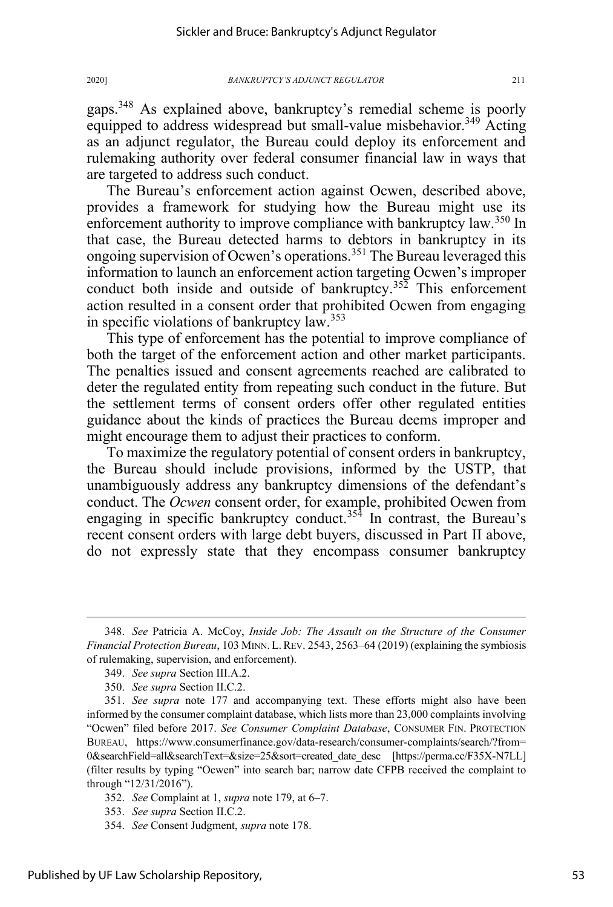gaps.[348] As explained above, bankruptcy's remedial scheme is poorly equipped to address widespread but small-value misbehavior.[349] Acting as an adjunct regulator, the Bureau could deploy its enforcement and rulemaking authority over federal consumer financial law in ways that are targeted to address such conduct.

The Bureau's enforcement action against Ocwen, described above, provides a framework for studying how the Bureau might use its enforcement authority to improve compliance with bankruptcy law.[350] In that case, the Bureau detected harms to debtors in bankruptcy in its ongoing supervision of Ocwen's operations.[351] The Bureau leveraged this information to launch an enforcement action targeting Ocwen's improper conduct both inside and outside of bankruptcy.[352] This enforcement action resulted in a consent order that prohibited Ocwen from engaging in specific violations of bankruptcy law.[353]

This type of enforcement has the potential to improve compliance of both the target of the enforcement action and other market participants. The penalties issued and consent agreements reached are calibrated to deter the regulated entity from repeating such conduct in the future. But the settlement terms of consent orders offer other regulated entities guidance about the kinds of practices the Bureau deems improper and might encourage them to adjust their practices to conform.

To maximize the regulatory potential of consent orders in bankruptcy, the Bureau should include provisions, informed by the USTP, that unambiguously address any bankruptcy dimensions of the defendant's conduct. The *Ocwen* consent order, for example, prohibited Ocwen from engaging in specific bankruptcy conduct.[354] In contrast, the Bureau's recent consent orders with large debt buyers, discussed in Part II above, do not expressly state that they encompass consumer bankruptcy

---

348. *See* Patricia A. McCoy, *Inside Job: The Assault on the Structure of the Consumer Financial Protection Bureau*, 103 MINN. L. REV. 2543, 2563–64 (2019) (explaining the symbiosis of rulemaking, supervision, and enforcement).

349. *See supra* Section III.A.2.

350. *See supra* Section II.C.2.

351. *See supra* note 177 and accompanying text. These efforts might also have been informed by the consumer complaint database, which lists more than 23,000 complaints involving "Ocwen" filed before 2017. *See Consumer Complaint Database*, CONSUMER FIN. PROTECTION BUREAU, https://www.consumerfinance.gov/data-research/consumer-complaints/search/?from=0&searchField=all&searchText=&size=25&sort=created_date_desc [https://perma.cc/F35X-N7LL] (filter results by typing "Ocwen" into search bar; narrow date CFPB received the complaint to through "12/31/2016").

352. *See* Complaint at 1, *supra* note 179, at 6–7.

353. *See supra* Section II.C.2.

354. *See* Consent Judgment, *supra* note 178.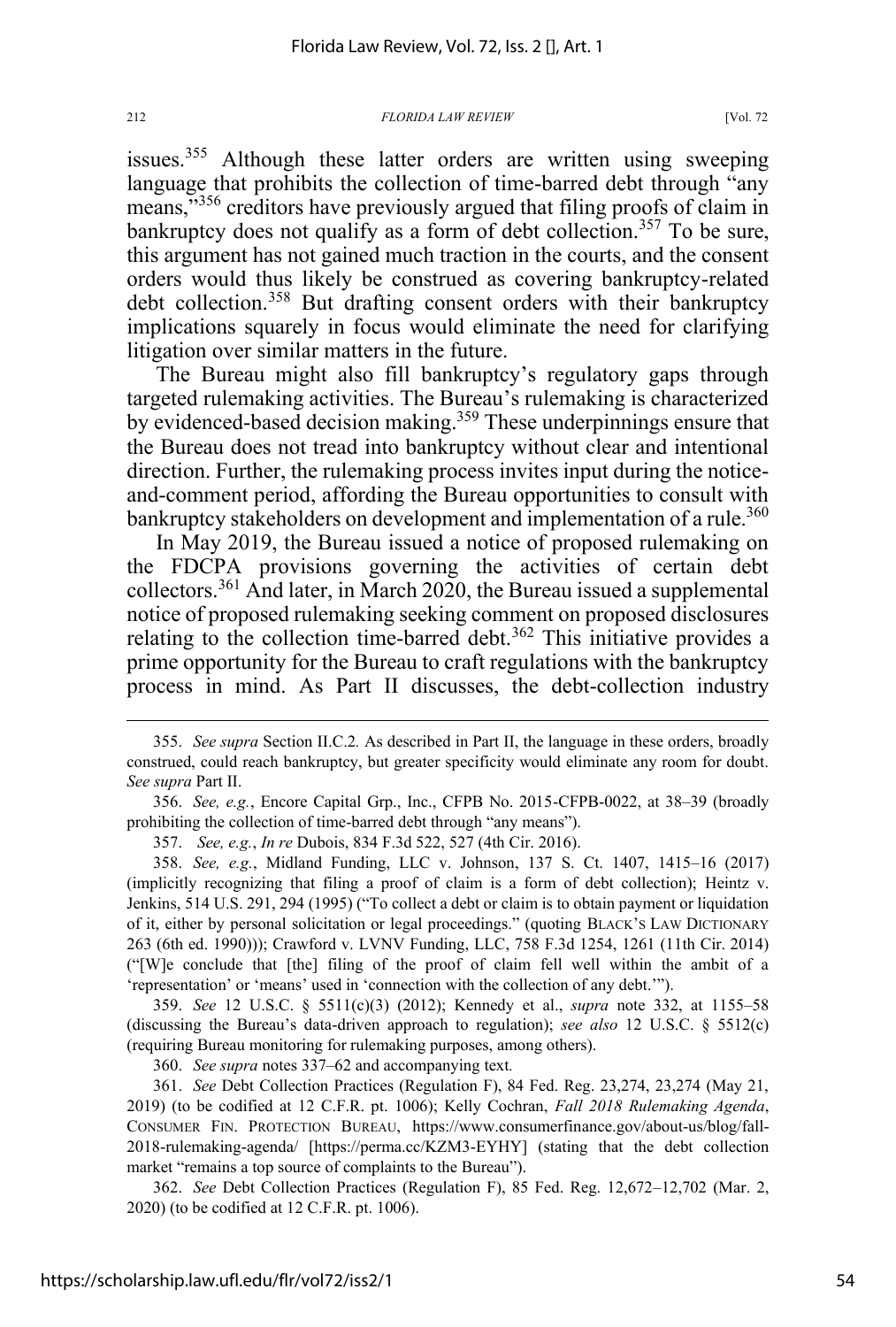issues.[355] Although these latter orders are written using sweeping language that prohibits the collection of time-barred debt through "any means,"[356] creditors have previously argued that filing proofs of claim in bankruptcy does not qualify as a form of debt collection.[357] To be sure, this argument has not gained much traction in the courts, and the consent orders would thus likely be construed as covering bankruptcy-related debt collection.[358] But drafting consent orders with their bankruptcy implications squarely in focus would eliminate the need for clarifying litigation over similar matters in the future.

The Bureau might also fill bankruptcy's regulatory gaps through targeted rulemaking activities. The Bureau's rulemaking is characterized by evidenced-based decision making.[359] These underpinnings ensure that the Bureau does not tread into bankruptcy without clear and intentional direction. Further, the rulemaking process invites input during the notice-and-comment period, affording the Bureau opportunities to consult with bankruptcy stakeholders on development and implementation of a rule.[360]

In May 2019, the Bureau issued a notice of proposed rulemaking on the FDCPA provisions governing the activities of certain debt collectors.[361] And later, in March 2020, the Bureau issued a supplemental notice of proposed rulemaking seeking comment on proposed disclosures relating to the collection time-barred debt.[362] This initiative provides a prime opportunity for the Bureau to craft regulations with the bankruptcy process in mind. As Part II discusses, the debt-collection industry

---

355. *See supra* Section II.C.2. As described in Part II, the language in these orders, broadly construed, could reach bankruptcy, but greater specificity would eliminate any room for doubt. *See supra* Part II.

356. *See, e.g.*, Encore Capital Grp., Inc., CFPB No. 2015-CFPB-0022, at 38–39 (broadly prohibiting the collection of time-barred debt through "any means").

357. *See, e.g.*, *In re* Dubois, 834 F.3d 522, 527 (4th Cir. 2016).

358. *See, e.g.*, Midland Funding, LLC v. Johnson, 137 S. Ct. 1407, 1415–16 (2017) (implicitly recognizing that filing a proof of claim is a form of debt collection); Heintz v. Jenkins, 514 U.S. 291, 294 (1995) ("To collect a debt or claim is to obtain payment or liquidation of it, either by personal solicitation or legal proceedings." (quoting BLACK'S LAW DICTIONARY 263 (6th ed. 1990))); Crawford v. LVNV Funding, LLC, 758 F.3d 1254, 1261 (11th Cir. 2014) ("[W]e conclude that [the] filing of the proof of claim fell well within the ambit of a 'representation' or 'means' used in 'connection with the collection of any debt.'").

359. *See* 12 U.S.C. § 5511(c)(3) (2012); Kennedy et al., *supra* note 332, at 1155–58 (discussing the Bureau's data-driven approach to regulation); *see also* 12 U.S.C. § 5512(c) (requiring Bureau monitoring for rulemaking purposes, among others).

360. *See supra* notes 337–62 and accompanying text.

361. *See* Debt Collection Practices (Regulation F), 84 Fed. Reg. 23,274, 23,274 (May 21, 2019) (to be codified at 12 C.F.R. pt. 1006); Kelly Cochran, *Fall 2018 Rulemaking Agenda*, CONSUMER FIN. PROTECTION BUREAU, https://www.consumerfinance.gov/about-us/blog/fall-2018-rulemaking-agenda/ [https://perma.cc/KZM3-EYHY] (stating that the debt collection market "remains a top source of complaints to the Bureau").

362. *See* Debt Collection Practices (Regulation F), 85 Fed. Reg. 12,672–12,702 (Mar. 2, 2020) (to be codified at 12 C.F.R. pt. 1006).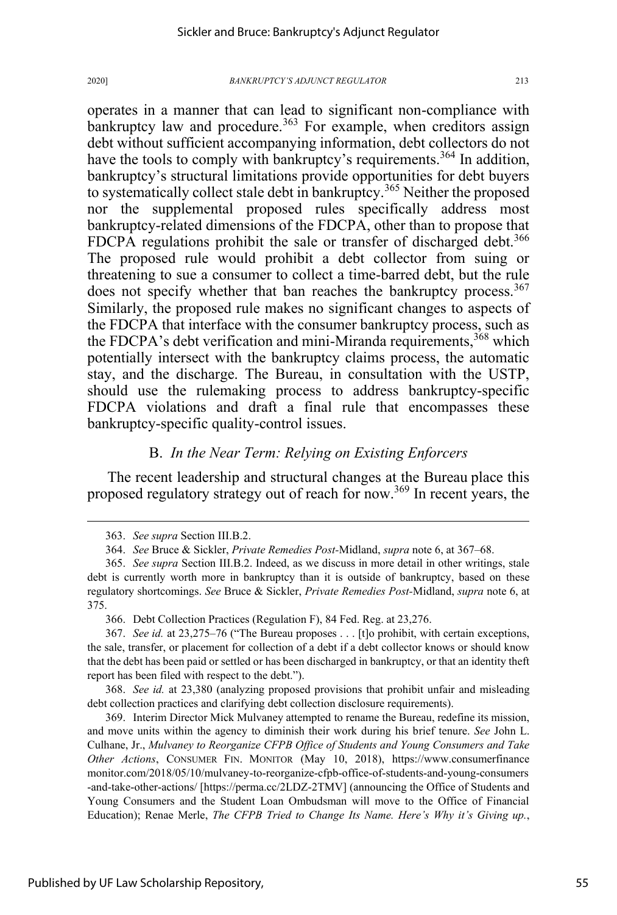operates in a manner that can lead to significant non-compliance with bankruptcy law and procedure.[363] For example, when creditors assign debt without sufficient accompanying information, debt collectors do not have the tools to comply with bankruptcy's requirements.[364] In addition, bankruptcy's structural limitations provide opportunities for debt buyers to systematically collect stale debt in bankruptcy.[365] Neither the proposed nor the supplemental proposed rules specifically address most bankruptcy-related dimensions of the FDCPA, other than to propose that FDCPA regulations prohibit the sale or transfer of discharged debt.[366] The proposed rule would prohibit a debt collector from suing or threatening to sue a consumer to collect a time-barred debt, but the rule does not specify whether that ban reaches the bankruptcy process.[367] Similarly, the proposed rule makes no significant changes to aspects of the FDCPA that interface with the consumer bankruptcy process, such as the FDCPA's debt verification and mini-Miranda requirements,[368] which potentially intersect with the bankruptcy claims process, the automatic stay, and the discharge. The Bureau, in consultation with the USTP, should use the rulemaking process to address bankruptcy-specific FDCPA violations and draft a final rule that encompasses these bankruptcy-specific quality-control issues.

### B. *In the Near Term: Relying on Existing Enforcers*

The recent leadership and structural changes at the Bureau place this proposed regulatory strategy out of reach for now.[369] In recent years, the

---

363. *See supra* Section III.B.2.

364. *See* Bruce & Sickler, *Private Remedies Post-*Midland, *supra* note 6, at 367–68.

365. *See supra* Section III.B.2. Indeed, as we discuss in more detail in other writings, stale debt is currently worth more in bankruptcy than it is outside of bankruptcy, based on these regulatory shortcomings. *See* Bruce & Sickler, *Private Remedies Post-*Midland, *supra* note 6, at 375.

366. Debt Collection Practices (Regulation F), 84 Fed. Reg. at 23,276.

367. *See id.* at 23,275–76 ("The Bureau proposes . . . [t]o prohibit, with certain exceptions, the sale, transfer, or placement for collection of a debt if a debt collector knows or should know that the debt has been paid or settled or has been discharged in bankruptcy, or that an identity theft report has been filed with respect to the debt.").

368. *See id.* at 23,380 (analyzing proposed provisions that prohibit unfair and misleading debt collection practices and clarifying debt collection disclosure requirements).

369. Interim Director Mick Mulvaney attempted to rename the Bureau, redefine its mission, and move units within the agency to diminish their work during his brief tenure. *See* John L. Culhane, Jr., *Mulvaney to Reorganize CFPB Office of Students and Young Consumers and Take Other Actions*, CONSUMER FIN. MONITOR (May 10, 2018), https://www.consumerfinancemonitor.com/2018/05/10/mulvaney-to-reorganize-cfpb-office-of-students-and-young-consumers-and-take-other-actions/ [https://perma.cc/2LDZ-2TMV] (announcing the Office of Students and Young Consumers and the Student Loan Ombudsman will move to the Office of Financial Education); Renae Merle, *The CFPB Tried to Change Its Name. Here's Why it's Giving up.*,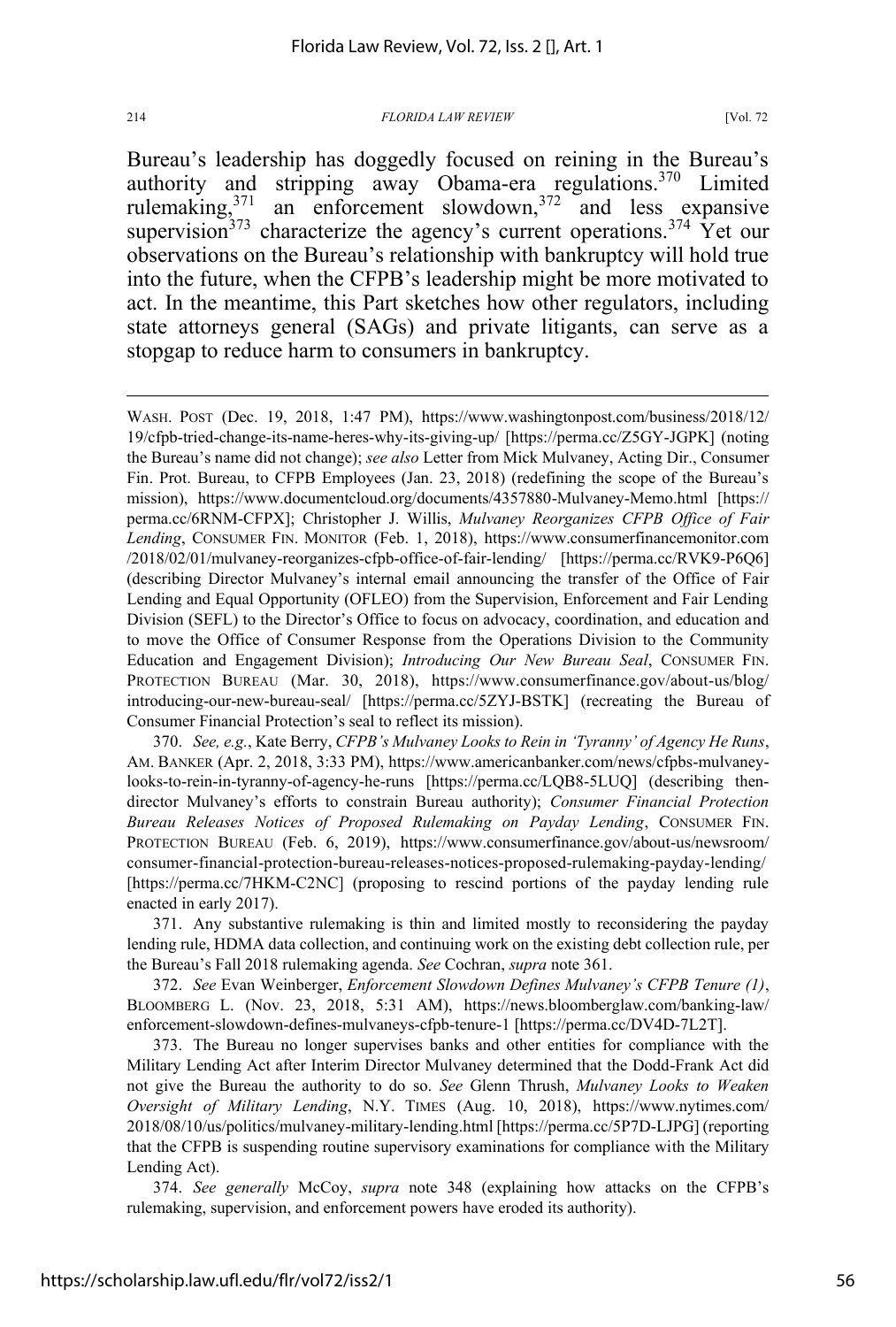Bureau's leadership has doggedly focused on reining in the Bureau's authority and stripping away Obama-era regulations.[370] Limited rulemaking,[371] an enforcement slowdown,[372] and less expansive supervision[373] characterize the agency's current operations.[374] Yet our observations on the Bureau's relationship with bankruptcy will hold true into the future, when the CFPB's leadership might be more motivated to act. In the meantime, this Part sketches how other regulators, including state attorneys general (SAGs) and private litigants, can serve as a stopgap to reduce harm to consumers in bankruptcy.

---

WASH. POST (Dec. 19, 2018, 1:47 PM), https://www.washingtonpost.com/business/2018/12/19/cfpb-tried-change-its-name-heres-why-its-giving-up/ [https://perma.cc/Z5GY-JGPK] (noting the Bureau's name did not change); *see also* Letter from Mick Mulvaney, Acting Dir., Consumer Fin. Prot. Bureau, to CFPB Employees (Jan. 23, 2018) (redefining the scope of the Bureau's mission), https://www.documentcloud.org/documents/4357880-Mulvaney-Memo.html [https://perma.cc/6RNM-CFPX]; Christopher J. Willis, *Mulvaney Reorganizes CFPB Office of Fair Lending*, CONSUMER FIN. MONITOR (Feb. 1, 2018), https://www.consumerfinancemonitor.com/2018/02/01/mulvaney-reorganizes-cfpb-office-of-fair-lending/ [https://perma.cc/RVK9-P6Q6] (describing Director Mulvaney's internal email announcing the transfer of the Office of Fair Lending and Equal Opportunity (OFLEO) from the Supervision, Enforcement and Fair Lending Division (SEFL) to the Director's Office to focus on advocacy, coordination, and education and to move the Office of Consumer Response from the Operations Division to the Community Education and Engagement Division); *Introducing Our New Bureau Seal*, CONSUMER FIN. PROTECTION BUREAU (Mar. 30, 2018), https://www.consumerfinance.gov/about-us/blog/introducing-our-new-bureau-seal/ [https://perma.cc/5ZYJ-BSTK] (recreating the Bureau of Consumer Financial Protection's seal to reflect its mission).

370. *See, e.g.*, Kate Berry, *CFPB's Mulvaney Looks to Rein in 'Tyranny' of Agency He Runs*, AM. BANKER (Apr. 2, 2018, 3:33 PM), https://www.americanbanker.com/news/cfpbs-mulvaney-looks-to-rein-in-tyranny-of-agency-he-runs [https://perma.cc/LQB8-5LUQ] (describing then-director Mulvaney's efforts to constrain Bureau authority); *Consumer Financial Protection Bureau Releases Notices of Proposed Rulemaking on Payday Lending*, CONSUMER FIN. PROTECTION BUREAU (Feb. 6, 2019), https://www.consumerfinance.gov/about-us/newsroom/consumer-financial-protection-bureau-releases-notices-proposed-rulemaking-payday-lending/ [https://perma.cc/7HKM-C2NC] (proposing to rescind portions of the payday lending rule enacted in early 2017).

371. Any substantive rulemaking is thin and limited mostly to reconsidering the payday lending rule, HDMA data collection, and continuing work on the existing debt collection rule, per the Bureau's Fall 2018 rulemaking agenda. *See* Cochran, *supra* note 361.

372. *See* Evan Weinberger, *Enforcement Slowdown Defines Mulvaney's CFPB Tenure (1)*, BLOOMBERG L. (Nov. 23, 2018, 5:31 AM), https://news.bloomberglaw.com/banking-law/enforcement-slowdown-defines-mulvaneys-cfpb-tenure-1 [https://perma.cc/DV4D-7L2T].

373. The Bureau no longer supervises banks and other entities for compliance with the Military Lending Act after Interim Director Mulvaney determined that the Dodd-Frank Act did not give the Bureau the authority to do so. *See* Glenn Thrush, *Mulvaney Looks to Weaken Oversight of Military Lending*, N.Y. TIMES (Aug. 10, 2018), https://www.nytimes.com/2018/08/10/us/politics/mulvaney-military-lending.html [https://perma.cc/5P7D-LJPG] (reporting that the CFPB is suspending routine supervisory examinations for compliance with the Military Lending Act).

374. *See generally* McCoy, *supra* note 348 (explaining how attacks on the CFPB's rulemaking, supervision, and enforcement powers have eroded its authority).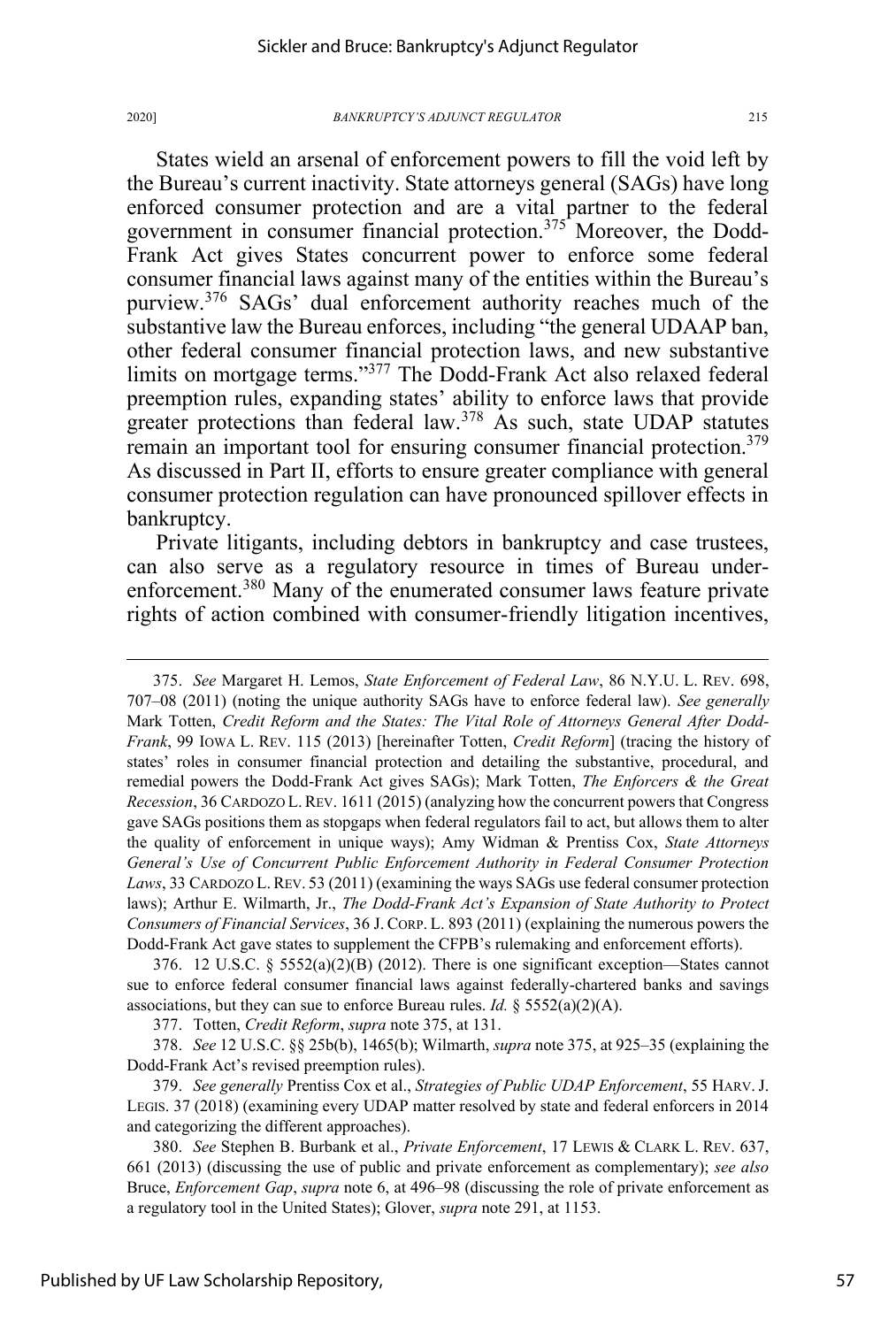States wield an arsenal of enforcement powers to fill the void left by the Bureau's current inactivity. State attorneys general (SAGs) have long enforced consumer protection and are a vital partner to the federal government in consumer financial protection.[375] Moreover, the Dodd-Frank Act gives States concurrent power to enforce some federal consumer financial laws against many of the entities within the Bureau's purview.[376] SAGs' dual enforcement authority reaches much of the substantive law the Bureau enforces, including "the general UDAAP ban, other federal consumer financial protection laws, and new substantive limits on mortgage terms."[377] The Dodd-Frank Act also relaxed federal preemption rules, expanding states' ability to enforce laws that provide greater protections than federal law.[378] As such, state UDAP statutes remain an important tool for ensuring consumer financial protection.[379] As discussed in Part II, efforts to ensure greater compliance with general consumer protection regulation can have pronounced spillover effects in bankruptcy.

Private litigants, including debtors in bankruptcy and case trustees, can also serve as a regulatory resource in times of Bureau under-enforcement.[380] Many of the enumerated consumer laws feature private rights of action combined with consumer-friendly litigation incentives,

---

375. *See* Margaret H. Lemos, *State Enforcement of Federal Law*, 86 N.Y.U. L. REV. 698, 707–08 (2011) (noting the unique authority SAGs have to enforce federal law). *See generally* Mark Totten, *Credit Reform and the States: The Vital Role of Attorneys General After Dodd-Frank*, 99 IOWA L. REV. 115 (2013) [hereinafter Totten, *Credit Reform*] (tracing the history of states' roles in consumer financial protection and detailing the substantive, procedural, and remedial powers the Dodd-Frank Act gives SAGs); Mark Totten, *The Enforcers & the Great Recession*, 36 CARDOZO L. REV. 1611 (2015) (analyzing how the concurrent powers that Congress gave SAGs positions them as stopgaps when federal regulators fail to act, but allows them to alter the quality of enforcement in unique ways); Amy Widman & Prentiss Cox, *State Attorneys General's Use of Concurrent Public Enforcement Authority in Federal Consumer Protection Laws*, 33 CARDOZO L. REV. 53 (2011) (examining the ways SAGs use federal consumer protection laws); Arthur E. Wilmarth, Jr., *The Dodd-Frank Act's Expansion of State Authority to Protect Consumers of Financial Services*, 36 J. CORP. L. 893 (2011) (explaining the numerous powers the Dodd-Frank Act gave states to supplement the CFPB's rulemaking and enforcement efforts).

376. 12 U.S.C. § 5552(a)(2)(B) (2012). There is one significant exception—States cannot sue to enforce federal consumer financial laws against federally-chartered banks and savings associations, but they can sue to enforce Bureau rules. *Id.* § 5552(a)(2)(A).

377. Totten, *Credit Reform*, *supra* note 375, at 131.

378. *See* 12 U.S.C. §§ 25b(b), 1465(b); Wilmarth, *supra* note 375, at 925–35 (explaining the Dodd-Frank Act's revised preemption rules).

379. *See generally* Prentiss Cox et al., *Strategies of Public UDAP Enforcement*, 55 HARV. J. LEGIS. 37 (2018) (examining every UDAP matter resolved by state and federal enforcers in 2014 and categorizing the different approaches).

380. *See* Stephen B. Burbank et al., *Private Enforcement*, 17 LEWIS & CLARK L. REV. 637, 661 (2013) (discussing the use of public and private enforcement as complementary); *see also* Bruce, *Enforcement Gap*, *supra* note 6, at 496–98 (discussing the role of private enforcement as a regulatory tool in the United States); Glover, *supra* note 291, at 1153.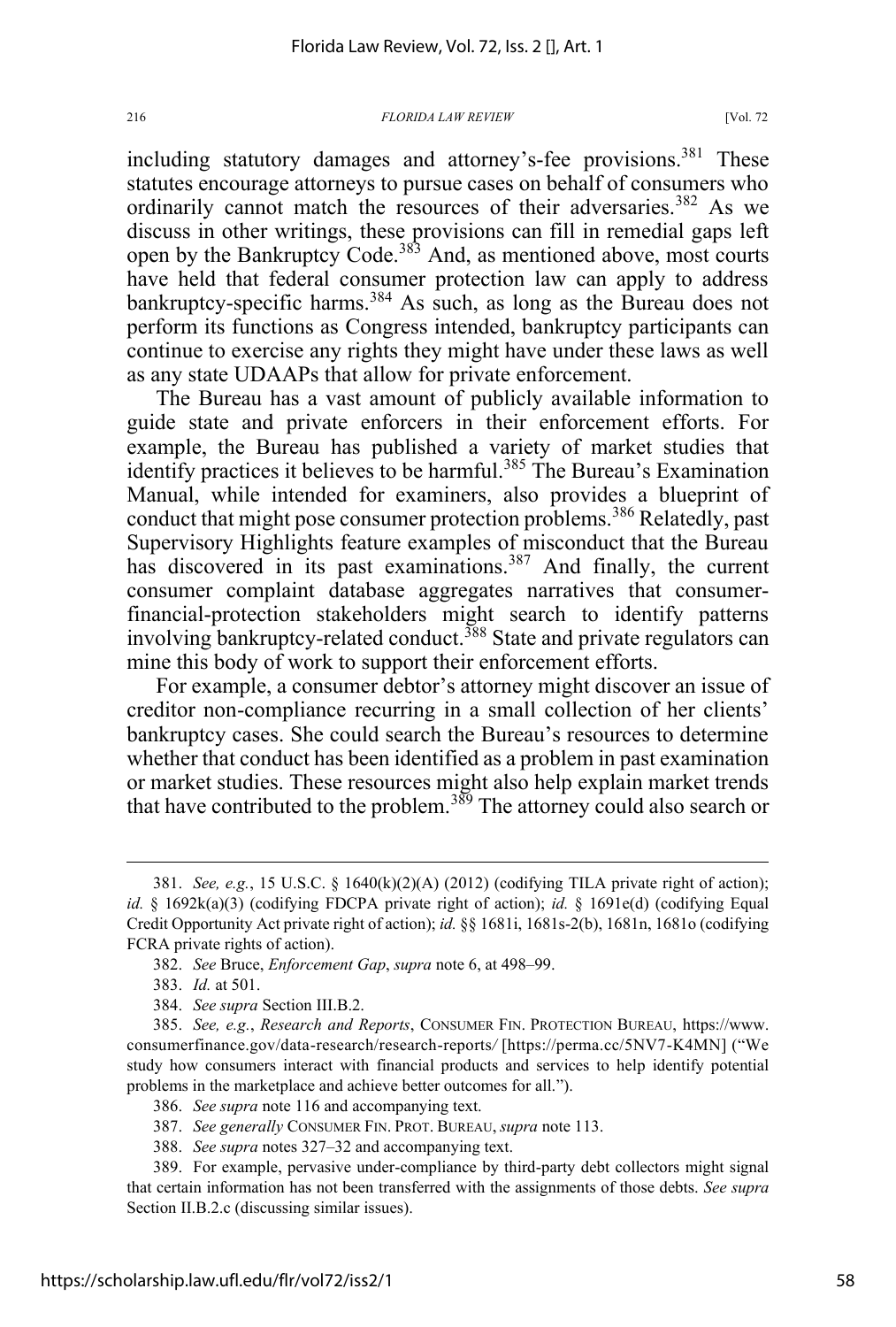including statutory damages and attorney's-fee provisions.[381] These statutes encourage attorneys to pursue cases on behalf of consumers who ordinarily cannot match the resources of their adversaries.[382] As we discuss in other writings, these provisions can fill in remedial gaps left open by the Bankruptcy Code.[383] And, as mentioned above, most courts have held that federal consumer protection law can apply to address bankruptcy-specific harms.[384] As such, as long as the Bureau does not perform its functions as Congress intended, bankruptcy participants can continue to exercise any rights they might have under these laws as well as any state UDAAPs that allow for private enforcement.

The Bureau has a vast amount of publicly available information to guide state and private enforcers in their enforcement efforts. For example, the Bureau has published a variety of market studies that identify practices it believes to be harmful.[385] The Bureau's Examination Manual, while intended for examiners, also provides a blueprint of conduct that might pose consumer protection problems.[386] Relatedly, past Supervisory Highlights feature examples of misconduct that the Bureau has discovered in its past examinations.[387] And finally, the current consumer complaint database aggregates narratives that consumer-financial-protection stakeholders might search to identify patterns involving bankruptcy-related conduct.[388] State and private regulators can mine this body of work to support their enforcement efforts.

For example, a consumer debtor's attorney might discover an issue of creditor non-compliance recurring in a small collection of her clients' bankruptcy cases. She could search the Bureau's resources to determine whether that conduct has been identified as a problem in past examination or market studies. These resources might also help explain market trends that have contributed to the problem.[389] The attorney could also search or

---

381. *See, e.g.*, 15 U.S.C. § 1640(k)(2)(A) (2012) (codifying TILA private right of action); *id.* § 1692k(a)(3) (codifying FDCPA private right of action); *id.* § 1691e(d) (codifying Equal Credit Opportunity Act private right of action); *id.* §§ 1681i, 1681s-2(b), 1681n, 1681o (codifying FCRA private rights of action).

382. *See* Bruce, *Enforcement Gap*, *supra* note 6, at 498–99.

383. *Id.* at 501.

384. *See supra* Section III.B.2.

385. *See, e.g.*, *Research and Reports*, CONSUMER FIN. PROTECTION BUREAU, https://www.consumerfinance.gov/data-research/research-reports/ [https://perma.cc/5NV7-K4MN] ("We study how consumers interact with financial products and services to help identify potential problems in the marketplace and achieve better outcomes for all.").

386. *See supra* note 116 and accompanying text.

387. *See generally* CONSUMER FIN. PROT. BUREAU, *supra* note 113.

388. *See supra* notes 327–32 and accompanying text.

389. For example, pervasive under-compliance by third-party debt collectors might signal that certain information has not been transferred with the assignments of those debts. *See supra* Section II.B.2.c (discussing similar issues).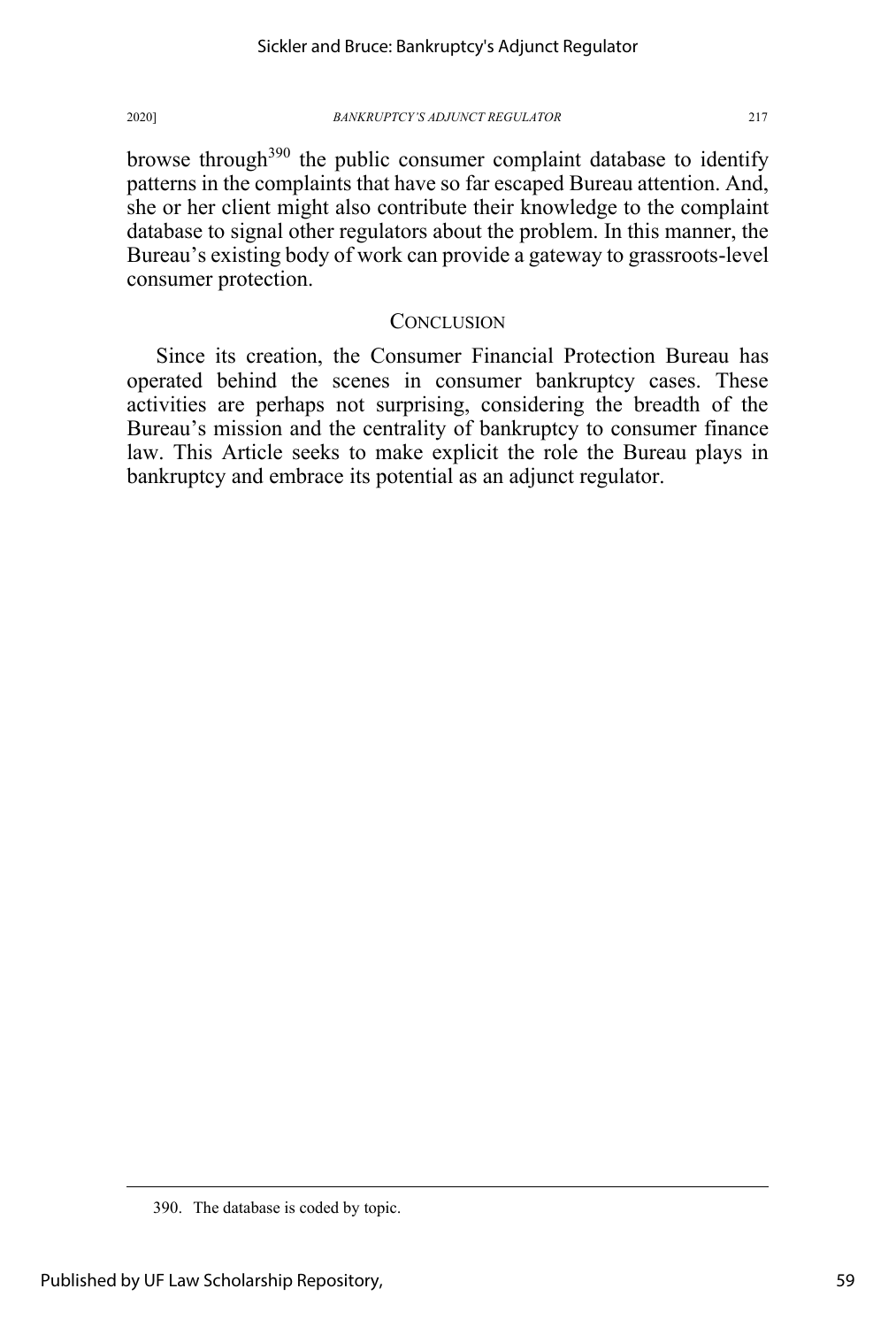browse through[390] the public consumer complaint database to identify patterns in the complaints that have so far escaped Bureau attention. And, she or her client might also contribute their knowledge to the complaint database to signal other regulators about the problem. In this manner, the Bureau's existing body of work can provide a gateway to grassroots-level consumer protection.

## CONCLUSION

Since its creation, the Consumer Financial Protection Bureau has operated behind the scenes in consumer bankruptcy cases. These activities are perhaps not surprising, considering the breadth of the Bureau's mission and the centrality of bankruptcy to consumer finance law. This Article seeks to make explicit the role the Bureau plays in bankruptcy and embrace its potential as an adjunct regulator.

---

390. The database is coded by topic.